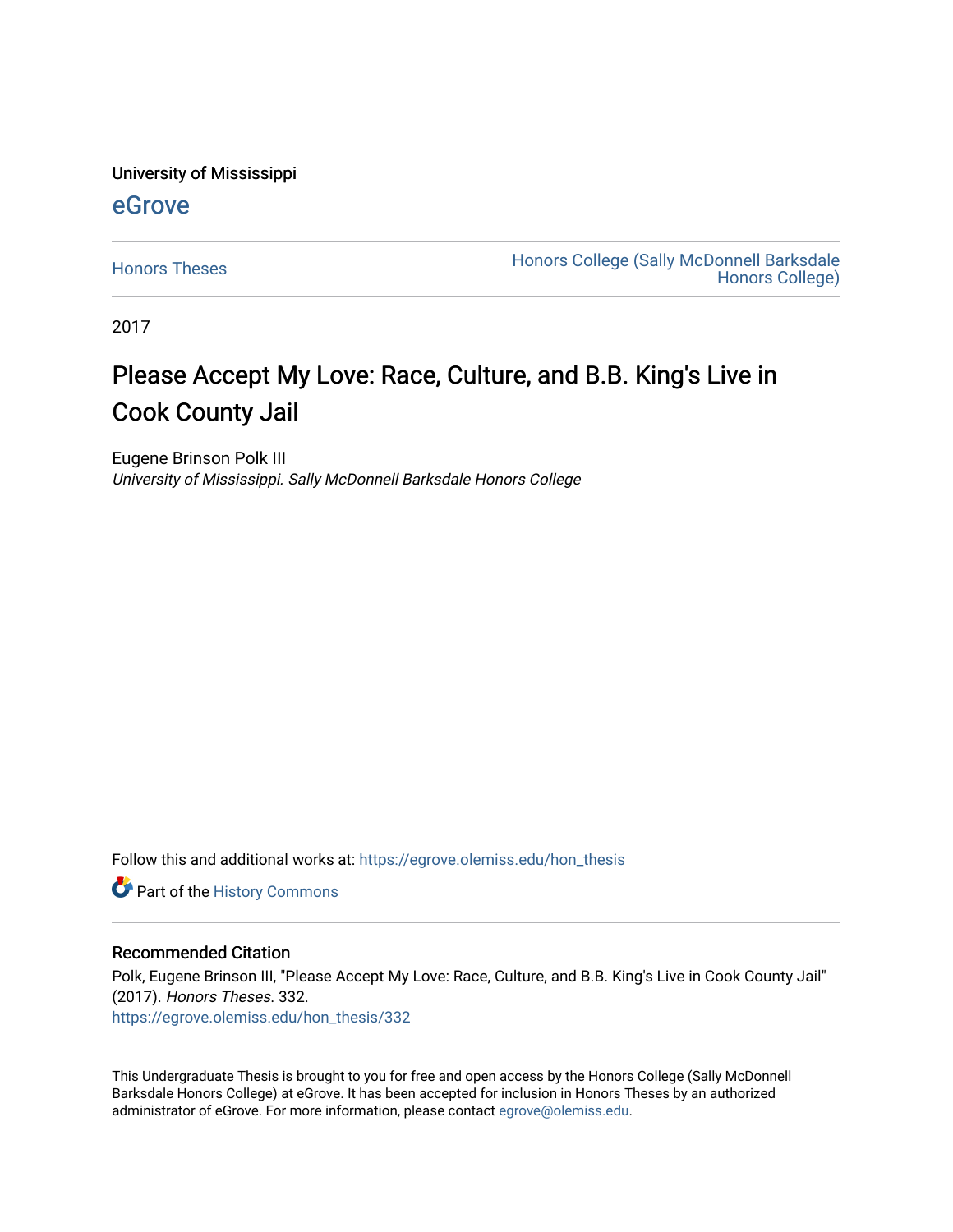University of Mississippi

eGrove

Honors Theses | Honors College (Sally McDonnell Barksdale Honors College)

2017

# Please Accept My Love: Race, Culture, and B.B. King's Live in Cook County Jail

Eugene Brinson Polk III

*University of Mississippi. Sally McDonnell Barksdale Honors College*

Follow this and additional works at: https://egrove.olemiss.edu/hon_thesis

Part of the History Commons

## Recommended Citation

Polk, Eugene Brinson III, "Please Accept My Love: Race, Culture, and B.B. King's Live in Cook County Jail" (2017). *Honors Theses*. 332.
https://egrove.olemiss.edu/hon_thesis/332

This Undergraduate Thesis is brought to you for free and open access by the Honors College (Sally McDonnell Barksdale Honors College) at eGrove. It has been accepted for inclusion in Honors Theses by an authorized administrator of eGrove. For more information, please contact egrove@olemiss.edu.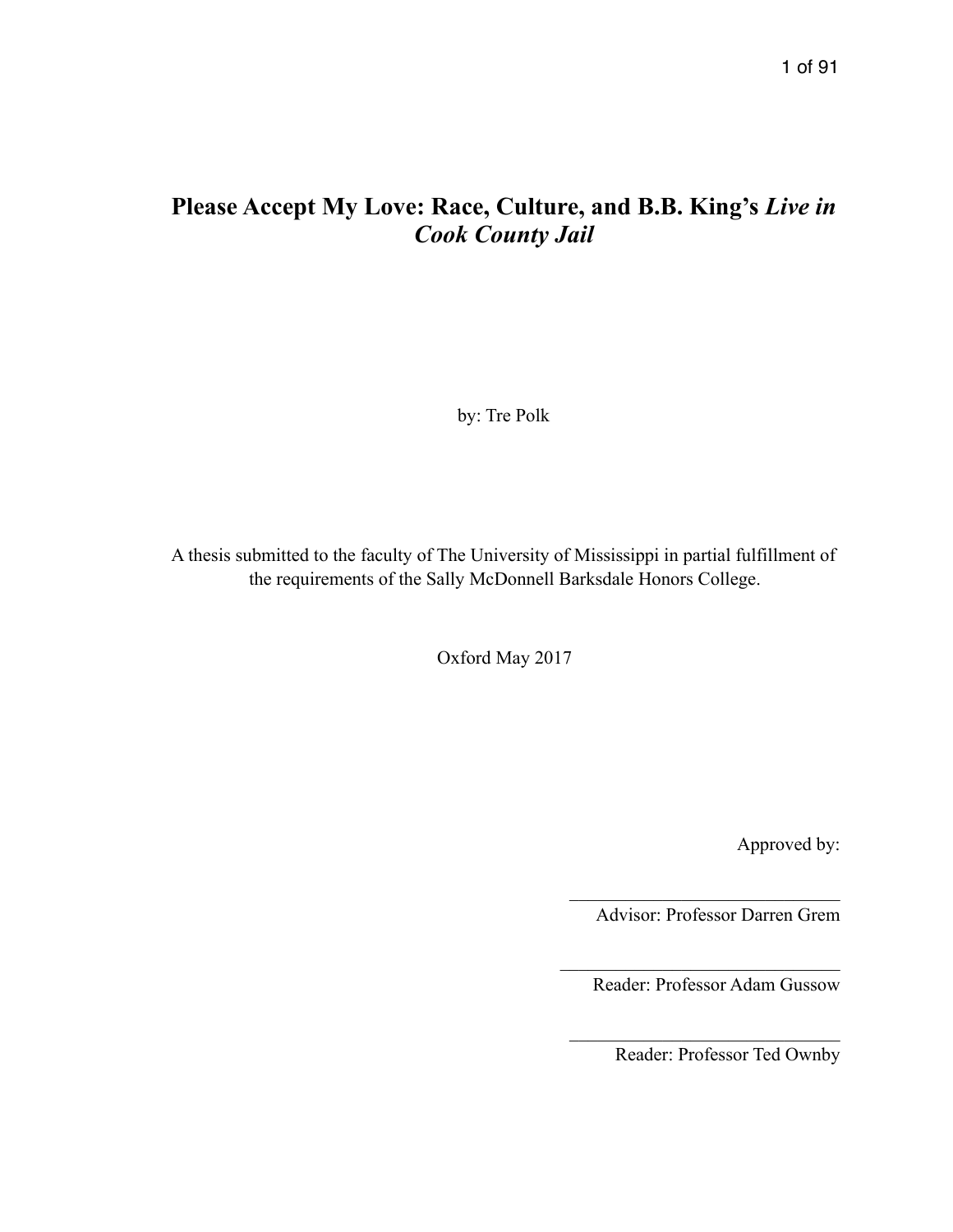# Please Accept My Love: Race, Culture, and B.B. King's *Live in Cook County Jail*

by: Tre Polk

A thesis submitted to the faculty of The University of Mississippi in partial fulfillment of the requirements of the Sally McDonnell Barksdale Honors College.

Oxford May 2017

Approved by:

\_\_\_\_\_\_\_\_\_\_\_\_\_\_\_\_\_\_\_\_\_\_\_\_\_\_\_\_\_\_

Advisor: Professor Darren Grem

\_\_\_\_\_\_\_\_\_\_\_\_\_\_\_\_\_\_\_\_\_\_\_\_\_\_\_\_\_\_

Reader: Professor Adam Gussow

\_\_\_\_\_\_\_\_\_\_\_\_\_\_\_\_\_\_\_\_\_\_\_\_\_\_\_\_\_\_

Reader: Professor Ted Ownby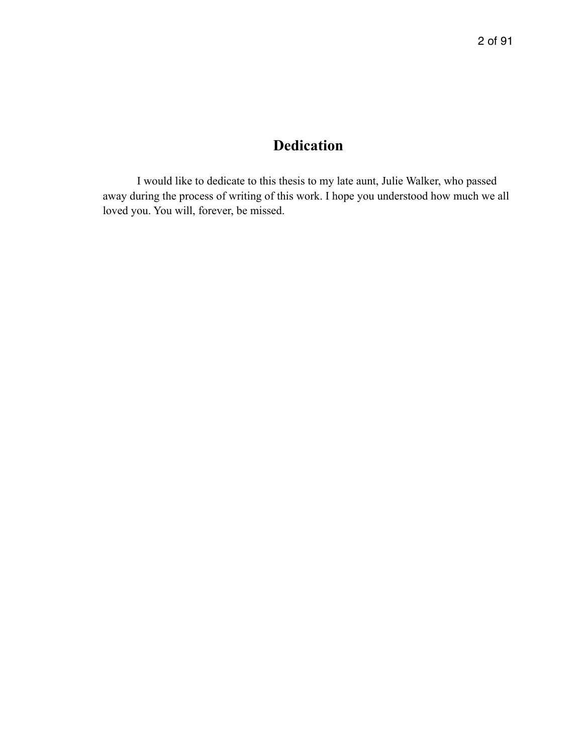# Dedication

I would like to dedicate to this thesis to my late aunt, Julie Walker, who passed away during the process of writing of this work. I hope you understood how much we all loved you. You will, forever, be missed.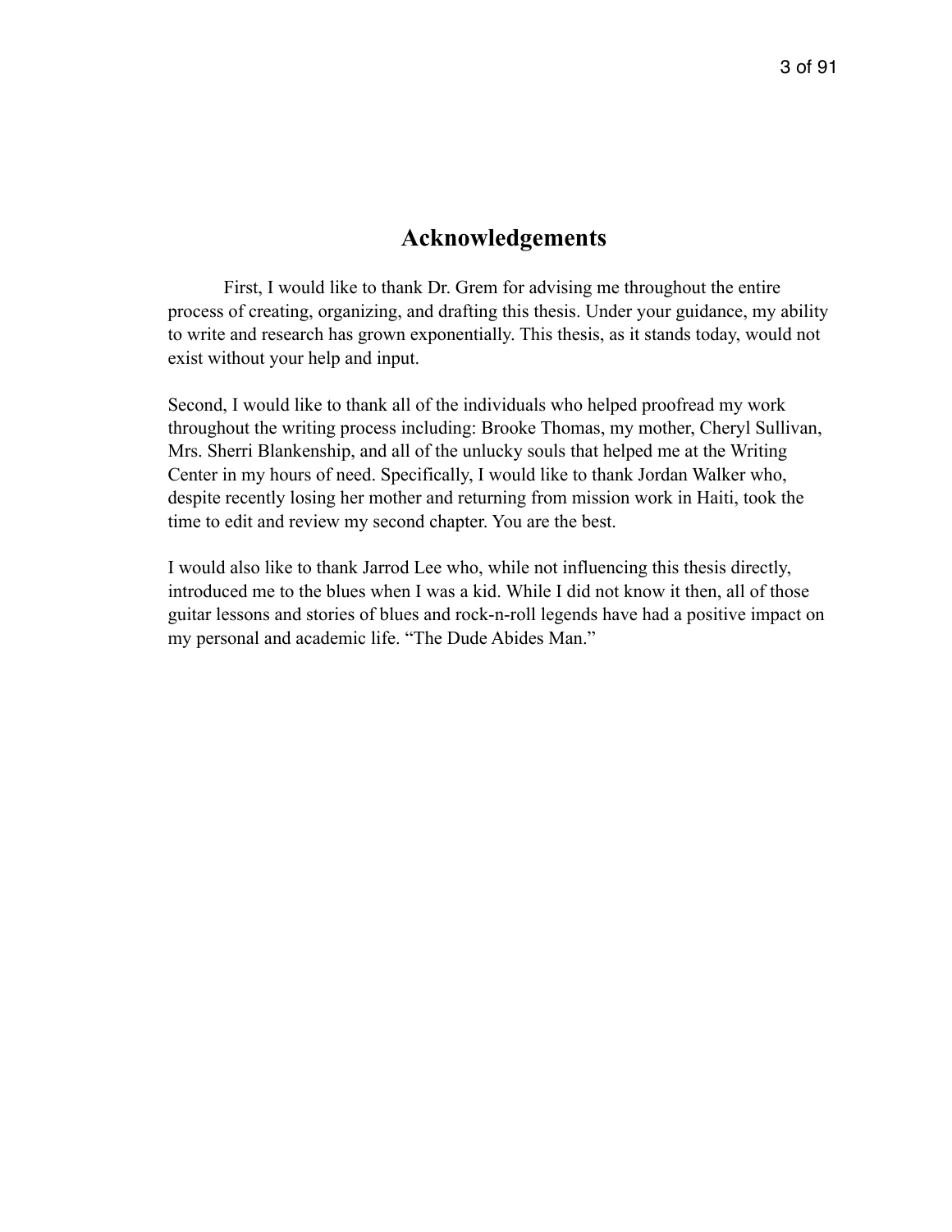# Acknowledgements

First, I would like to thank Dr. Grem for advising me throughout the entire process of creating, organizing, and drafting this thesis. Under your guidance, my ability to write and research has grown exponentially. This thesis, as it stands today, would not exist without your help and input.

Second, I would like to thank all of the individuals who helped proofread my work throughout the writing process including: Brooke Thomas, my mother, Cheryl Sullivan, Mrs. Sherri Blankenship, and all of the unlucky souls that helped me at the Writing Center in my hours of need. Specifically, I would like to thank Jordan Walker who, despite recently losing her mother and returning from mission work in Haiti, took the time to edit and review my second chapter. You are the best.

I would also like to thank Jarrod Lee who, while not influencing this thesis directly, introduced me to the blues when I was a kid. While I did not know it then, all of those guitar lessons and stories of blues and rock-n-roll legends have had a positive impact on my personal and academic life. "The Dude Abides Man."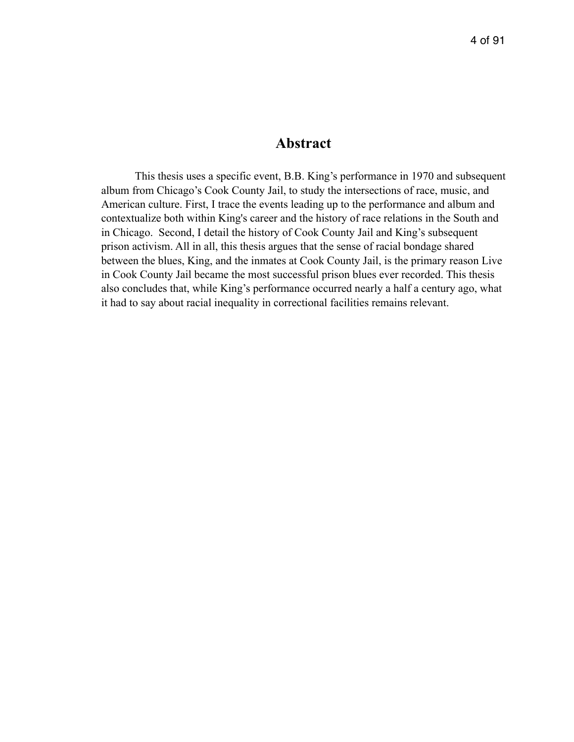# Abstract

This thesis uses a specific event, B.B. King's performance in 1970 and subsequent album from Chicago's Cook County Jail, to study the intersections of race, music, and American culture. First, I trace the events leading up to the performance and album and contextualize both within King's career and the history of race relations in the South and in Chicago. Second, I detail the history of Cook County Jail and King's subsequent prison activism. All in all, this thesis argues that the sense of racial bondage shared between the blues, King, and the inmates at Cook County Jail, is the primary reason Live in Cook County Jail became the most successful prison blues ever recorded. This thesis also concludes that, while King's performance occurred nearly a half a century ago, what it had to say about racial inequality in correctional facilities remains relevant.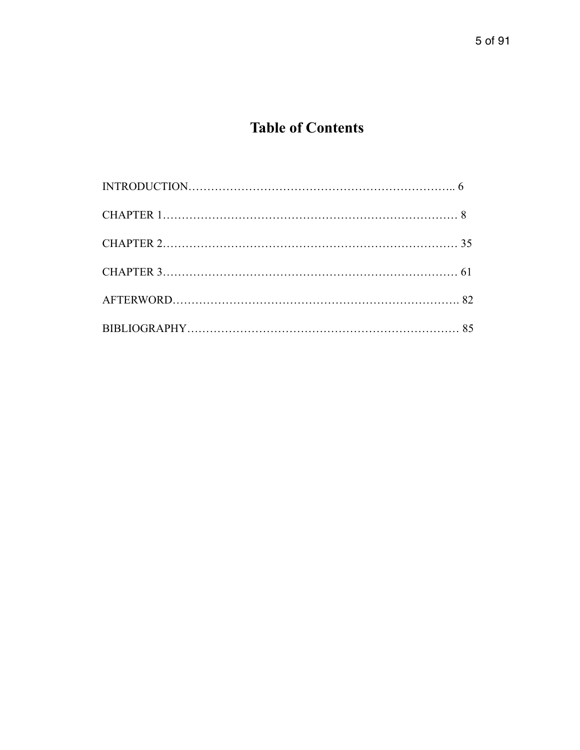# Table of Contents

INTRODUCTION………………………………………………………………….. 6

CHAPTER 1………………………………………………………………………… 8

CHAPTER 2………………………………………………………………………… 35

CHAPTER 3………………………………………………………………………… 61

AFTERWORD………………………………………………………………………. 82

BIBLIOGRAPHY…………………………………………………………………… 85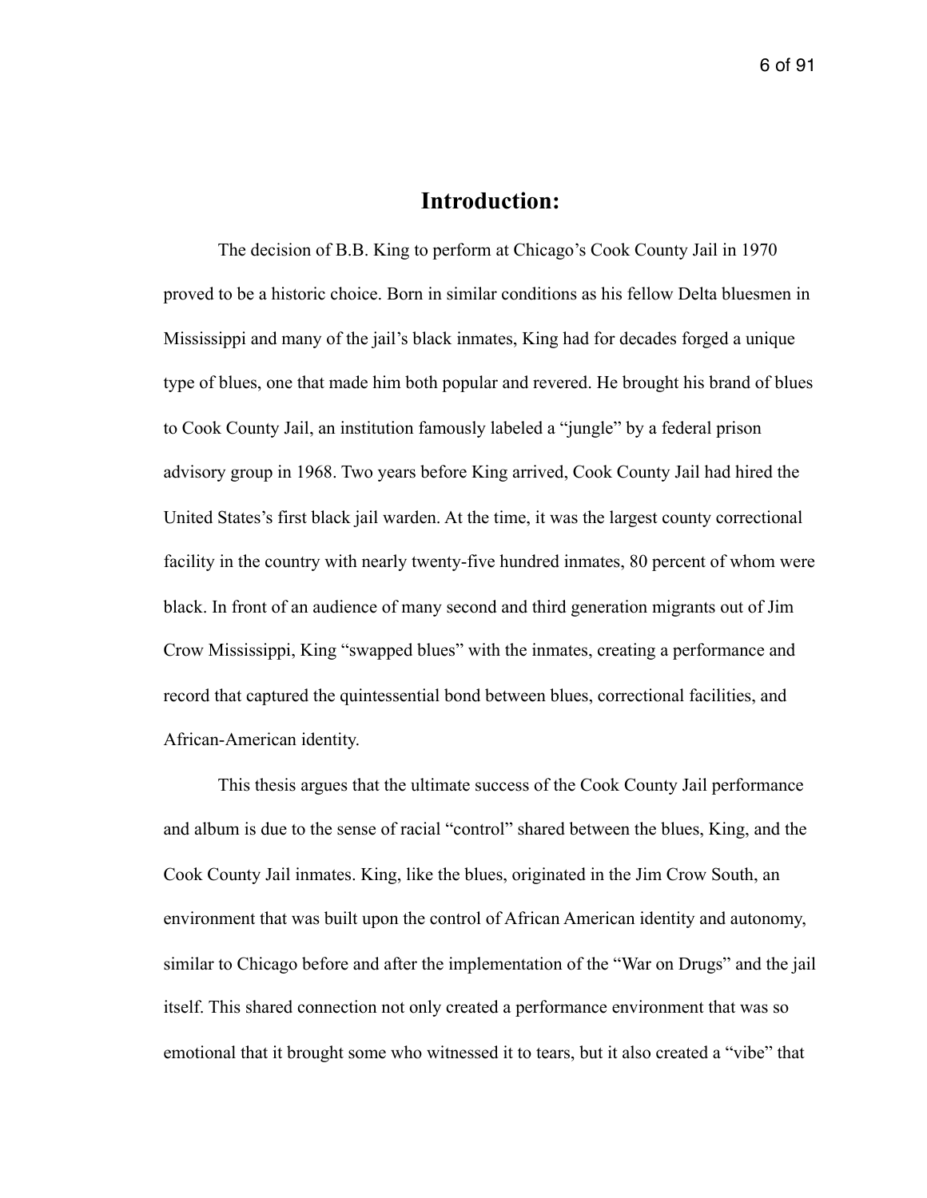# Introduction:

The decision of B.B. King to perform at Chicago's Cook County Jail in 1970 proved to be a historic choice. Born in similar conditions as his fellow Delta bluesmen in Mississippi and many of the jail's black inmates, King had for decades forged a unique type of blues, one that made him both popular and revered. He brought his brand of blues to Cook County Jail, an institution famously labeled a "jungle" by a federal prison advisory group in 1968. Two years before King arrived, Cook County Jail had hired the United States's first black jail warden. At the time, it was the largest county correctional facility in the country with nearly twenty-five hundred inmates, 80 percent of whom were black. In front of an audience of many second and third generation migrants out of Jim Crow Mississippi, King "swapped blues" with the inmates, creating a performance and record that captured the quintessential bond between blues, correctional facilities, and African-American identity.

This thesis argues that the ultimate success of the Cook County Jail performance and album is due to the sense of racial "control" shared between the blues, King, and the Cook County Jail inmates. King, like the blues, originated in the Jim Crow South, an environment that was built upon the control of African American identity and autonomy, similar to Chicago before and after the implementation of the "War on Drugs" and the jail itself. This shared connection not only created a performance environment that was so emotional that it brought some who witnessed it to tears, but it also created a "vibe" that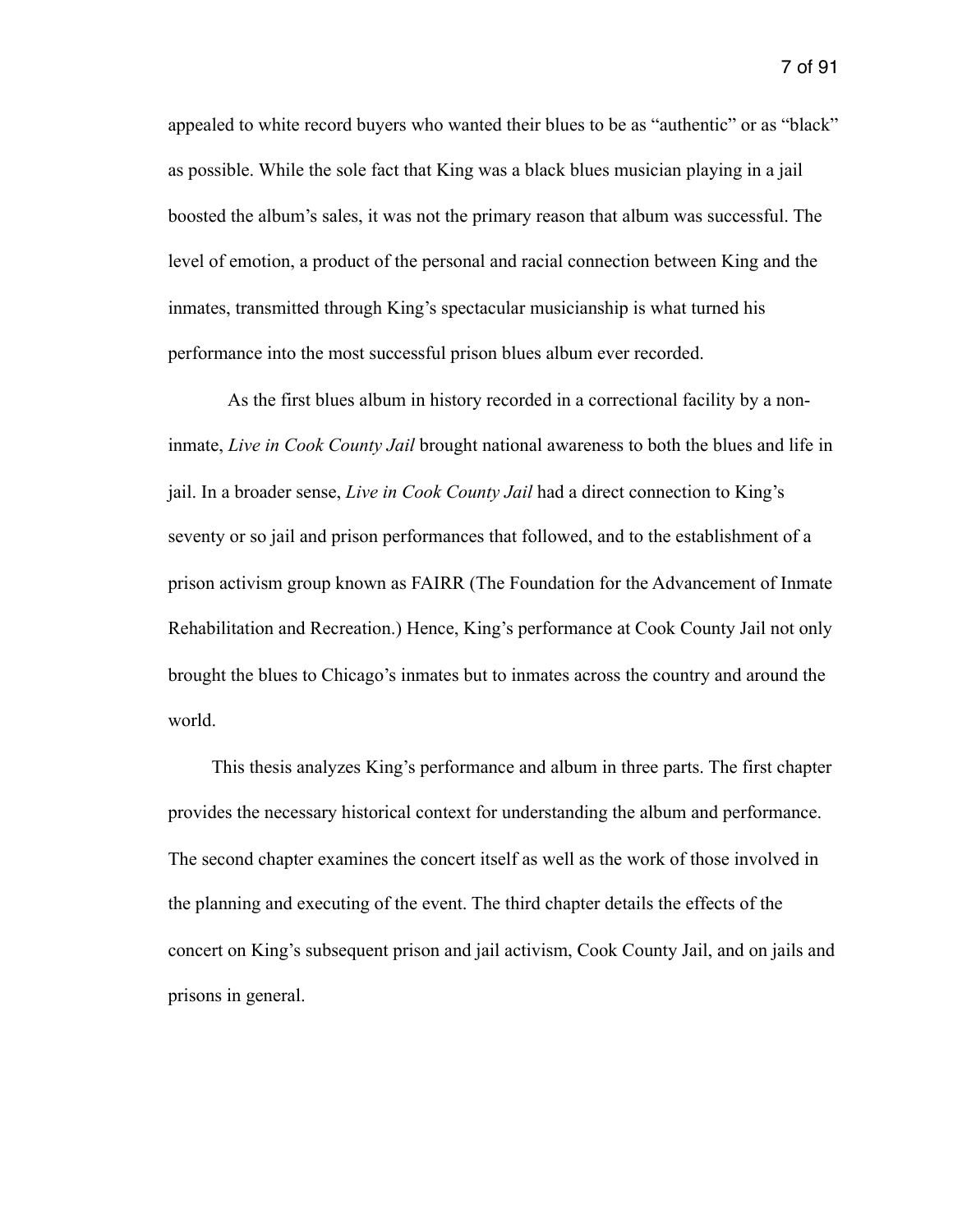appealed to white record buyers who wanted their blues to be as "authentic" or as "black" as possible. While the sole fact that King was a black blues musician playing in a jail boosted the album's sales, it was not the primary reason that album was successful. The level of emotion, a product of the personal and racial connection between King and the inmates, transmitted through King's spectacular musicianship is what turned his performance into the most successful prison blues album ever recorded.

As the first blues album in history recorded in a correctional facility by a non-inmate, *Live in Cook County Jail* brought national awareness to both the blues and life in jail. In a broader sense, *Live in Cook County Jail* had a direct connection to King's seventy or so jail and prison performances that followed, and to the establishment of a prison activism group known as FAIRR (The Foundation for the Advancement of Inmate Rehabilitation and Recreation.) Hence, King's performance at Cook County Jail not only brought the blues to Chicago's inmates but to inmates across the country and around the world.

This thesis analyzes King's performance and album in three parts. The first chapter provides the necessary historical context for understanding the album and performance. The second chapter examines the concert itself as well as the work of those involved in the planning and executing of the event. The third chapter details the effects of the concert on King's subsequent prison and jail activism, Cook County Jail, and on jails and prisons in general.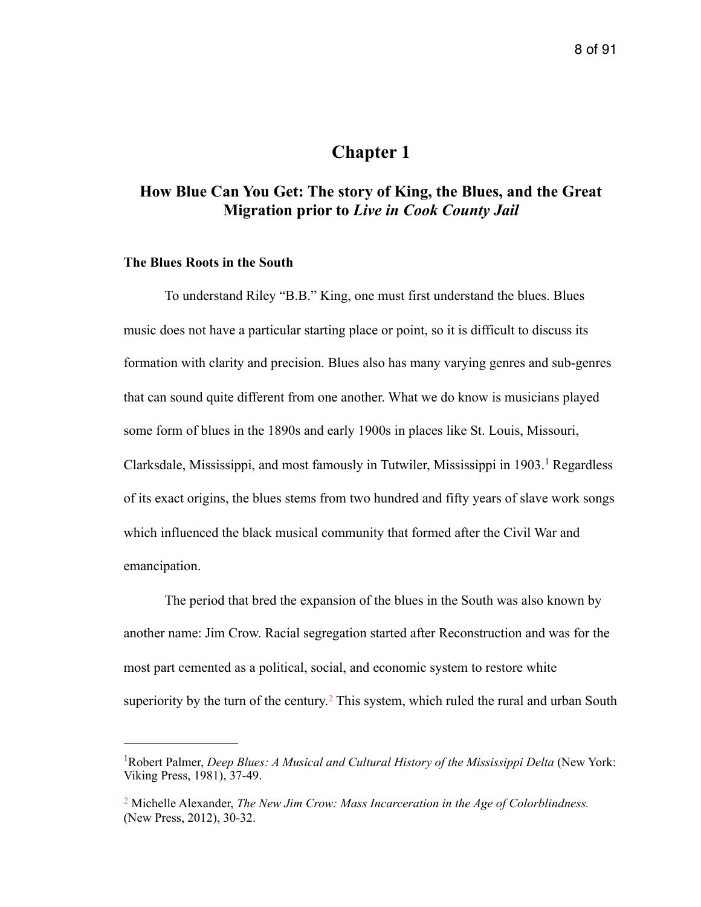# Chapter 1

## How Blue Can You Get: The story of King, the Blues, and the Great Migration prior to *Live in Cook County Jail*

### The Blues Roots in the South

To understand Riley "B.B." King, one must first understand the blues. Blues music does not have a particular starting place or point, so it is difficult to discuss its formation with clarity and precision. Blues also has many varying genres and sub-genres that can sound quite different from one another. What we do know is musicians played some form of blues in the 1890s and early 1900s in places like St. Louis, Missouri, Clarksdale, Mississippi, and most famously in Tutwiler, Mississippi in 1903.[1] Regardless of its exact origins, the blues stems from two hundred and fifty years of slave work songs which influenced the black musical community that formed after the Civil War and emancipation.

The period that bred the expansion of the blues in the South was also known by another name: Jim Crow. Racial segregation started after Reconstruction and was for the most part cemented as a political, social, and economic system to restore white superiority by the turn of the century.[2] This system, which ruled the rural and urban South

---

[1]Robert Palmer, *Deep Blues: A Musical and Cultural History of the Mississippi Delta* (New York: Viking Press, 1981), 37-49.

[2] Michelle Alexander, *The New Jim Crow: Mass Incarceration in the Age of Colorblindness.* (New Press, 2012), 30-32.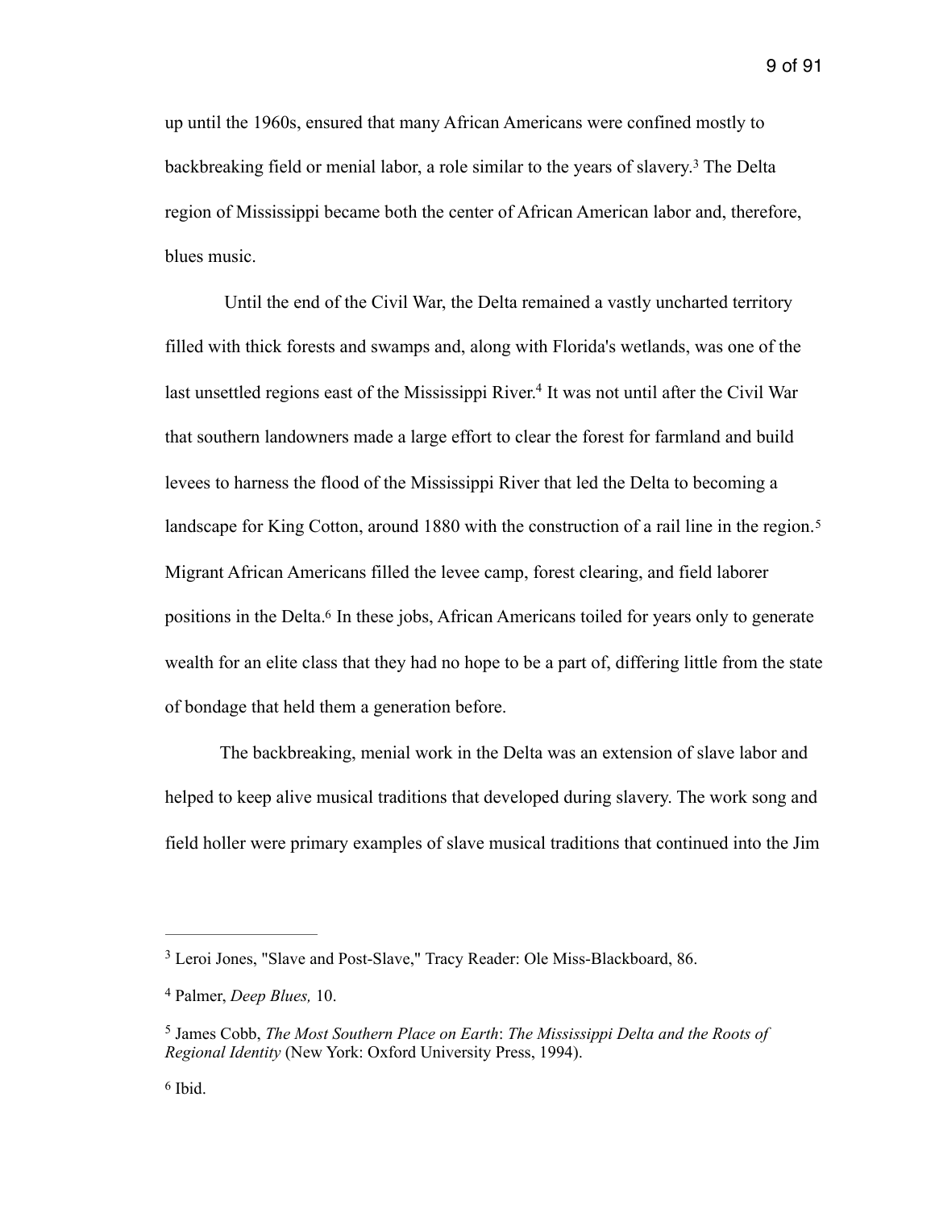up until the 1960s, ensured that many African Americans were confined mostly to backbreaking field or menial labor, a role similar to the years of slavery.[3] The Delta region of Mississippi became both the center of African American labor and, therefore, blues music.

Until the end of the Civil War, the Delta remained a vastly uncharted territory filled with thick forests and swamps and, along with Florida's wetlands, was one of the last unsettled regions east of the Mississippi River.[4] It was not until after the Civil War that southern landowners made a large effort to clear the forest for farmland and build levees to harness the flood of the Mississippi River that led the Delta to becoming a landscape for King Cotton, around 1880 with the construction of a rail line in the region.[5] Migrant African Americans filled the levee camp, forest clearing, and field laborer positions in the Delta.[6] In these jobs, African Americans toiled for years only to generate wealth for an elite class that they had no hope to be a part of, differing little from the state of bondage that held them a generation before.

The backbreaking, menial work in the Delta was an extension of slave labor and helped to keep alive musical traditions that developed during slavery. The work song and field holler were primary examples of slave musical traditions that continued into the Jim

---

[3] Leroi Jones, "Slave and Post-Slave," Tracy Reader: Ole Miss-Blackboard, 86.

[4] Palmer, *Deep Blues,* 10.

[5] James Cobb, *The Most Southern Place on Earth*: *The Mississippi Delta and the Roots of Regional Identity* (New York: Oxford University Press, 1994).

[6] Ibid.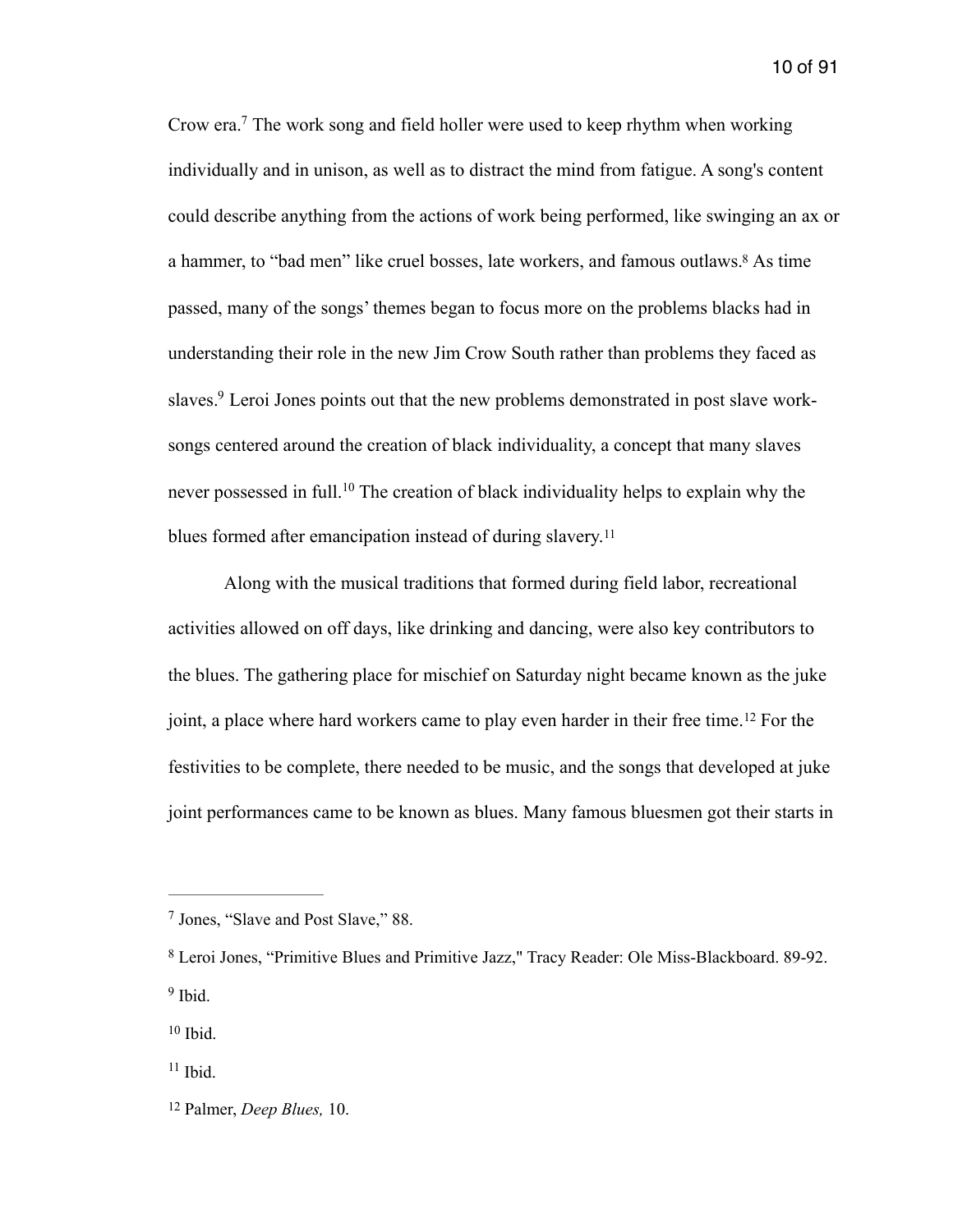Crow era.[7] The work song and field holler were used to keep rhythm when working individually and in unison, as well as to distract the mind from fatigue. A song's content could describe anything from the actions of work being performed, like swinging an ax or a hammer, to "bad men" like cruel bosses, late workers, and famous outlaws.[8] As time passed, many of the songs' themes began to focus more on the problems blacks had in understanding their role in the new Jim Crow South rather than problems they faced as slaves.[9] Leroi Jones points out that the new problems demonstrated in post slave work-songs centered around the creation of black individuality, a concept that many slaves never possessed in full.[10] The creation of black individuality helps to explain why the blues formed after emancipation instead of during slavery.[11]

Along with the musical traditions that formed during field labor, recreational activities allowed on off days, like drinking and dancing, were also key contributors to the blues. The gathering place for mischief on Saturday night became known as the juke joint, a place where hard workers came to play even harder in their free time.[12] For the festivities to be complete, there needed to be music, and the songs that developed at juke joint performances came to be known as blues. Many famous bluesmen got their starts in

---

[7] Jones, "Slave and Post Slave," 88.

[8] Leroi Jones, "Primitive Blues and Primitive Jazz," Tracy Reader: Ole Miss-Blackboard. 89-92.

[9] Ibid.

[10] Ibid.

[11] Ibid.

[12] Palmer, *Deep Blues,* 10.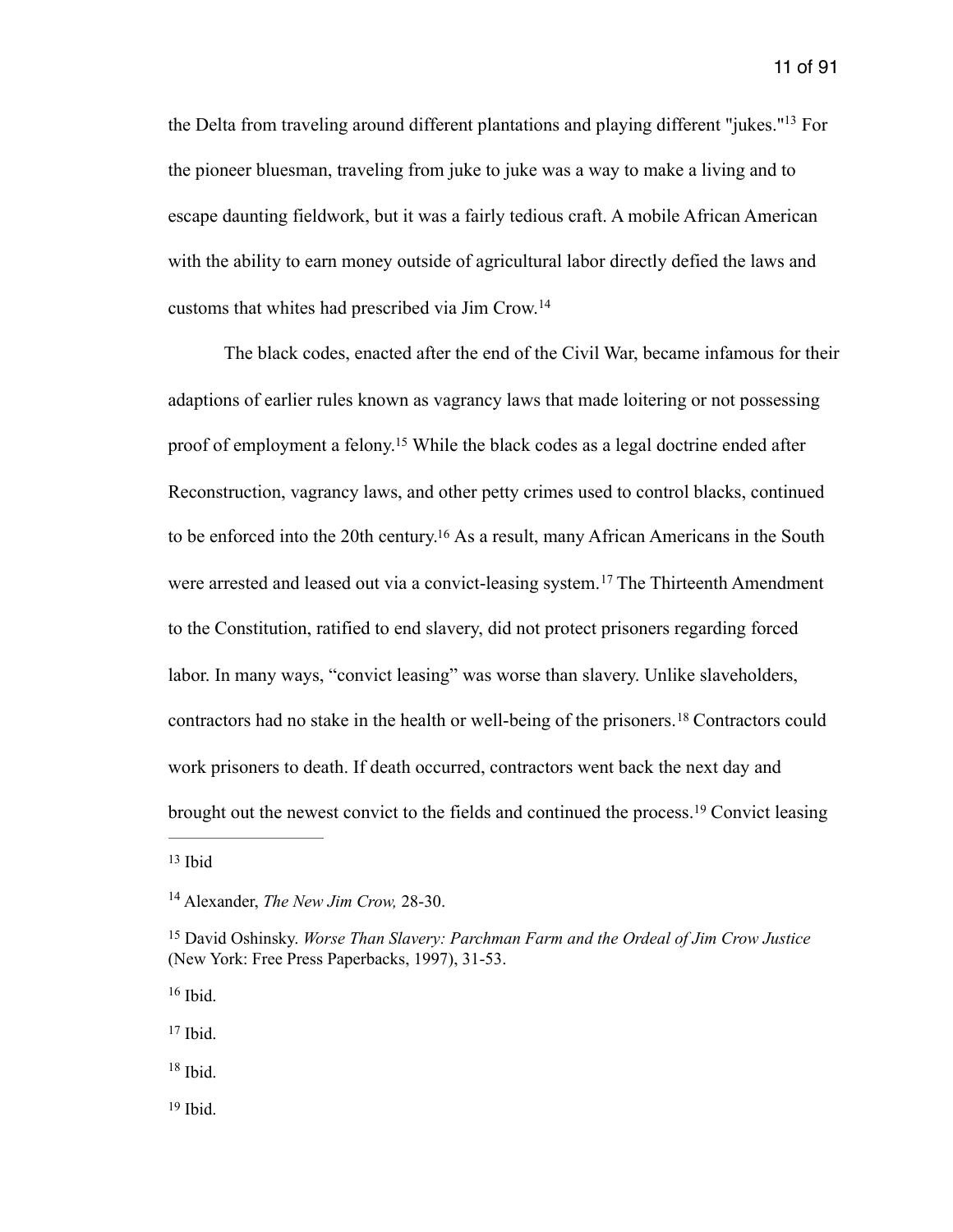the Delta from traveling around different plantations and playing different "jukes."[13] For the pioneer bluesman, traveling from juke to juke was a way to make a living and to escape daunting fieldwork, but it was a fairly tedious craft. A mobile African American with the ability to earn money outside of agricultural labor directly defied the laws and customs that whites had prescribed via Jim Crow.[14]

The black codes, enacted after the end of the Civil War, became infamous for their adaptions of earlier rules known as vagrancy laws that made loitering or not possessing proof of employment a felony.[15] While the black codes as a legal doctrine ended after Reconstruction, vagrancy laws, and other petty crimes used to control blacks, continued to be enforced into the 20th century.[16] As a result, many African Americans in the South were arrested and leased out via a convict-leasing system.[17] The Thirteenth Amendment to the Constitution, ratified to end slavery, did not protect prisoners regarding forced labor. In many ways, "convict leasing" was worse than slavery. Unlike slaveholders, contractors had no stake in the health or well-being of the prisoners.[18] Contractors could work prisoners to death. If death occurred, contractors went back the next day and brought out the newest convict to the fields and continued the process.[19] Convict leasing

---

[13] Ibid

[14] Alexander, *The New Jim Crow,* 28-30.

[15] David Oshinsky. *Worse Than Slavery: Parchman Farm and the Ordeal of Jim Crow Justice* (New York: Free Press Paperbacks, 1997), 31-53.

[16] Ibid.

[17] Ibid.

[18] Ibid.

[19] Ibid.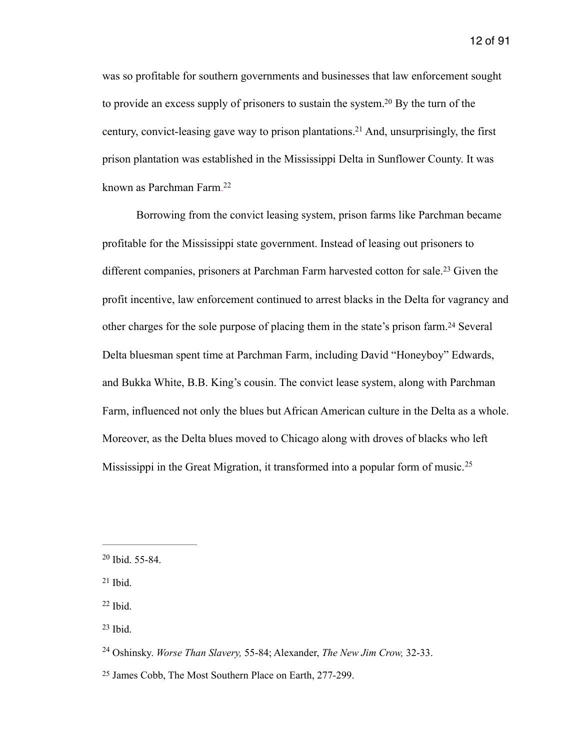was so profitable for southern governments and businesses that law enforcement sought to provide an excess supply of prisoners to sustain the system.[20] By the turn of the century, convict-leasing gave way to prison plantations.[21] And, unsurprisingly, the first prison plantation was established in the Mississippi Delta in Sunflower County. It was known as Parchman Farm.[22]

Borrowing from the convict leasing system, prison farms like Parchman became profitable for the Mississippi state government. Instead of leasing out prisoners to different companies, prisoners at Parchman Farm harvested cotton for sale.[23] Given the profit incentive, law enforcement continued to arrest blacks in the Delta for vagrancy and other charges for the sole purpose of placing them in the state's prison farm.[24] Several Delta bluesman spent time at Parchman Farm, including David "Honeyboy" Edwards, and Bukka White, B.B. King's cousin. The convict lease system, along with Parchman Farm, influenced not only the blues but African American culture in the Delta as a whole. Moreover, as the Delta blues moved to Chicago along with droves of blacks who left Mississippi in the Great Migration, it transformed into a popular form of music.[25]

---

[20] Ibid. 55-84.

[21] Ibid.

[22] Ibid.

[23] Ibid.

[24] Oshinsky. *Worse Than Slavery,* 55-84; Alexander, *The New Jim Crow,* 32-33.

[25] James Cobb, The Most Southern Place on Earth, 277-299.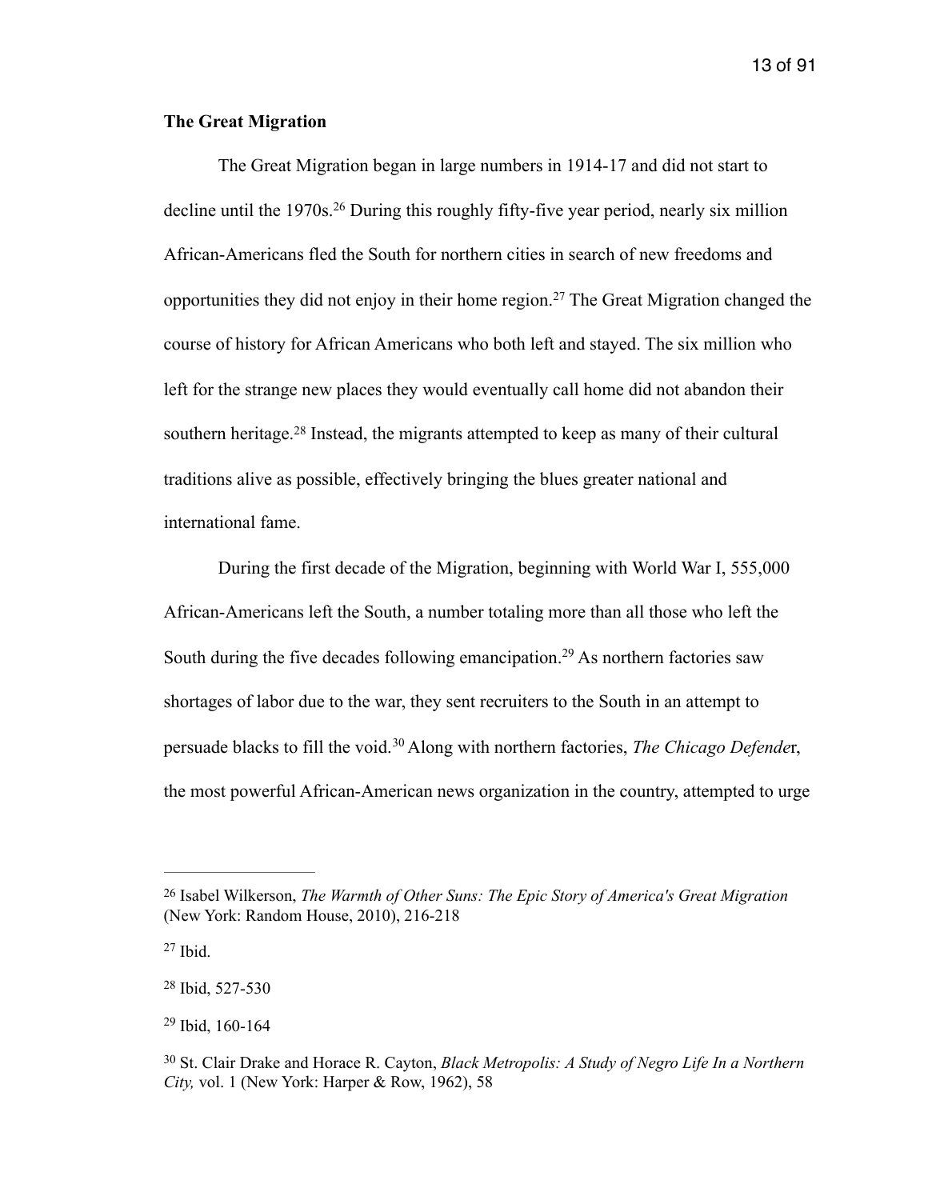**The Great Migration**

The Great Migration began in large numbers in 1914-17 and did not start to decline until the 1970s.[26] During this roughly fifty-five year period, nearly six million African-Americans fled the South for northern cities in search of new freedoms and opportunities they did not enjoy in their home region.[27] The Great Migration changed the course of history for African Americans who both left and stayed. The six million who left for the strange new places they would eventually call home did not abandon their southern heritage.[28] Instead, the migrants attempted to keep as many of their cultural traditions alive as possible, effectively bringing the blues greater national and international fame.

During the first decade of the Migration, beginning with World War I, 555,000 African-Americans left the South, a number totaling more than all those who left the South during the five decades following emancipation.[29] As northern factories saw shortages of labor due to the war, they sent recruiters to the South in an attempt to persuade blacks to fill the void.[30] Along with northern factories, *The Chicago Defende*r, the most powerful African-American news organization in the country, attempted to urge

---

[26] Isabel Wilkerson, *The Warmth of Other Suns: The Epic Story of America's Great Migration* (New York: Random House, 2010), 216-218

[27] Ibid.

[28] Ibid, 527-530

[29] Ibid, 160-164

[30] St. Clair Drake and Horace R. Cayton, *Black Metropolis: A Study of Negro Life In a Northern City,* vol. 1 (New York: Harper & Row, 1962), 58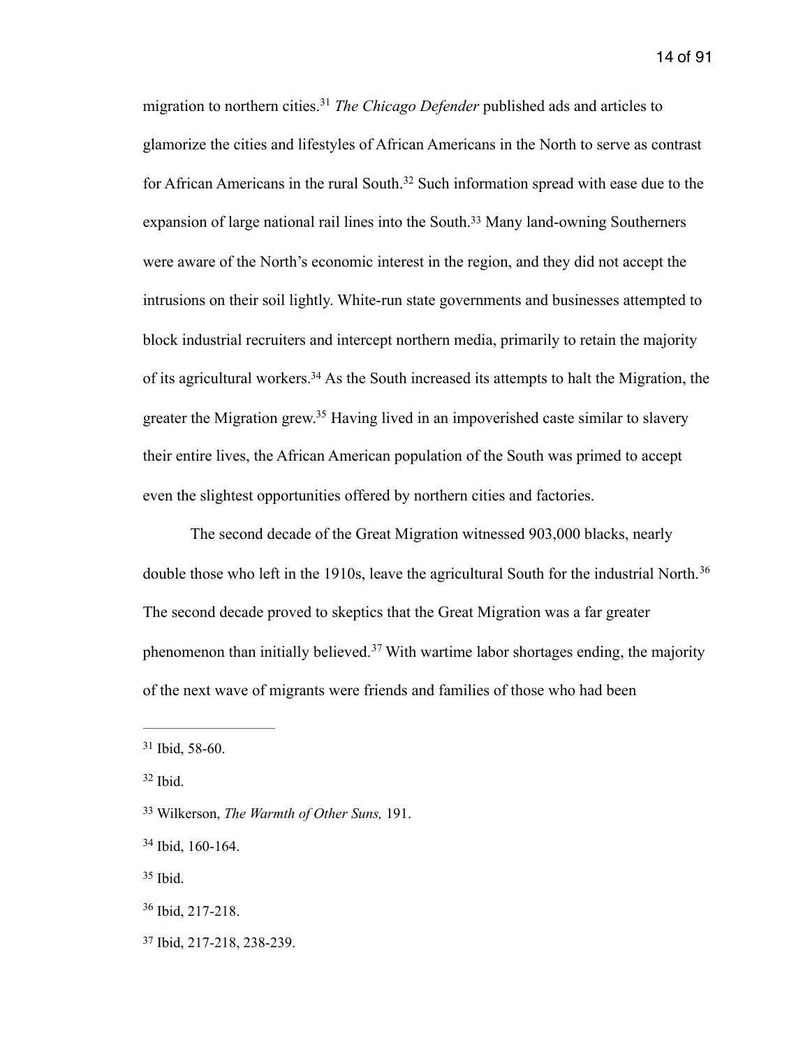migration to northern cities.[31] *The Chicago Defender* published ads and articles to glamorize the cities and lifestyles of African Americans in the North to serve as contrast for African Americans in the rural South.[32] Such information spread with ease due to the expansion of large national rail lines into the South.[33] Many land-owning Southerners were aware of the North's economic interest in the region, and they did not accept the intrusions on their soil lightly. White-run state governments and businesses attempted to block industrial recruiters and intercept northern media, primarily to retain the majority of its agricultural workers.[34] As the South increased its attempts to halt the Migration, the greater the Migration grew.[35] Having lived in an impoverished caste similar to slavery their entire lives, the African American population of the South was primed to accept even the slightest opportunities offered by northern cities and factories.

The second decade of the Great Migration witnessed 903,000 blacks, nearly double those who left in the 1910s, leave the agricultural South for the industrial North.[36] The second decade proved to skeptics that the Great Migration was a far greater phenomenon than initially believed.[37] With wartime labor shortages ending, the majority of the next wave of migrants were friends and families of those who had been

---

[31] Ibid, 58-60.

[32] Ibid.

[33] Wilkerson, *The Warmth of Other Suns,* 191.

[34] Ibid, 160-164.

[35] Ibid.

[36] Ibid, 217-218.

[37] Ibid, 217-218, 238-239.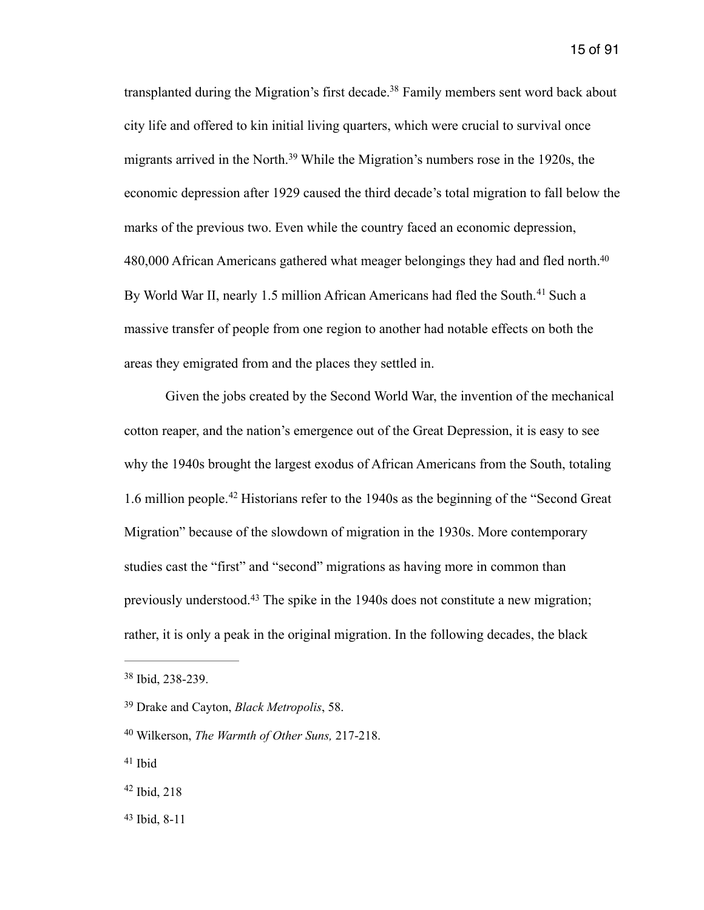transplanted during the Migration's first decade.[38] Family members sent word back about city life and offered to kin initial living quarters, which were crucial to survival once migrants arrived in the North.[39] While the Migration's numbers rose in the 1920s, the economic depression after 1929 caused the third decade's total migration to fall below the marks of the previous two. Even while the country faced an economic depression, 480,000 African Americans gathered what meager belongings they had and fled north.[40] By World War II, nearly 1.5 million African Americans had fled the South.[41] Such a massive transfer of people from one region to another had notable effects on both the areas they emigrated from and the places they settled in.

Given the jobs created by the Second World War, the invention of the mechanical cotton reaper, and the nation's emergence out of the Great Depression, it is easy to see why the 1940s brought the largest exodus of African Americans from the South, totaling 1.6 million people.[42] Historians refer to the 1940s as the beginning of the "Second Great Migration" because of the slowdown of migration in the 1930s. More contemporary studies cast the "first" and "second" migrations as having more in common than previously understood.[43] The spike in the 1940s does not constitute a new migration; rather, it is only a peak in the original migration. In the following decades, the black

---

[38] Ibid, 238-239.

[39] Drake and Cayton, *Black Metropolis*, 58.

[40] Wilkerson, *The Warmth of Other Suns,* 217-218.

[41] Ibid

[42] Ibid, 218

[43] Ibid, 8-11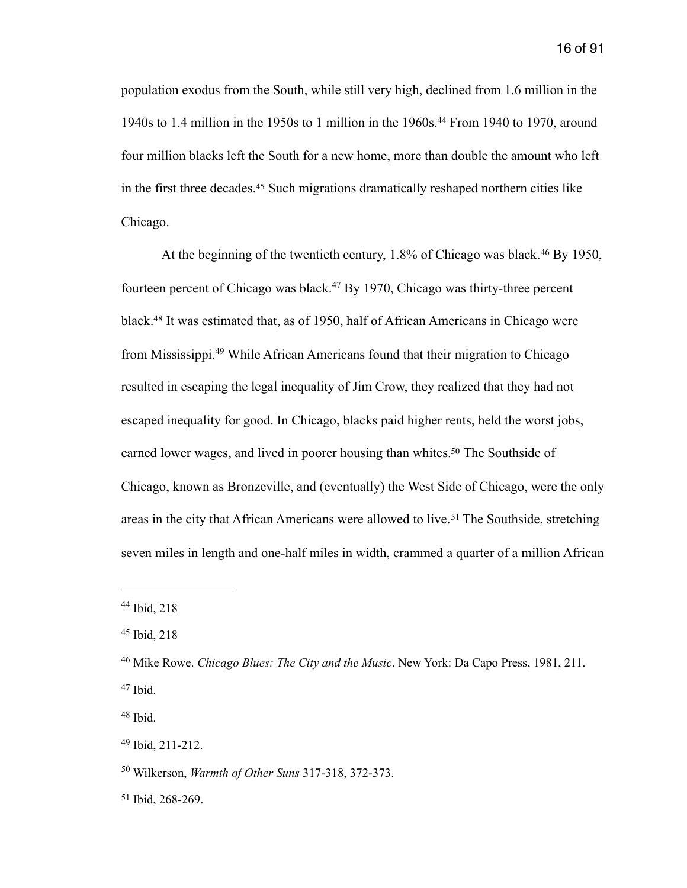population exodus from the South, while still very high, declined from 1.6 million in the 1940s to 1.4 million in the 1950s to 1 million in the 1960s.[44] From 1940 to 1970, around four million blacks left the South for a new home, more than double the amount who left in the first three decades.[45] Such migrations dramatically reshaped northern cities like Chicago.

At the beginning of the twentieth century, 1.8% of Chicago was black.[46] By 1950, fourteen percent of Chicago was black.[47] By 1970, Chicago was thirty-three percent black.[48] It was estimated that, as of 1950, half of African Americans in Chicago were from Mississippi.[49] While African Americans found that their migration to Chicago resulted in escaping the legal inequality of Jim Crow, they realized that they had not escaped inequality for good. In Chicago, blacks paid higher rents, held the worst jobs, earned lower wages, and lived in poorer housing than whites.[50] The Southside of Chicago, known as Bronzeville, and (eventually) the West Side of Chicago, were the only areas in the city that African Americans were allowed to live.[51] The Southside, stretching seven miles in length and one-half miles in width, crammed a quarter of a million African

---

[44] Ibid, 218

[45] Ibid, 218

[46] Mike Rowe. *Chicago Blues: The City and the Music*. New York: Da Capo Press, 1981, 211.

[47] Ibid.

[48] Ibid.

[49] Ibid, 211-212.

[50] Wilkerson, *Warmth of Other Suns* 317-318, 372-373.

[51] Ibid, 268-269.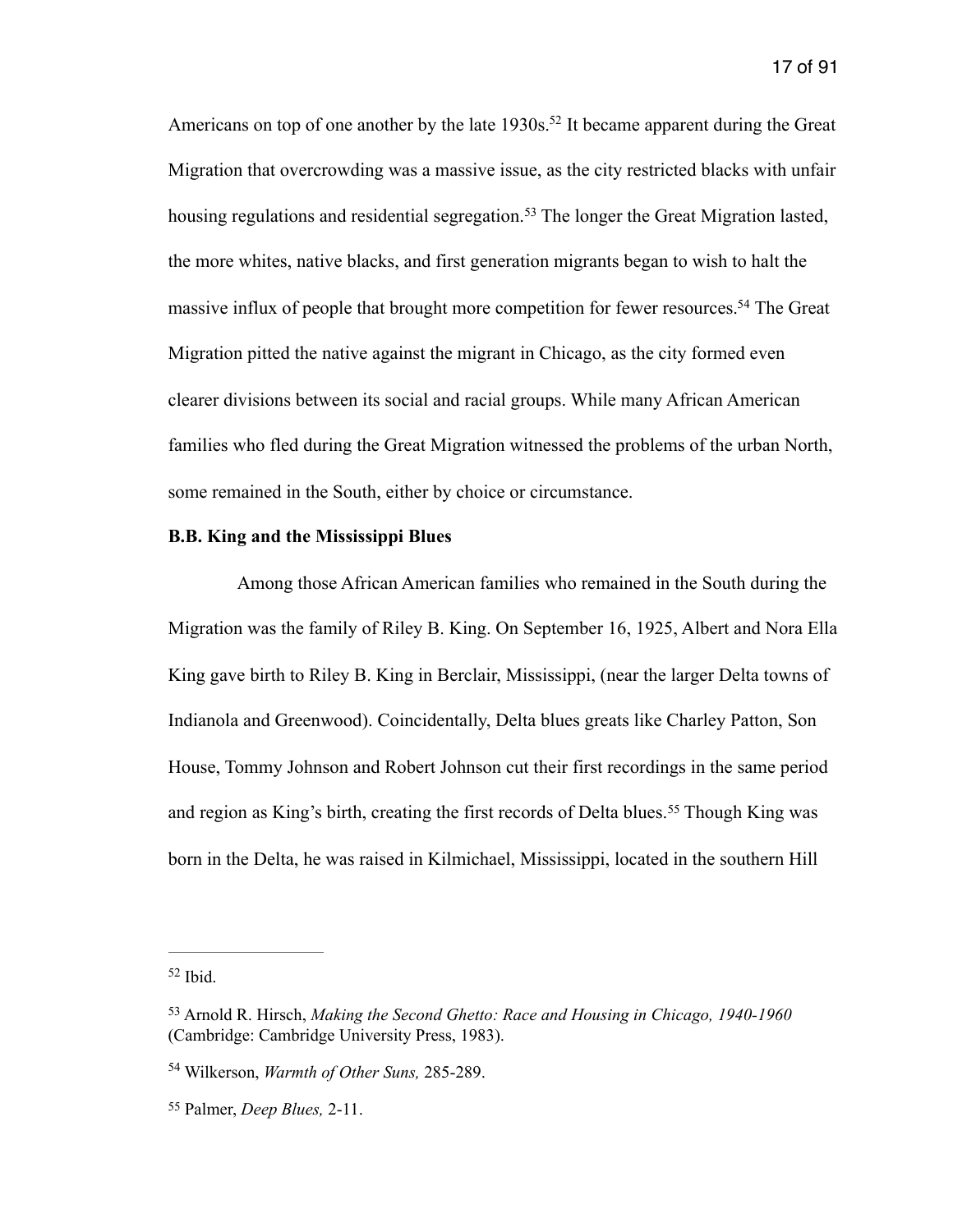Americans on top of one another by the late 1930s.[52] It became apparent during the Great Migration that overcrowding was a massive issue, as the city restricted blacks with unfair housing regulations and residential segregation.[53] The longer the Great Migration lasted, the more whites, native blacks, and first generation migrants began to wish to halt the massive influx of people that brought more competition for fewer resources.[54] The Great Migration pitted the native against the migrant in Chicago, as the city formed even clearer divisions between its social and racial groups. While many African American families who fled during the Great Migration witnessed the problems of the urban North, some remained in the South, either by choice or circumstance.

**B.B. King and the Mississippi Blues**

Among those African American families who remained in the South during the Migration was the family of Riley B. King. On September 16, 1925, Albert and Nora Ella King gave birth to Riley B. King in Berclair, Mississippi, (near the larger Delta towns of Indianola and Greenwood). Coincidentally, Delta blues greats like Charley Patton, Son House, Tommy Johnson and Robert Johnson cut their first recordings in the same period and region as King's birth, creating the first records of Delta blues.[55] Though King was born in the Delta, he was raised in Kilmichael, Mississippi, located in the southern Hill

---

[52] Ibid.

[53] Arnold R. Hirsch, *Making the Second Ghetto: Race and Housing in Chicago, 1940-1960* (Cambridge: Cambridge University Press, 1983).

[54] Wilkerson, *Warmth of Other Suns,* 285-289.

[55] Palmer, *Deep Blues,* 2-11.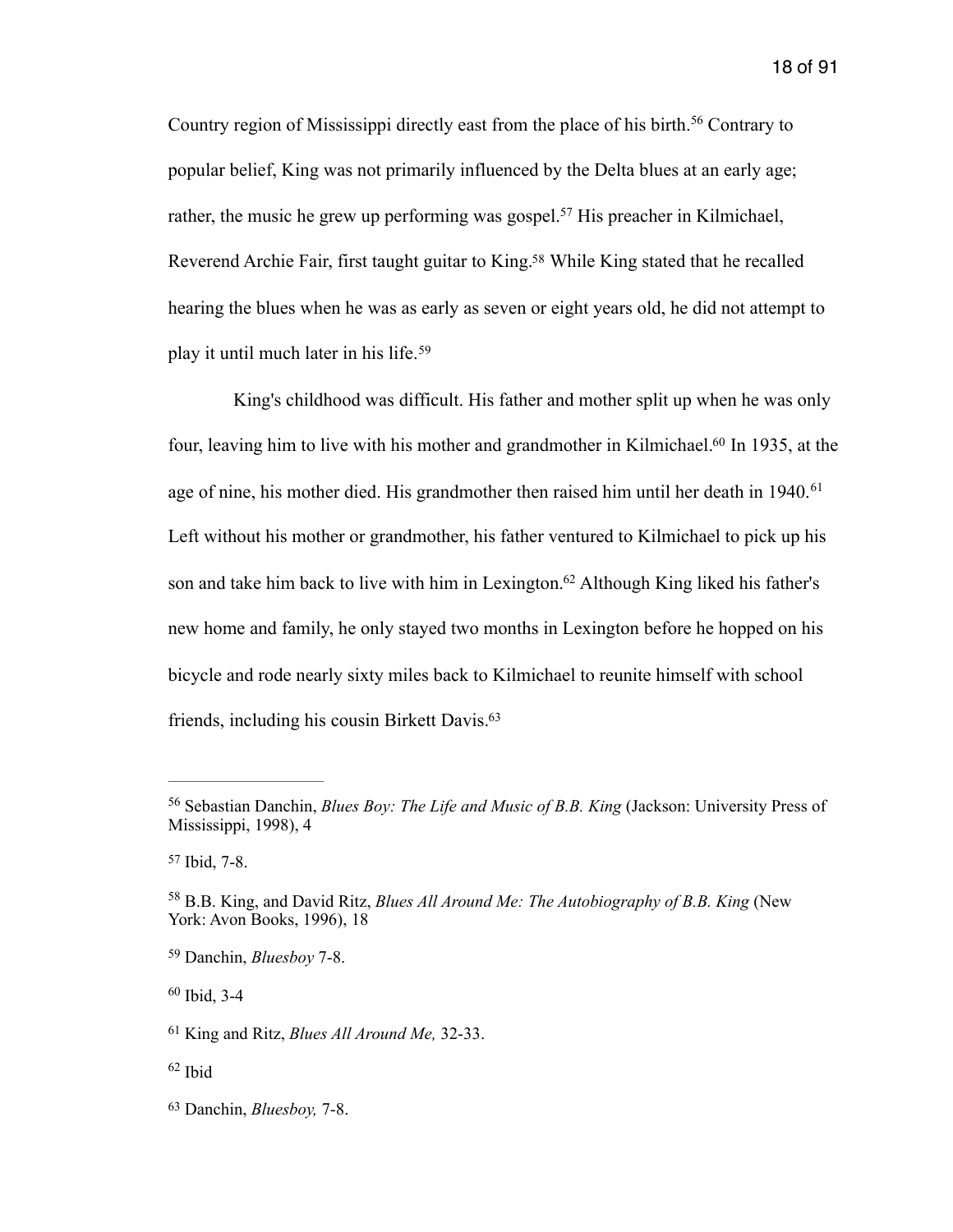Country region of Mississippi directly east from the place of his birth.[56] Contrary to popular belief, King was not primarily influenced by the Delta blues at an early age; rather, the music he grew up performing was gospel.[57] His preacher in Kilmichael, Reverend Archie Fair, first taught guitar to King.[58] While King stated that he recalled hearing the blues when he was as early as seven or eight years old, he did not attempt to play it until much later in his life.[59]

King's childhood was difficult. His father and mother split up when he was only four, leaving him to live with his mother and grandmother in Kilmichael.[60] In 1935, at the age of nine, his mother died. His grandmother then raised him until her death in 1940.[61] Left without his mother or grandmother, his father ventured to Kilmichael to pick up his son and take him back to live with him in Lexington.[62] Although King liked his father's new home and family, he only stayed two months in Lexington before he hopped on his bicycle and rode nearly sixty miles back to Kilmichael to reunite himself with school friends, including his cousin Birkett Davis.[63]

---

[56] Sebastian Danchin, *Blues Boy: The Life and Music of B.B. King* (Jackson: University Press of Mississippi, 1998), 4

[57] Ibid, 7-8.

[58] B.B. King, and David Ritz, *Blues All Around Me: The Autobiography of B.B. King* (New York: Avon Books, 1996), 18

[59] Danchin, *Bluesboy* 7-8.

[60] Ibid, 3-4

[61] King and Ritz, *Blues All Around Me,* 32-33.

[62] Ibid

[63] Danchin, *Bluesboy,* 7-8.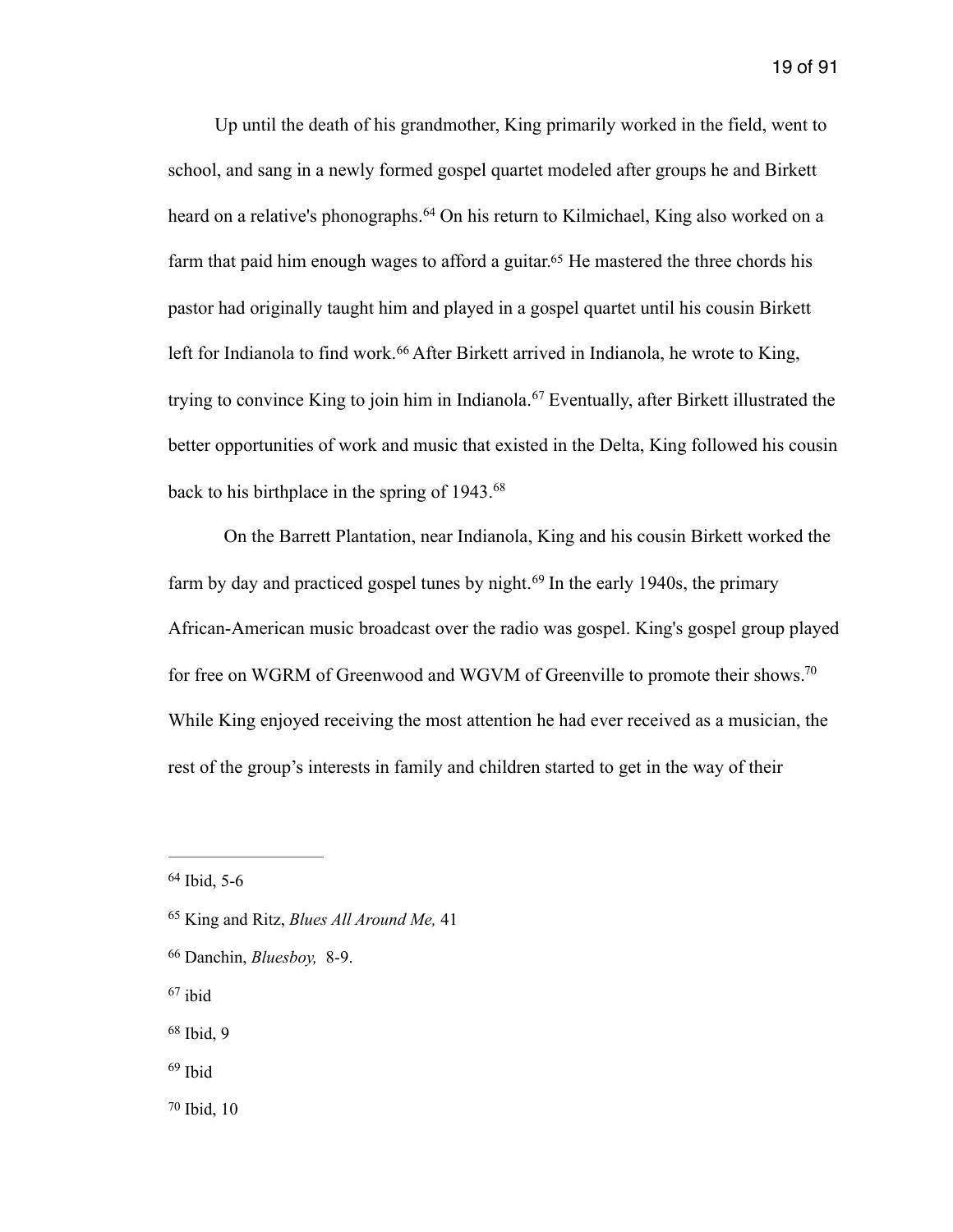Up until the death of his grandmother, King primarily worked in the field, went to school, and sang in a newly formed gospel quartet modeled after groups he and Birkett heard on a relative's phonographs.[64] On his return to Kilmichael, King also worked on a farm that paid him enough wages to afford a guitar.[65] He mastered the three chords his pastor had originally taught him and played in a gospel quartet until his cousin Birkett left for Indianola to find work.[66] After Birkett arrived in Indianola, he wrote to King, trying to convince King to join him in Indianola.[67] Eventually, after Birkett illustrated the better opportunities of work and music that existed in the Delta, King followed his cousin back to his birthplace in the spring of 1943.[68]

On the Barrett Plantation, near Indianola, King and his cousin Birkett worked the farm by day and practiced gospel tunes by night.[69] In the early 1940s, the primary African-American music broadcast over the radio was gospel. King's gospel group played for free on WGRM of Greenwood and WGVM of Greenville to promote their shows.[70] While King enjoyed receiving the most attention he had ever received as a musician, the rest of the group's interests in family and children started to get in the way of their

---

[64] Ibid, 5-6

[65] King and Ritz, *Blues All Around Me,* 41

[66] Danchin, *Bluesboy,* 8-9.

[67] ibid

[68] Ibid, 9

[69] Ibid

[70] Ibid, 10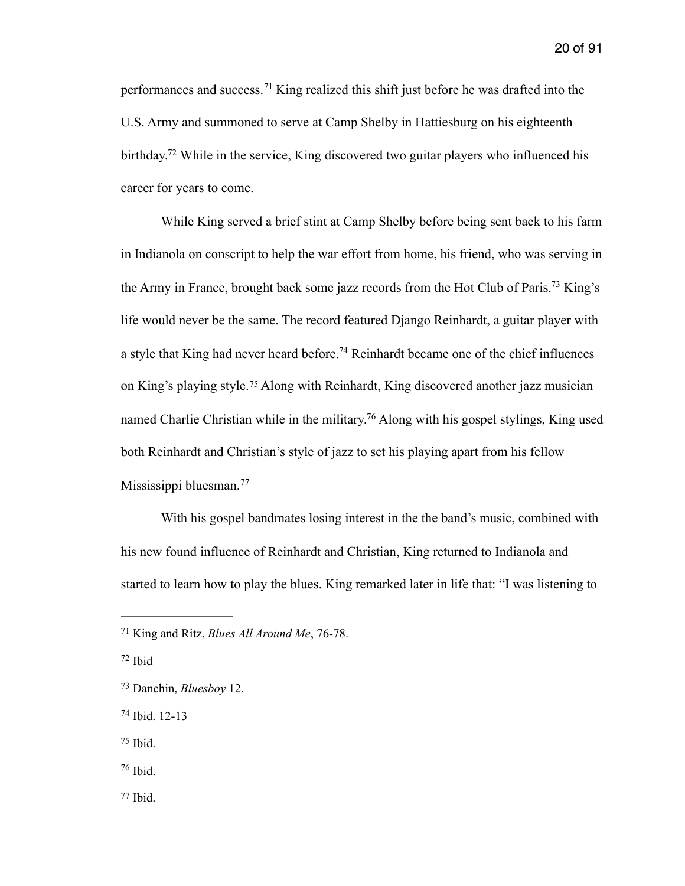performances and success.[71] King realized this shift just before he was drafted into the U.S. Army and summoned to serve at Camp Shelby in Hattiesburg on his eighteenth birthday.[72] While in the service, King discovered two guitar players who influenced his career for years to come.

While King served a brief stint at Camp Shelby before being sent back to his farm in Indianola on conscript to help the war effort from home, his friend, who was serving in the Army in France, brought back some jazz records from the Hot Club of Paris.[73] King's life would never be the same. The record featured Django Reinhardt, a guitar player with a style that King had never heard before.[74] Reinhardt became one of the chief influences on King's playing style.[75] Along with Reinhardt, King discovered another jazz musician named Charlie Christian while in the military.[76] Along with his gospel stylings, King used both Reinhardt and Christian's style of jazz to set his playing apart from his fellow Mississippi bluesman.[77]

With his gospel bandmates losing interest in the the band's music, combined with his new found influence of Reinhardt and Christian, King returned to Indianola and started to learn how to play the blues. King remarked later in life that: "I was listening to

---

[71] King and Ritz, *Blues All Around Me*, 76-78.

[72] Ibid

[73] Danchin, *Bluesboy* 12.

[74] Ibid. 12-13

[75] Ibid.

[76] Ibid.

[77] Ibid.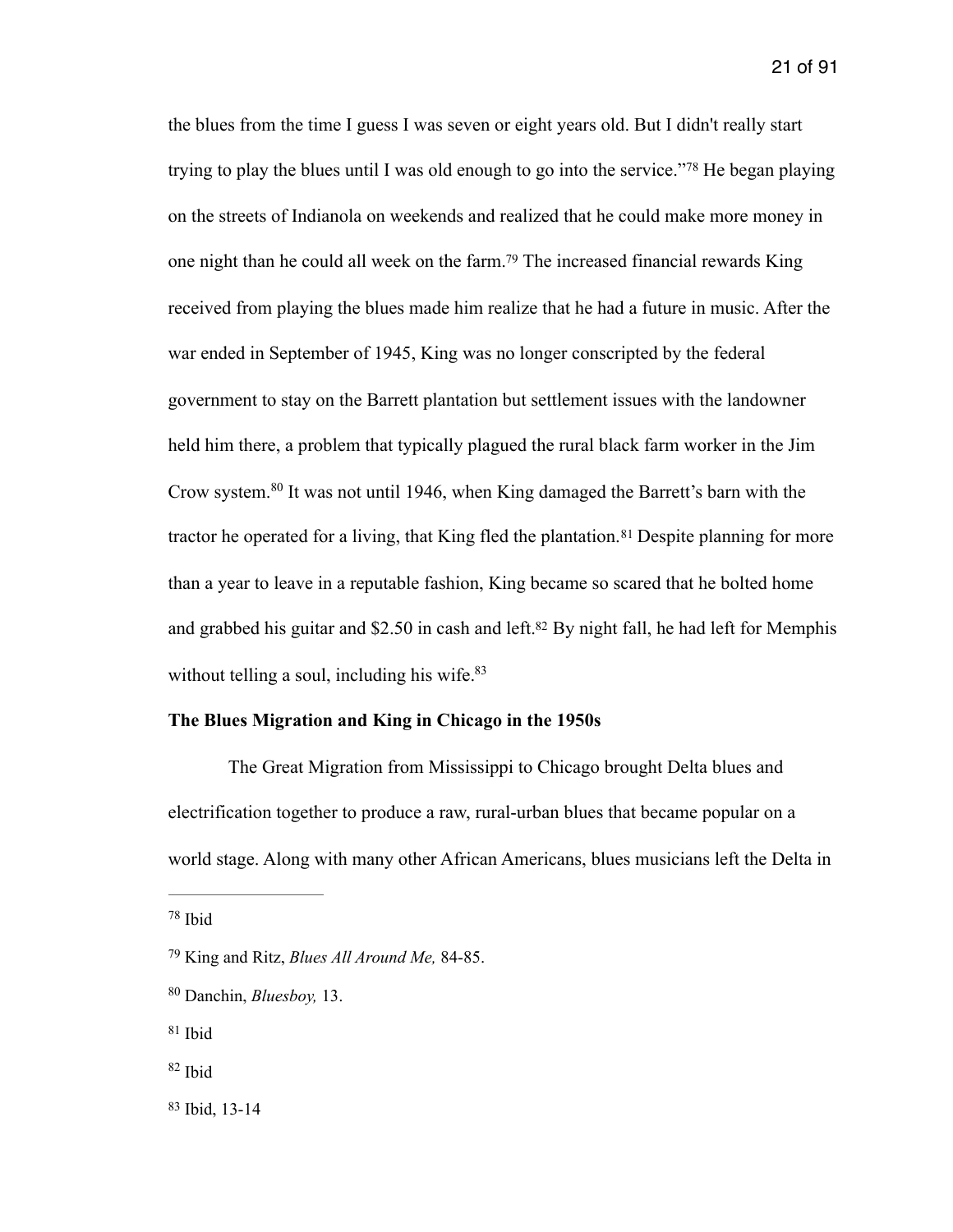the blues from the time I guess I was seven or eight years old. But I didn't really start trying to play the blues until I was old enough to go into the service."[78] He began playing on the streets of Indianola on weekends and realized that he could make more money in one night than he could all week on the farm.[79] The increased financial rewards King received from playing the blues made him realize that he had a future in music. After the war ended in September of 1945, King was no longer conscripted by the federal government to stay on the Barrett plantation but settlement issues with the landowner held him there, a problem that typically plagued the rural black farm worker in the Jim Crow system.[80] It was not until 1946, when King damaged the Barrett's barn with the tractor he operated for a living, that King fled the plantation.[81] Despite planning for more than a year to leave in a reputable fashion, King became so scared that he bolted home and grabbed his guitar and $2.50 in cash and left.[82] By night fall, he had left for Memphis without telling a soul, including his wife.[83]

**The Blues Migration and King in Chicago in the 1950s**

The Great Migration from Mississippi to Chicago brought Delta blues and electrification together to produce a raw, rural-urban blues that became popular on a world stage. Along with many other African Americans, blues musicians left the Delta in

---

[78] Ibid

[79] King and Ritz, *Blues All Around Me,* 84-85.

[80] Danchin, *Bluesboy,* 13.

[81] Ibid

[82] Ibid

[83] Ibid, 13-14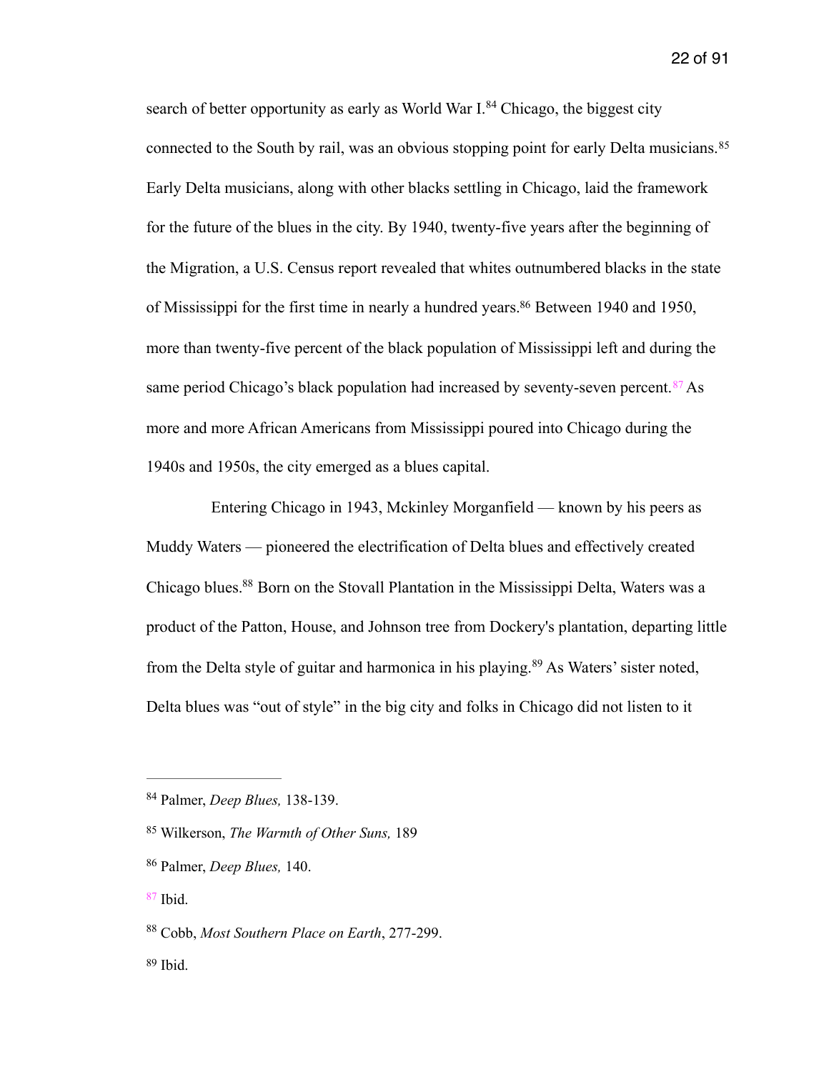search of better opportunity as early as World War I.[84] Chicago, the biggest city connected to the South by rail, was an obvious stopping point for early Delta musicians.[85] Early Delta musicians, along with other blacks settling in Chicago, laid the framework for the future of the blues in the city. By 1940, twenty-five years after the beginning of the Migration, a U.S. Census report revealed that whites outnumbered blacks in the state of Mississippi for the first time in nearly a hundred years.[86] Between 1940 and 1950, more than twenty-five percent of the black population of Mississippi left and during the same period Chicago's black population had increased by seventy-seven percent.[87] As more and more African Americans from Mississippi poured into Chicago during the 1940s and 1950s, the city emerged as a blues capital.

Entering Chicago in 1943, Mckinley Morganfield — known by his peers as Muddy Waters — pioneered the electrification of Delta blues and effectively created Chicago blues.[88] Born on the Stovall Plantation in the Mississippi Delta, Waters was a product of the Patton, House, and Johnson tree from Dockery's plantation, departing little from the Delta style of guitar and harmonica in his playing.[89] As Waters' sister noted, Delta blues was "out of style" in the big city and folks in Chicago did not listen to it

---

[84] Palmer, *Deep Blues,* 138-139.

[85] Wilkerson, *The Warmth of Other Suns,* 189

[86] Palmer, *Deep Blues,* 140.

[87] Ibid.

[88] Cobb, *Most Southern Place on Earth*, 277-299.

[89] Ibid.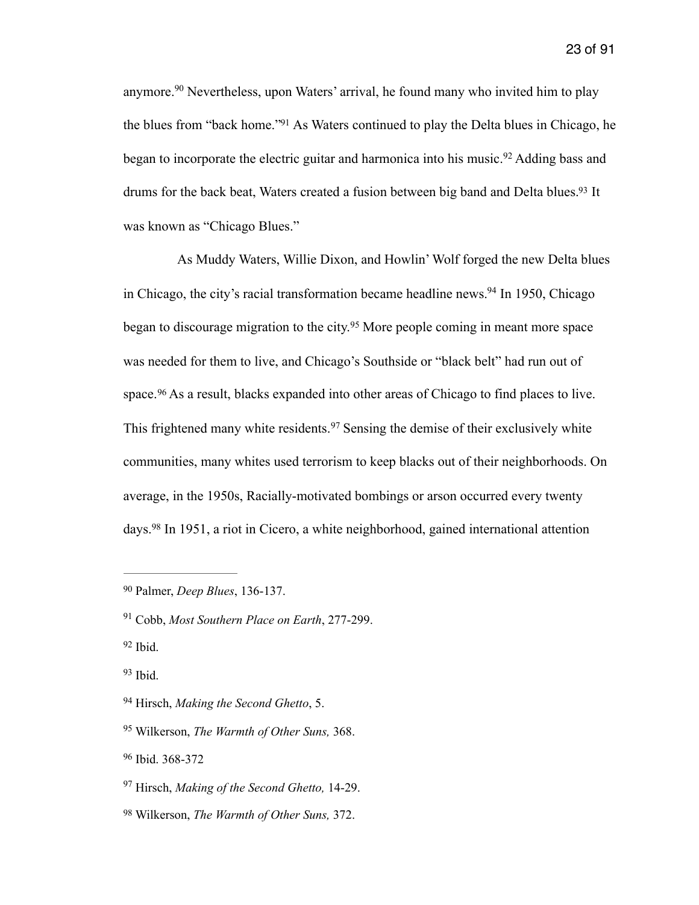anymore.[90] Nevertheless, upon Waters' arrival, he found many who invited him to play the blues from "back home."[91] As Waters continued to play the Delta blues in Chicago, he began to incorporate the electric guitar and harmonica into his music.[92] Adding bass and drums for the back beat, Waters created a fusion between big band and Delta blues.[93] It was known as "Chicago Blues."

As Muddy Waters, Willie Dixon, and Howlin' Wolf forged the new Delta blues in Chicago, the city's racial transformation became headline news.[94] In 1950, Chicago began to discourage migration to the city.[95] More people coming in meant more space was needed for them to live, and Chicago's Southside or "black belt" had run out of space.[96] As a result, blacks expanded into other areas of Chicago to find places to live. This frightened many white residents.[97] Sensing the demise of their exclusively white communities, many whites used terrorism to keep blacks out of their neighborhoods. On average, in the 1950s, Racially-motivated bombings or arson occurred every twenty days.[98] In 1951, a riot in Cicero, a white neighborhood, gained international attention

---

[90] Palmer, *Deep Blues*, 136-137.

[91] Cobb, *Most Southern Place on Earth*, 277-299.

[92] Ibid.

[93] Ibid.

[94] Hirsch, *Making the Second Ghetto*, 5.

[95] Wilkerson, *The Warmth of Other Suns,* 368.

[96] Ibid. 368-372

[97] Hirsch, *Making of the Second Ghetto,* 14-29.

[98] Wilkerson, *The Warmth of Other Suns,* 372.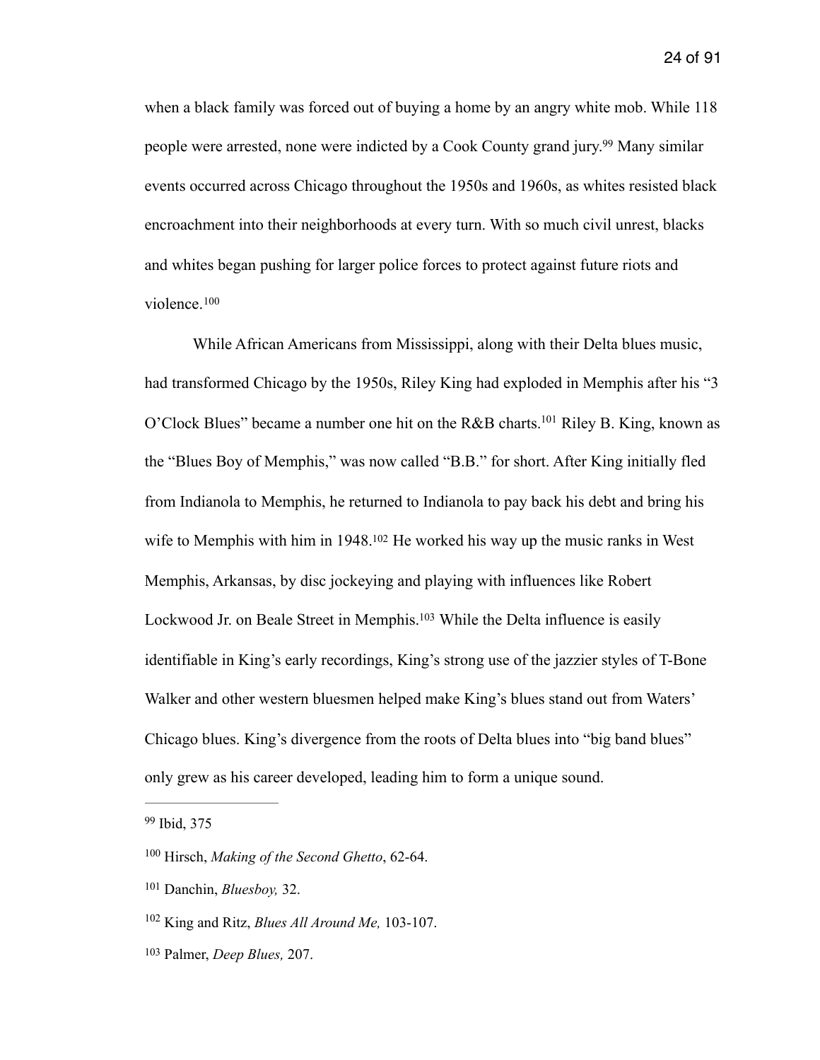when a black family was forced out of buying a home by an angry white mob. While 118 people were arrested, none were indicted by a Cook County grand jury.[99] Many similar events occurred across Chicago throughout the 1950s and 1960s, as whites resisted black encroachment into their neighborhoods at every turn. With so much civil unrest, blacks and whites began pushing for larger police forces to protect against future riots and violence.[100]

While African Americans from Mississippi, along with their Delta blues music, had transformed Chicago by the 1950s, Riley King had exploded in Memphis after his "3 O'Clock Blues" became a number one hit on the R&B charts.[101] Riley B. King, known as the "Blues Boy of Memphis," was now called "B.B." for short. After King initially fled from Indianola to Memphis, he returned to Indianola to pay back his debt and bring his wife to Memphis with him in 1948.[102] He worked his way up the music ranks in West Memphis, Arkansas, by disc jockeying and playing with influences like Robert Lockwood Jr. on Beale Street in Memphis.[103] While the Delta influence is easily identifiable in King's early recordings, King's strong use of the jazzier styles of T-Bone Walker and other western bluesmen helped make King's blues stand out from Waters' Chicago blues. King's divergence from the roots of Delta blues into "big band blues" only grew as his career developed, leading him to form a unique sound.

---

[99] Ibid, 375

[100] Hirsch, *Making of the Second Ghetto*, 62-64.

[101] Danchin, *Bluesboy,* 32.

[102] King and Ritz, *Blues All Around Me,* 103-107.

[103] Palmer, *Deep Blues,* 207.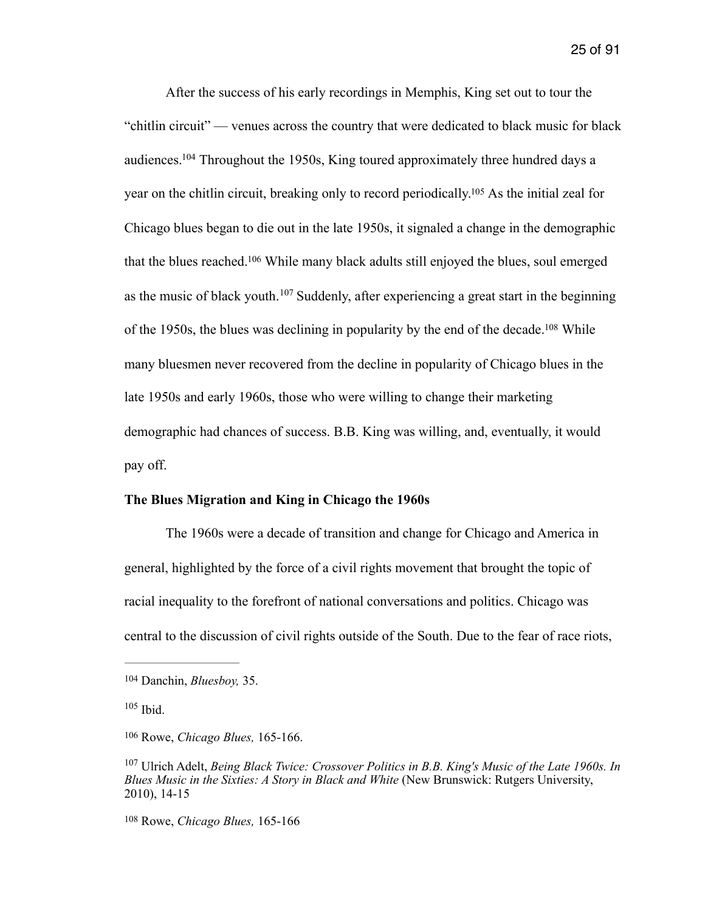After the success of his early recordings in Memphis, King set out to tour the "chitlin circuit" — venues across the country that were dedicated to black music for black audiences.[104] Throughout the 1950s, King toured approximately three hundred days a year on the chitlin circuit, breaking only to record periodically.[105] As the initial zeal for Chicago blues began to die out in the late 1950s, it signaled a change in the demographic that the blues reached.[106] While many black adults still enjoyed the blues, soul emerged as the music of black youth.[107] Suddenly, after experiencing a great start in the beginning of the 1950s, the blues was declining in popularity by the end of the decade.[108] While many bluesmen never recovered from the decline in popularity of Chicago blues in the late 1950s and early 1960s, those who were willing to change their marketing demographic had chances of success. B.B. King was willing, and, eventually, it would pay off.

**The Blues Migration and King in Chicago the 1960s**

The 1960s were a decade of transition and change for Chicago and America in general, highlighted by the force of a civil rights movement that brought the topic of racial inequality to the forefront of national conversations and politics. Chicago was central to the discussion of civil rights outside of the South. Due to the fear of race riots,

---

[104] Danchin, *Bluesboy,* 35.

[105] Ibid.

[106] Rowe, *Chicago Blues,* 165-166.

[107] Ulrich Adelt, *Being Black Twice: Crossover Politics in B.B. King's Music of the Late 1960s. In Blues Music in the Sixties: A Story in Black and White* (New Brunswick: Rutgers University, 2010), 14-15

[108] Rowe, *Chicago Blues,* 165-166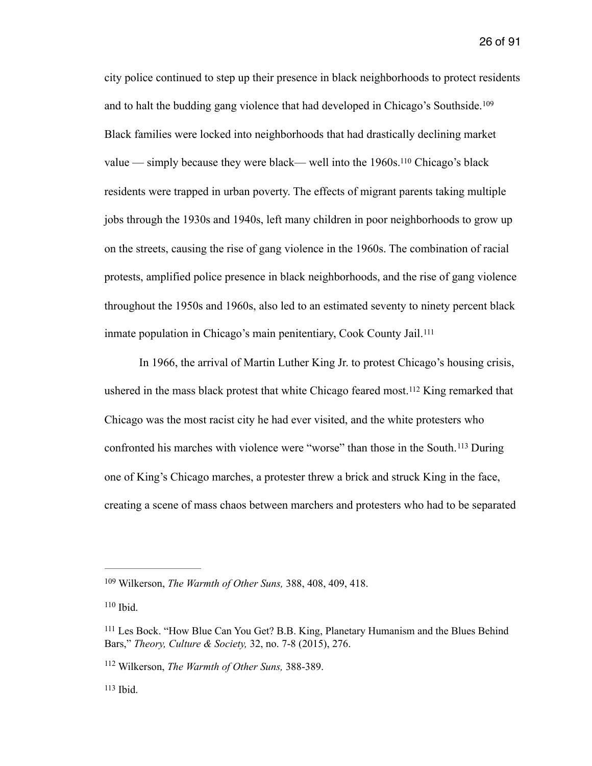city police continued to step up their presence in black neighborhoods to protect residents and to halt the budding gang violence that had developed in Chicago's Southside.[109] Black families were locked into neighborhoods that had drastically declining market value — simply because they were black— well into the 1960s.[110] Chicago's black residents were trapped in urban poverty. The effects of migrant parents taking multiple jobs through the 1930s and 1940s, left many children in poor neighborhoods to grow up on the streets, causing the rise of gang violence in the 1960s. The combination of racial protests, amplified police presence in black neighborhoods, and the rise of gang violence throughout the 1950s and 1960s, also led to an estimated seventy to ninety percent black inmate population in Chicago's main penitentiary, Cook County Jail.[111]

In 1966, the arrival of Martin Luther King Jr. to protest Chicago's housing crisis, ushered in the mass black protest that white Chicago feared most.[112] King remarked that Chicago was the most racist city he had ever visited, and the white protesters who confronted his marches with violence were "worse" than those in the South.[113] During one of King's Chicago marches, a protester threw a brick and struck King in the face, creating a scene of mass chaos between marchers and protesters who had to be separated

---

[109] Wilkerson, *The Warmth of Other Suns,* 388, 408, 409, 418.

[110] Ibid.

[111] Les Bock. "How Blue Can You Get? B.B. King, Planetary Humanism and the Blues Behind Bars," *Theory, Culture & Society,* 32, no. 7-8 (2015), 276.

[112] Wilkerson, *The Warmth of Other Suns,* 388-389.

[113] Ibid.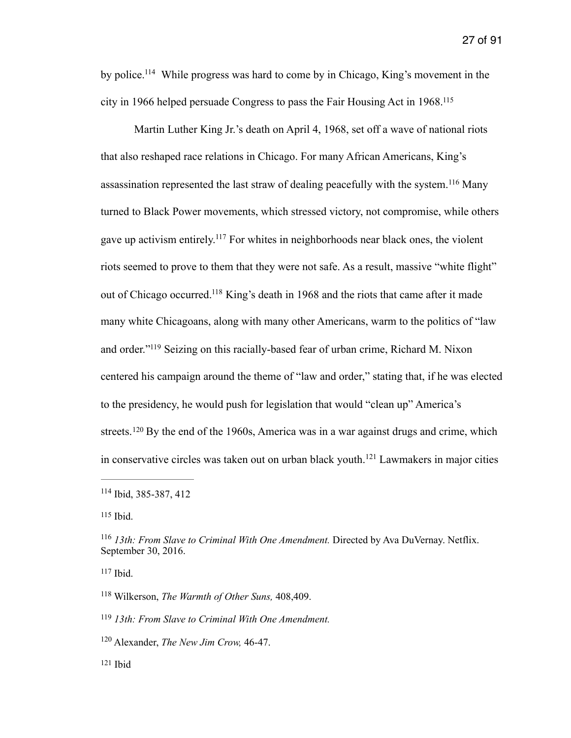by police.[114] While progress was hard to come by in Chicago, King's movement in the city in 1966 helped persuade Congress to pass the Fair Housing Act in 1968.[115]

Martin Luther King Jr.'s death on April 4, 1968, set off a wave of national riots that also reshaped race relations in Chicago. For many African Americans, King's assassination represented the last straw of dealing peacefully with the system.[116] Many turned to Black Power movements, which stressed victory, not compromise, while others gave up activism entirely.[117] For whites in neighborhoods near black ones, the violent riots seemed to prove to them that they were not safe. As a result, massive "white flight" out of Chicago occurred.[118] King's death in 1968 and the riots that came after it made many white Chicagoans, along with many other Americans, warm to the politics of "law and order."[119] Seizing on this racially-based fear of urban crime, Richard M. Nixon centered his campaign around the theme of "law and order," stating that, if he was elected to the presidency, he would push for legislation that would "clean up" America's streets.[120] By the end of the 1960s, America was in a war against drugs and crime, which in conservative circles was taken out on urban black youth.[121] Lawmakers in major cities

---

[114] Ibid, 385-387, 412

[115] Ibid.

[116] *13th: From Slave to Criminal With One Amendment.* Directed by Ava DuVernay. Netflix. September 30, 2016.

[117] Ibid.

[118] Wilkerson, *The Warmth of Other Suns,* 408,409.

[119] *13th: From Slave to Criminal With One Amendment.*

[120] Alexander, *The New Jim Crow,* 46-47.

[121] Ibid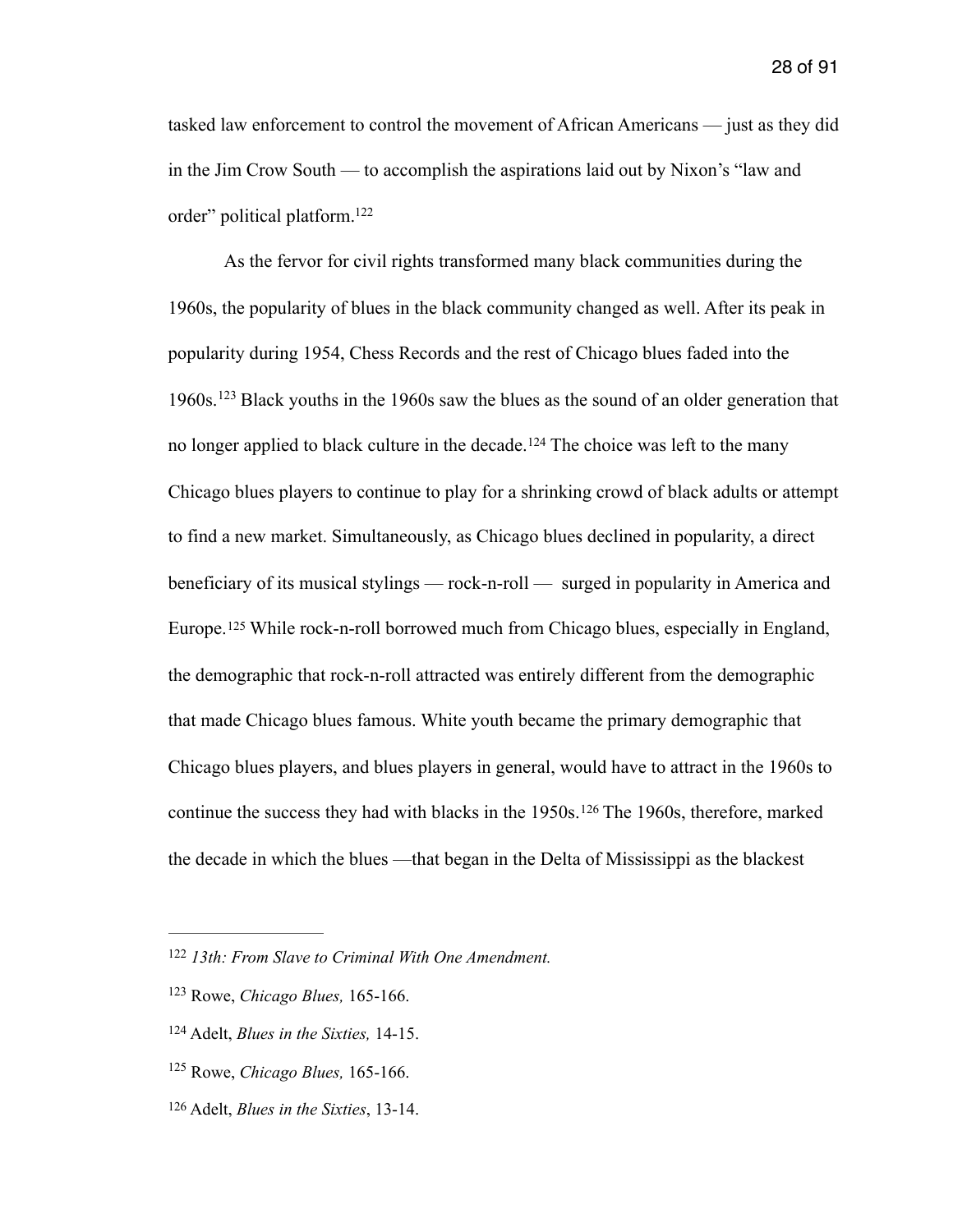tasked law enforcement to control the movement of African Americans — just as they did in the Jim Crow South — to accomplish the aspirations laid out by Nixon's "law and order" political platform.[122]

As the fervor for civil rights transformed many black communities during the 1960s, the popularity of blues in the black community changed as well. After its peak in popularity during 1954, Chess Records and the rest of Chicago blues faded into the 1960s.[123] Black youths in the 1960s saw the blues as the sound of an older generation that no longer applied to black culture in the decade.[124] The choice was left to the many Chicago blues players to continue to play for a shrinking crowd of black adults or attempt to find a new market. Simultaneously, as Chicago blues declined in popularity, a direct beneficiary of its musical stylings — rock-n-roll — surged in popularity in America and Europe.[125] While rock-n-roll borrowed much from Chicago blues, especially in England, the demographic that rock-n-roll attracted was entirely different from the demographic that made Chicago blues famous. White youth became the primary demographic that Chicago blues players, and blues players in general, would have to attract in the 1960s to continue the success they had with blacks in the 1950s.[126] The 1960s, therefore, marked the decade in which the blues —that began in the Delta of Mississippi as the blackest

---

[122] *13th: From Slave to Criminal With One Amendment.*

[123] Rowe, *Chicago Blues,* 165-166.

[124] Adelt, *Blues in the Sixties,* 14-15.

[125] Rowe, *Chicago Blues,* 165-166.

[126] Adelt, *Blues in the Sixties*, 13-14.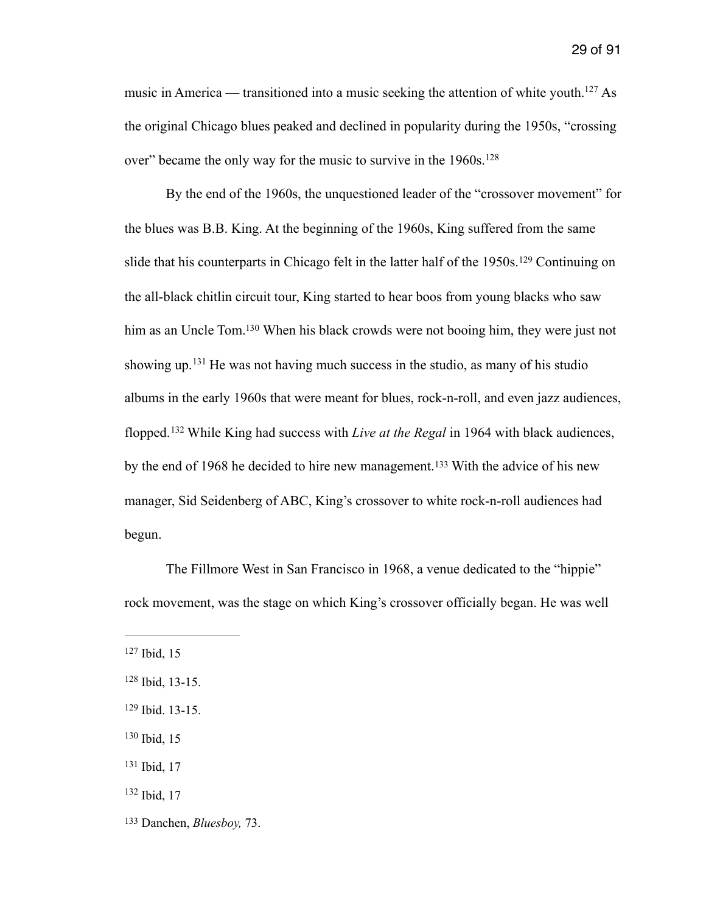music in America — transitioned into a music seeking the attention of white youth.[127] As the original Chicago blues peaked and declined in popularity during the 1950s, "crossing over" became the only way for the music to survive in the 1960s.[128]

By the end of the 1960s, the unquestioned leader of the "crossover movement" for the blues was B.B. King. At the beginning of the 1960s, King suffered from the same slide that his counterparts in Chicago felt in the latter half of the 1950s.[129] Continuing on the all-black chitlin circuit tour, King started to hear boos from young blacks who saw him as an Uncle Tom.[130] When his black crowds were not booing him, they were just not showing up.[131] He was not having much success in the studio, as many of his studio albums in the early 1960s that were meant for blues, rock-n-roll, and even jazz audiences, flopped.[132] While King had success with *Live at the Regal* in 1964 with black audiences, by the end of 1968 he decided to hire new management.[133] With the advice of his new manager, Sid Seidenberg of ABC, King's crossover to white rock-n-roll audiences had begun.

The Fillmore West in San Francisco in 1968, a venue dedicated to the "hippie" rock movement, was the stage on which King's crossover officially began. He was well

---

[127] Ibid, 15

[128] Ibid, 13-15.

[129] Ibid. 13-15.

[130] Ibid, 15

[131] Ibid, 17

[132] Ibid, 17

[133] Danchen, *Bluesboy,* 73.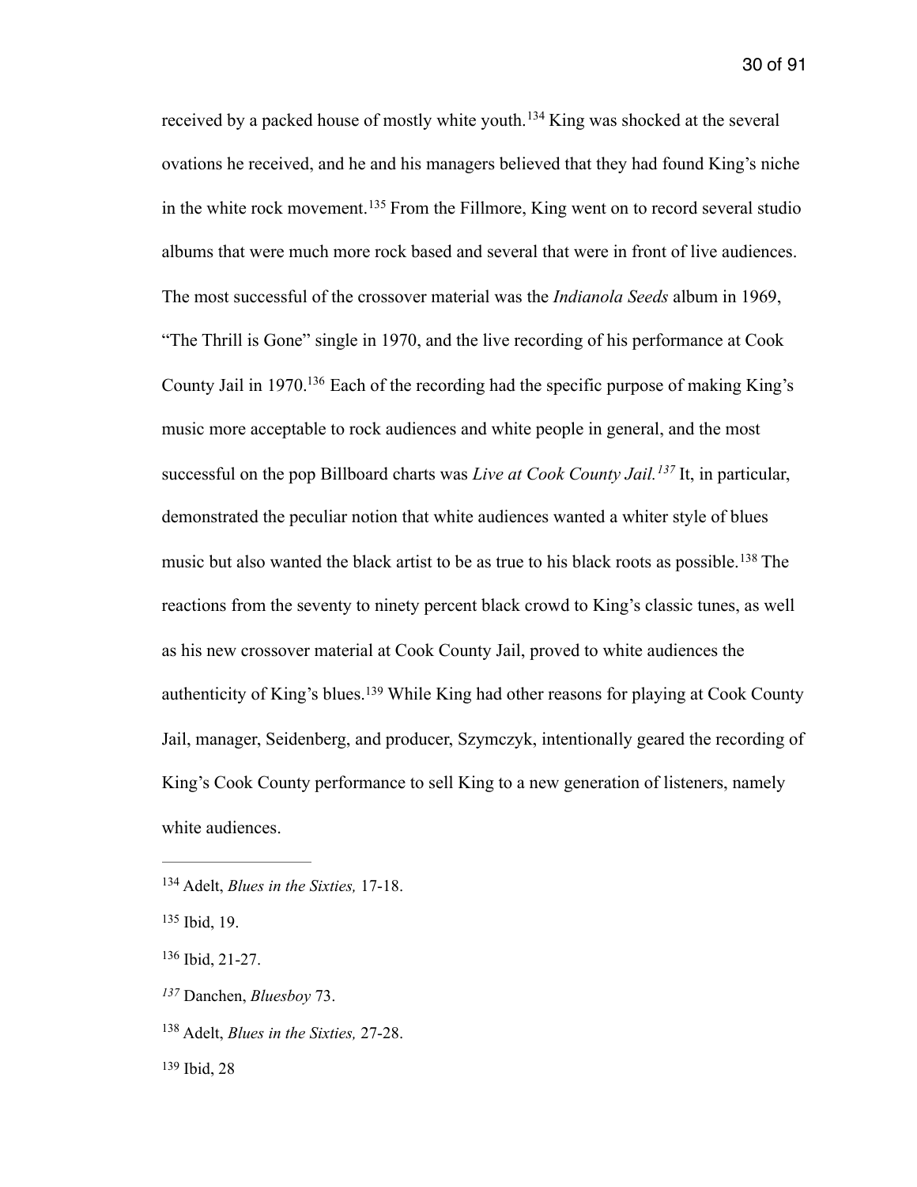received by a packed house of mostly white youth.[134] King was shocked at the several ovations he received, and he and his managers believed that they had found King's niche in the white rock movement.[135] From the Fillmore, King went on to record several studio albums that were much more rock based and several that were in front of live audiences. The most successful of the crossover material was the *Indianola Seeds* album in 1969, "The Thrill is Gone" single in 1970, and the live recording of his performance at Cook County Jail in 1970.[136] Each of the recording had the specific purpose of making King's music more acceptable to rock audiences and white people in general, and the most successful on the pop Billboard charts was *Live at Cook County Jail.*[137] It, in particular, demonstrated the peculiar notion that white audiences wanted a whiter style of blues music but also wanted the black artist to be as true to his black roots as possible.[138] The reactions from the seventy to ninety percent black crowd to King's classic tunes, as well as his new crossover material at Cook County Jail, proved to white audiences the authenticity of King's blues.[139] While King had other reasons for playing at Cook County Jail, manager, Seidenberg, and producer, Szymczyk, intentionally geared the recording of King's Cook County performance to sell King to a new generation of listeners, namely white audiences.

---

[134] Adelt, *Blues in the Sixties,* 17-18.

[135] Ibid, 19.

[136] Ibid, 21-27.

[137] Danchen, *Bluesboy* 73.

[138] Adelt, *Blues in the Sixties,* 27-28.

[139] Ibid, 28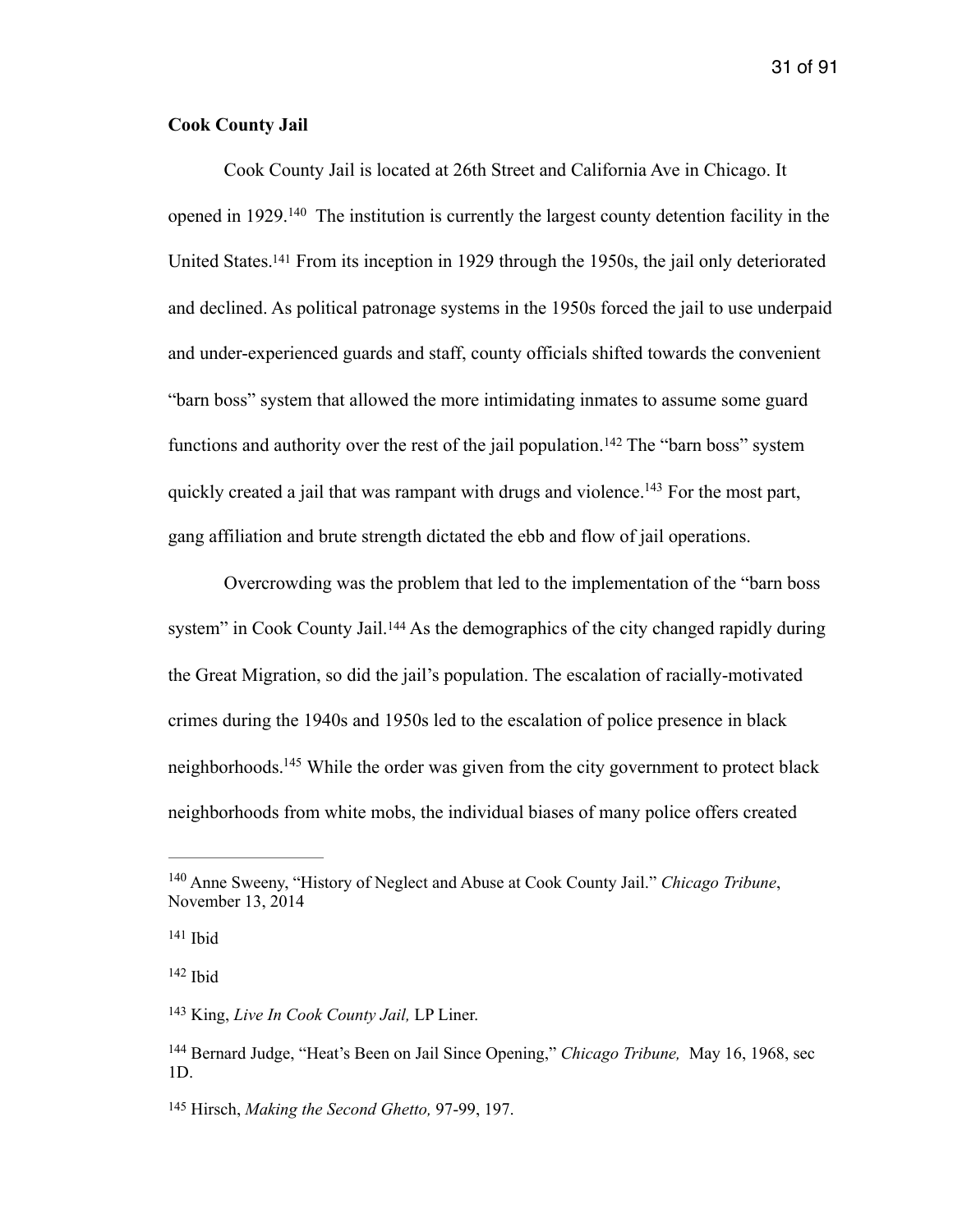**Cook County Jail**

Cook County Jail is located at 26th Street and California Ave in Chicago. It opened in 1929.[140] The institution is currently the largest county detention facility in the United States.[141] From its inception in 1929 through the 1950s, the jail only deteriorated and declined. As political patronage systems in the 1950s forced the jail to use underpaid and under-experienced guards and staff, county officials shifted towards the convenient "barn boss" system that allowed the more intimidating inmates to assume some guard functions and authority over the rest of the jail population.[142] The "barn boss" system quickly created a jail that was rampant with drugs and violence.[143] For the most part, gang affiliation and brute strength dictated the ebb and flow of jail operations.

Overcrowding was the problem that led to the implementation of the "barn boss system" in Cook County Jail.[144] As the demographics of the city changed rapidly during the Great Migration, so did the jail's population. The escalation of racially-motivated crimes during the 1940s and 1950s led to the escalation of police presence in black neighborhoods.[145] While the order was given from the city government to protect black neighborhoods from white mobs, the individual biases of many police offers created

---

[140] Anne Sweeny, "History of Neglect and Abuse at Cook County Jail." *Chicago Tribune*, November 13, 2014

[141] Ibid

[142] Ibid

[143] King, *Live In Cook County Jail,* LP Liner.

[144] Bernard Judge, "Heat's Been on Jail Since Opening," *Chicago Tribune,* May 16, 1968, sec 1D.

[145] Hirsch, *Making the Second Ghetto,* 97-99, 197.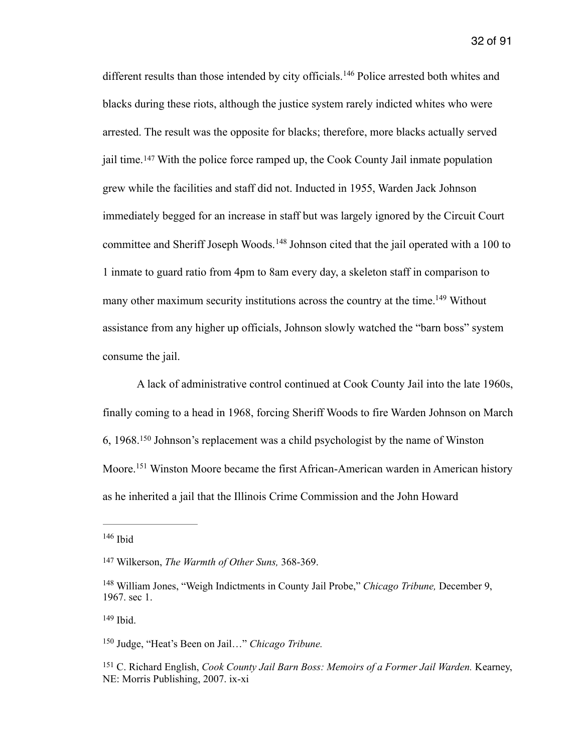different results than those intended by city officials.[146] Police arrested both whites and blacks during these riots, although the justice system rarely indicted whites who were arrested. The result was the opposite for blacks; therefore, more blacks actually served jail time.[147] With the police force ramped up, the Cook County Jail inmate population grew while the facilities and staff did not. Inducted in 1955, Warden Jack Johnson immediately begged for an increase in staff but was largely ignored by the Circuit Court committee and Sheriff Joseph Woods.[148] Johnson cited that the jail operated with a 100 to 1 inmate to guard ratio from 4pm to 8am every day, a skeleton staff in comparison to many other maximum security institutions across the country at the time.[149] Without assistance from any higher up officials, Johnson slowly watched the "barn boss" system consume the jail.

A lack of administrative control continued at Cook County Jail into the late 1960s, finally coming to a head in 1968, forcing Sheriff Woods to fire Warden Johnson on March 6, 1968.[150] Johnson's replacement was a child psychologist by the name of Winston Moore.[151] Winston Moore became the first African-American warden in American history as he inherited a jail that the Illinois Crime Commission and the John Howard

---

[146] Ibid

[147] Wilkerson, *The Warmth of Other Suns,* 368-369.

[148] William Jones, "Weigh Indictments in County Jail Probe," *Chicago Tribune,* December 9, 1967. sec 1.

[149] Ibid.

[150] Judge, "Heat's Been on Jail…" *Chicago Tribune.*

[151] C. Richard English, *Cook County Jail Barn Boss: Memoirs of a Former Jail Warden.* Kearney, NE: Morris Publishing, 2007. ix-xi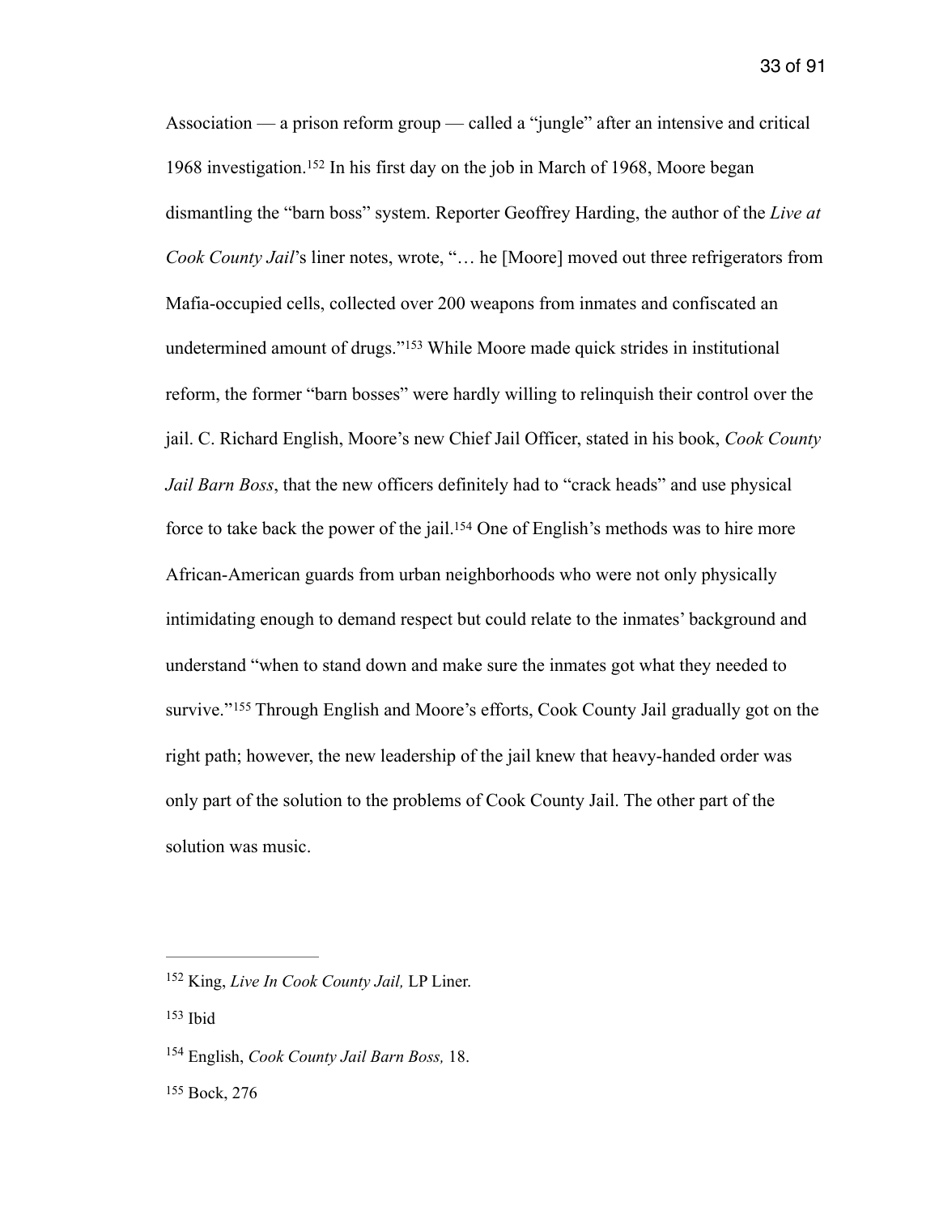Association — a prison reform group — called a "jungle" after an intensive and critical 1968 investigation.[152] In his first day on the job in March of 1968, Moore began dismantling the "barn boss" system. Reporter Geoffrey Harding, the author of the *Live at Cook County Jail*'s liner notes, wrote, "… he [Moore] moved out three refrigerators from Mafia-occupied cells, collected over 200 weapons from inmates and confiscated an undetermined amount of drugs."[153] While Moore made quick strides in institutional reform, the former "barn bosses" were hardly willing to relinquish their control over the jail. C. Richard English, Moore's new Chief Jail Officer, stated in his book, *Cook County Jail Barn Boss*, that the new officers definitely had to "crack heads" and use physical force to take back the power of the jail.[154] One of English's methods was to hire more African-American guards from urban neighborhoods who were not only physically intimidating enough to demand respect but could relate to the inmates' background and understand "when to stand down and make sure the inmates got what they needed to survive."[155] Through English and Moore's efforts, Cook County Jail gradually got on the right path; however, the new leadership of the jail knew that heavy-handed order was only part of the solution to the problems of Cook County Jail. The other part of the solution was music.

---

[152] King, *Live In Cook County Jail,* LP Liner.

[153] Ibid

[154] English, *Cook County Jail Barn Boss,* 18.

[155] Bock, 276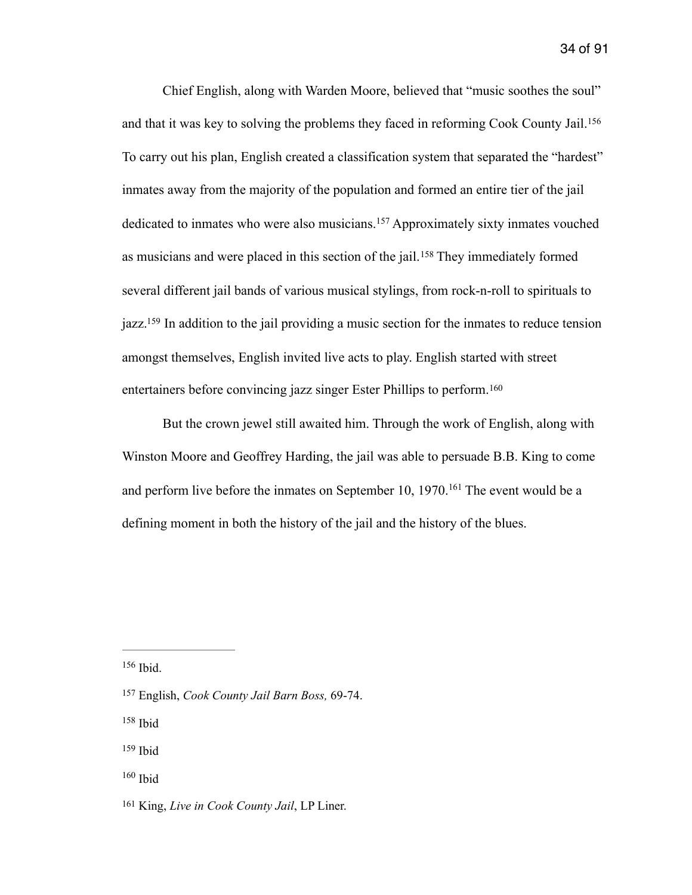Chief English, along with Warden Moore, believed that "music soothes the soul" and that it was key to solving the problems they faced in reforming Cook County Jail.[156] To carry out his plan, English created a classification system that separated the "hardest" inmates away from the majority of the population and formed an entire tier of the jail dedicated to inmates who were also musicians.[157] Approximately sixty inmates vouched as musicians and were placed in this section of the jail.[158] They immediately formed several different jail bands of various musical stylings, from rock-n-roll to spirituals to jazz.[159] In addition to the jail providing a music section for the inmates to reduce tension amongst themselves, English invited live acts to play. English started with street entertainers before convincing jazz singer Ester Phillips to perform.[160]

But the crown jewel still awaited him. Through the work of English, along with Winston Moore and Geoffrey Harding, the jail was able to persuade B.B. King to come and perform live before the inmates on September 10, 1970.[161] The event would be a defining moment in both the history of the jail and the history of the blues.

---

[156] Ibid.

[157] English, *Cook County Jail Barn Boss,* 69-74.

[158] Ibid

[159] Ibid

[160] Ibid

[161] King, *Live in Cook County Jail*, LP Liner.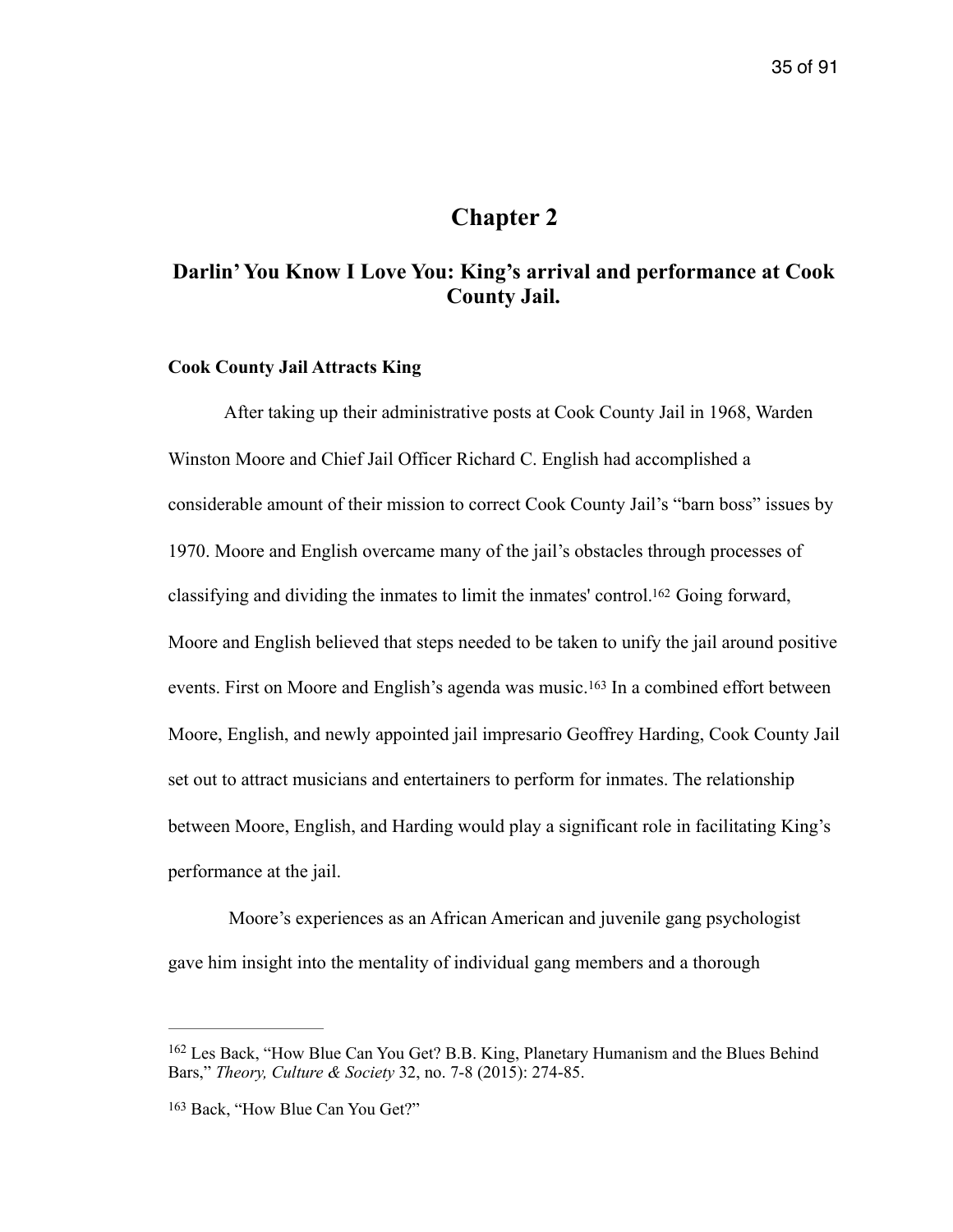# Chapter 2

## Darlin' You Know I Love You: King's arrival and performance at Cook County Jail.

### Cook County Jail Attracts King

After taking up their administrative posts at Cook County Jail in 1968, Warden Winston Moore and Chief Jail Officer Richard C. English had accomplished a considerable amount of their mission to correct Cook County Jail's "barn boss" issues by 1970. Moore and English overcame many of the jail's obstacles through processes of classifying and dividing the inmates to limit the inmates' control.[162] Going forward, Moore and English believed that steps needed to be taken to unify the jail around positive events. First on Moore and English's agenda was music.[163] In a combined effort between Moore, English, and newly appointed jail impresario Geoffrey Harding, Cook County Jail set out to attract musicians and entertainers to perform for inmates. The relationship between Moore, English, and Harding would play a significant role in facilitating King's performance at the jail.

Moore's experiences as an African American and juvenile gang psychologist gave him insight into the mentality of individual gang members and a thorough

---

[162] Les Back, "How Blue Can You Get? B.B. King, Planetary Humanism and the Blues Behind Bars," *Theory, Culture & Society* 32, no. 7-8 (2015): 274-85.

[163] Back, "How Blue Can You Get?"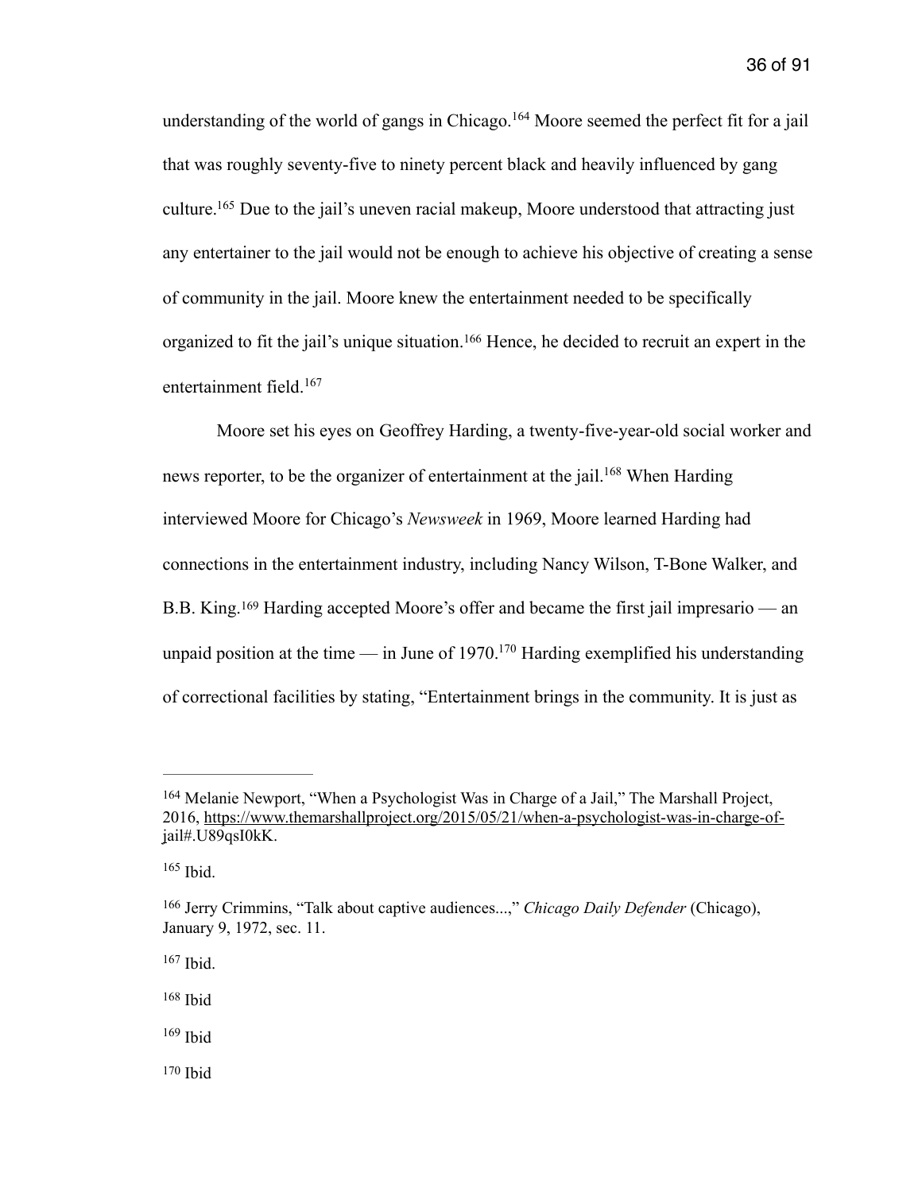understanding of the world of gangs in Chicago.[164] Moore seemed the perfect fit for a jail that was roughly seventy-five to ninety percent black and heavily influenced by gang culture.[165] Due to the jail's uneven racial makeup, Moore understood that attracting just any entertainer to the jail would not be enough to achieve his objective of creating a sense of community in the jail. Moore knew the entertainment needed to be specifically organized to fit the jail's unique situation.[166] Hence, he decided to recruit an expert in the entertainment field.[167]

Moore set his eyes on Geoffrey Harding, a twenty-five-year-old social worker and news reporter, to be the organizer of entertainment at the jail.[168] When Harding interviewed Moore for Chicago's *Newsweek* in 1969, Moore learned Harding had connections in the entertainment industry, including Nancy Wilson, T-Bone Walker, and B.B. King.[169] Harding accepted Moore's offer and became the first jail impresario — an unpaid position at the time — in June of 1970.[170] Harding exemplified his understanding of correctional facilities by stating, "Entertainment brings in the community. It is just as

---

[164] Melanie Newport, "When a Psychologist Was in Charge of a Jail," The Marshall Project, 2016, https://www.themarshallproject.org/2015/05/21/when-a-psychologist-was-in-charge-of-jail#.U89qsI0kK.

[165] Ibid.

[166] Jerry Crimmins, "Talk about captive audiences...," *Chicago Daily Defender* (Chicago), January 9, 1972, sec. 11.

[167] Ibid.

[168] Ibid

[169] Ibid

[170] Ibid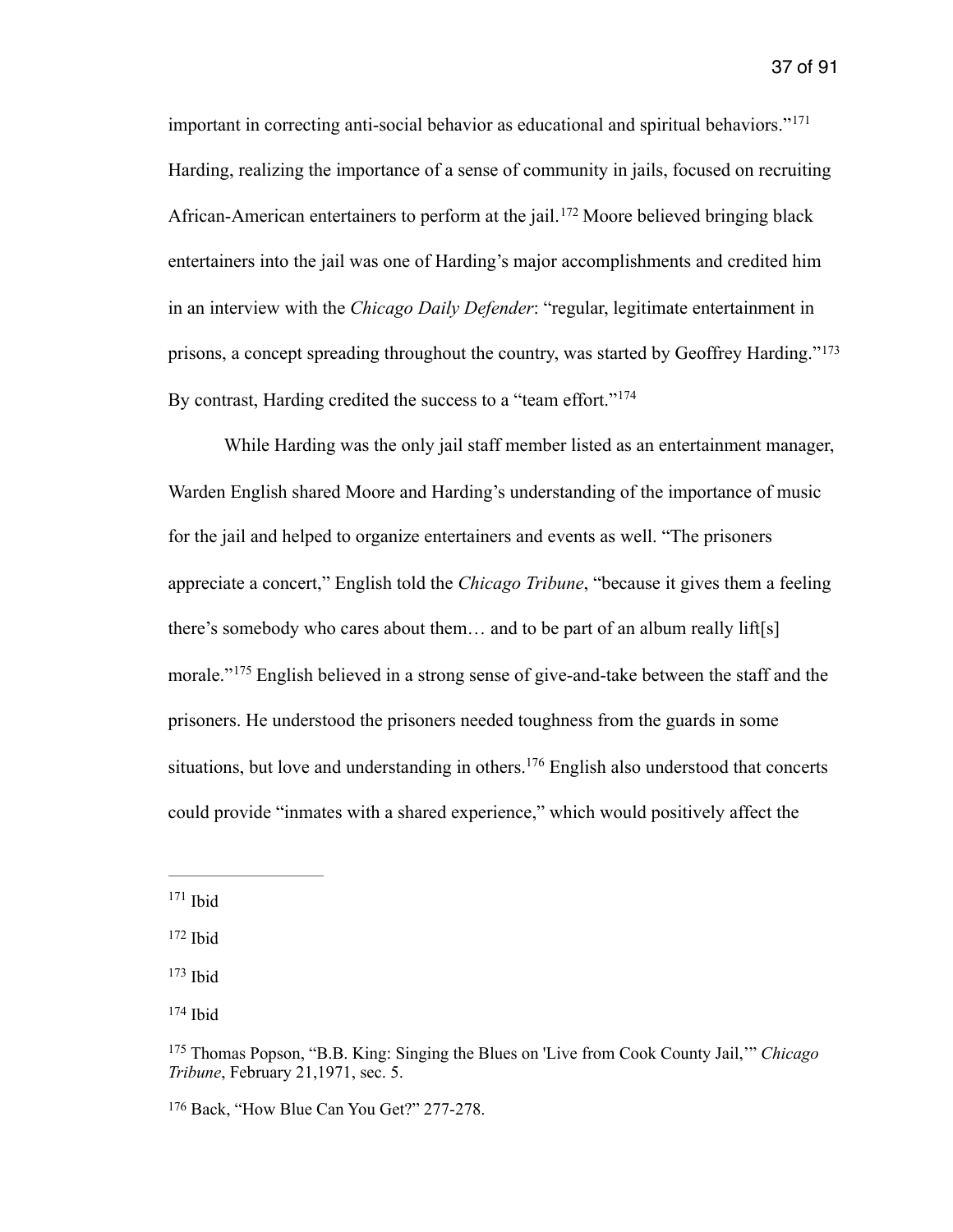important in correcting anti-social behavior as educational and spiritual behaviors."[171] Harding, realizing the importance of a sense of community in jails, focused on recruiting African-American entertainers to perform at the jail.[172] Moore believed bringing black entertainers into the jail was one of Harding's major accomplishments and credited him in an interview with the *Chicago Daily Defender*: "regular, legitimate entertainment in prisons, a concept spreading throughout the country, was started by Geoffrey Harding."[173] By contrast, Harding credited the success to a "team effort."[174]

While Harding was the only jail staff member listed as an entertainment manager, Warden English shared Moore and Harding's understanding of the importance of music for the jail and helped to organize entertainers and events as well. "The prisoners appreciate a concert," English told the *Chicago Tribune*, "because it gives them a feeling there's somebody who cares about them… and to be part of an album really lift[s] morale."[175] English believed in a strong sense of give-and-take between the staff and the prisoners. He understood the prisoners needed toughness from the guards in some situations, but love and understanding in others.[176] English also understood that concerts could provide "inmates with a shared experience," which would positively affect the

---

[171] Ibid

[172] Ibid

[173] Ibid

[174] Ibid

[175] Thomas Popson, "B.B. King: Singing the Blues on 'Live from Cook County Jail,'" *Chicago Tribune*, February 21,1971, sec. 5.

[176] Back, "How Blue Can You Get?" 277-278.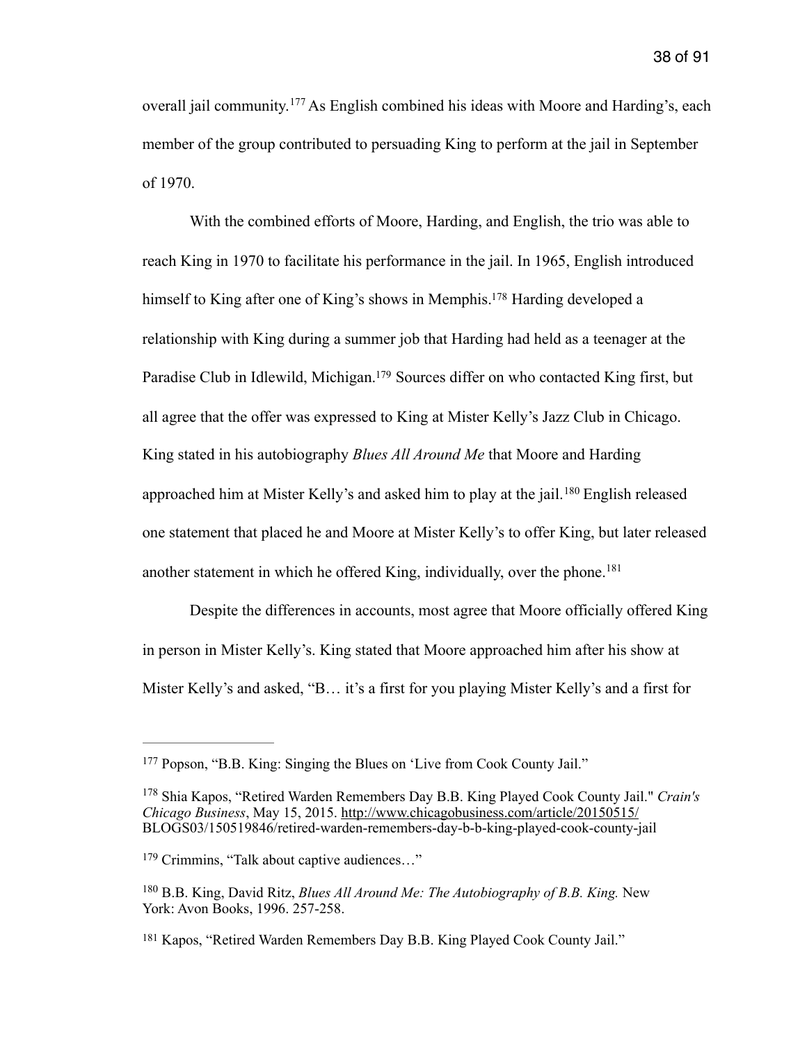overall jail community.[177] As English combined his ideas with Moore and Harding's, each member of the group contributed to persuading King to perform at the jail in September of 1970.

With the combined efforts of Moore, Harding, and English, the trio was able to reach King in 1970 to facilitate his performance in the jail. In 1965, English introduced himself to King after one of King's shows in Memphis.[178] Harding developed a relationship with King during a summer job that Harding had held as a teenager at the Paradise Club in Idlewild, Michigan.[179] Sources differ on who contacted King first, but all agree that the offer was expressed to King at Mister Kelly's Jazz Club in Chicago. King stated in his autobiography *Blues All Around Me* that Moore and Harding approached him at Mister Kelly's and asked him to play at the jail.[180] English released one statement that placed he and Moore at Mister Kelly's to offer King, but later released another statement in which he offered King, individually, over the phone.[181]

Despite the differences in accounts, most agree that Moore officially offered King in person in Mister Kelly's. King stated that Moore approached him after his show at Mister Kelly's and asked, "B… it's a first for you playing Mister Kelly's and a first for

---

[177] Popson, "B.B. King: Singing the Blues on 'Live from Cook County Jail."

[178] Shia Kapos, "Retired Warden Remembers Day B.B. King Played Cook County Jail." *Crain's Chicago Business*, May 15, 2015. http://www.chicagobusiness.com/article/20150515/BLOGS03/150519846/retired-warden-remembers-day-b-b-king-played-cook-county-jail

[179] Crimmins, "Talk about captive audiences…"

[180] B.B. King, David Ritz, *Blues All Around Me: The Autobiography of B.B. King.* New York: Avon Books, 1996. 257-258.

[181] Kapos, "Retired Warden Remembers Day B.B. King Played Cook County Jail."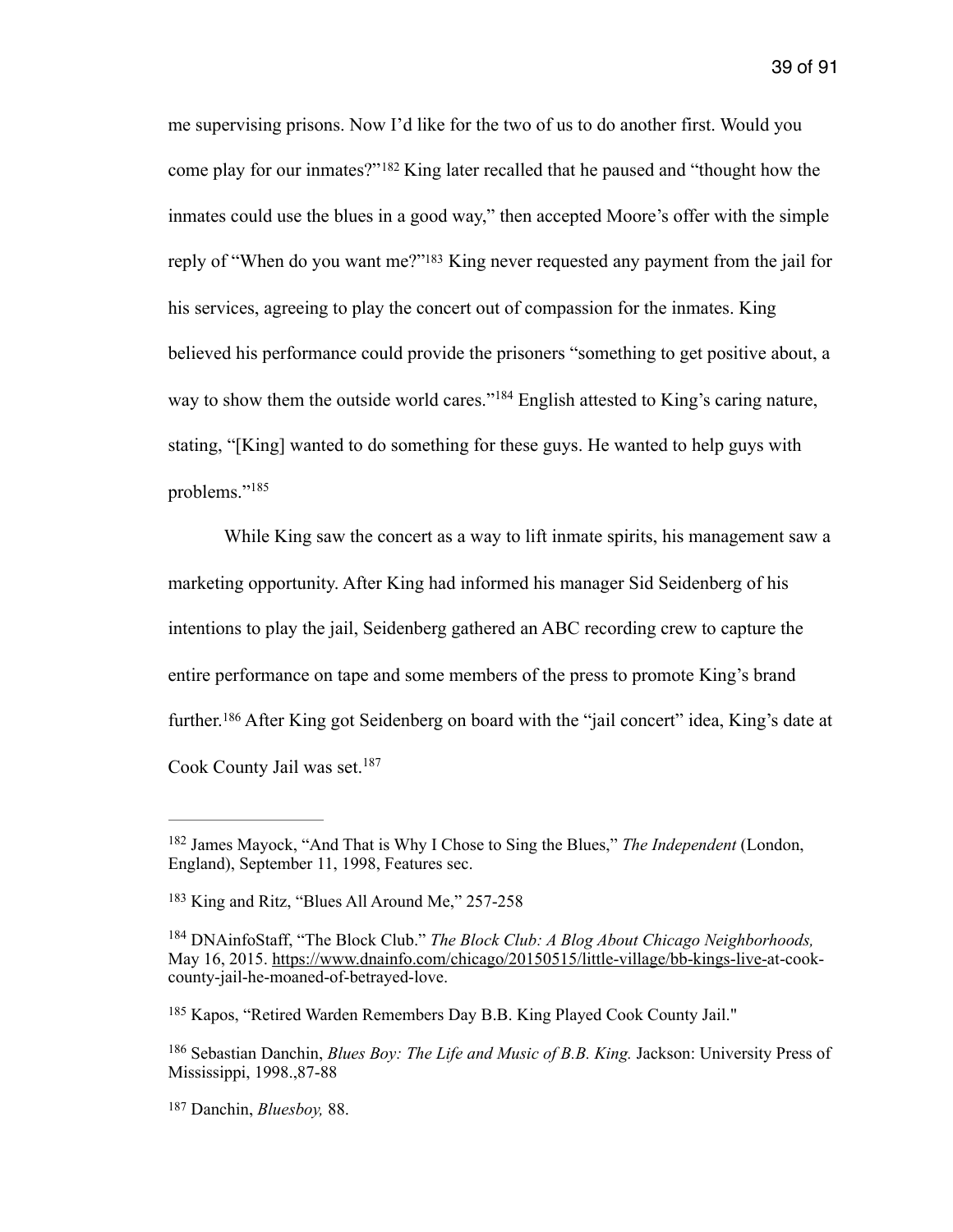me supervising prisons. Now I'd like for the two of us to do another first. Would you come play for our inmates?"[182] King later recalled that he paused and "thought how the inmates could use the blues in a good way," then accepted Moore's offer with the simple reply of "When do you want me?"[183] King never requested any payment from the jail for his services, agreeing to play the concert out of compassion for the inmates. King believed his performance could provide the prisoners "something to get positive about, a way to show them the outside world cares."[184] English attested to King's caring nature, stating, "[King] wanted to do something for these guys. He wanted to help guys with problems."[185]

While King saw the concert as a way to lift inmate spirits, his management saw a marketing opportunity. After King had informed his manager Sid Seidenberg of his intentions to play the jail, Seidenberg gathered an ABC recording crew to capture the entire performance on tape and some members of the press to promote King's brand further.[186] After King got Seidenberg on board with the "jail concert" idea, King's date at Cook County Jail was set.[187]

---

[182] James Mayock, "And That is Why I Chose to Sing the Blues," *The Independent* (London, England), September 11, 1998, Features sec.

[183] King and Ritz, "Blues All Around Me," 257-258

[184] DNAinfoStaff, "The Block Club." *The Block Club: A Blog About Chicago Neighborhoods,* May 16, 2015. https://www.dnainfo.com/chicago/20150515/little-village/bb-kings-live-at-cook-county-jail-he-moaned-of-betrayed-love.

[185] Kapos, "Retired Warden Remembers Day B.B. King Played Cook County Jail."

[186] Sebastian Danchin, *Blues Boy: The Life and Music of B.B. King.* Jackson: University Press of Mississippi, 1998.,87-88

[187] Danchin, *Bluesboy,* 88.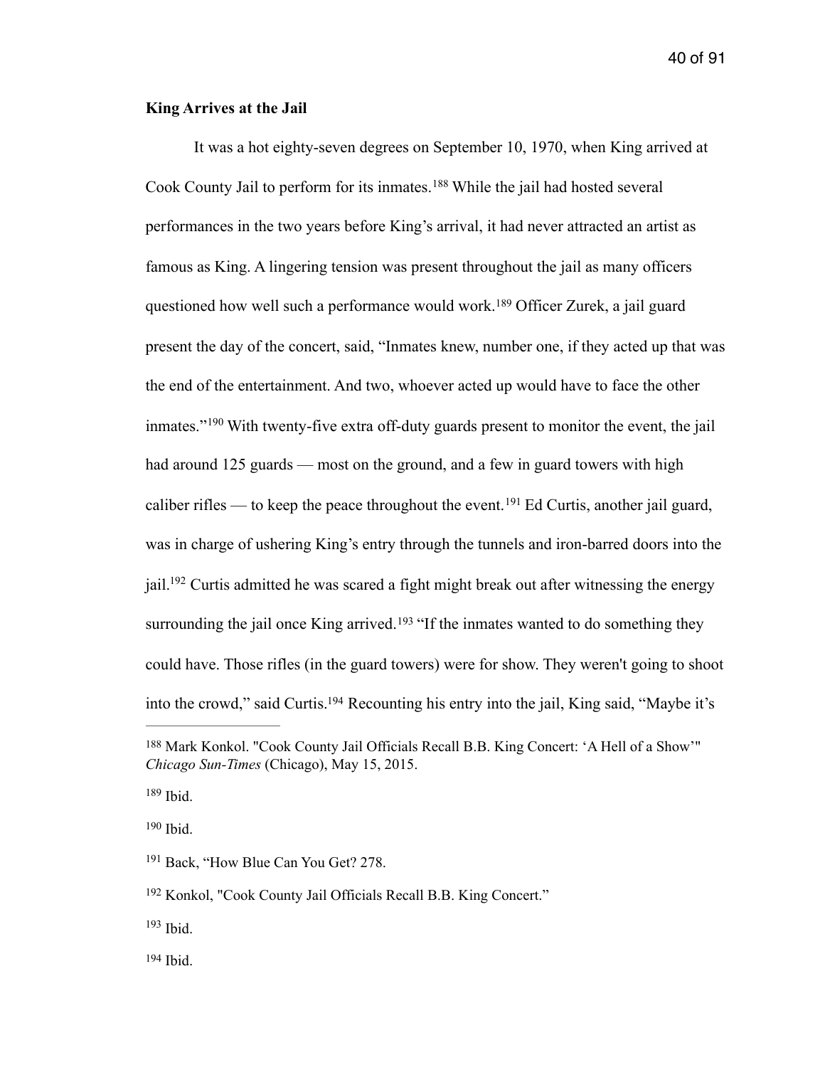### King Arrives at the Jail

It was a hot eighty-seven degrees on September 10, 1970, when King arrived at Cook County Jail to perform for its inmates.[188] While the jail had hosted several performances in the two years before King's arrival, it had never attracted an artist as famous as King. A lingering tension was present throughout the jail as many officers questioned how well such a performance would work.[189] Officer Zurek, a jail guard present the day of the concert, said, "Inmates knew, number one, if they acted up that was the end of the entertainment. And two, whoever acted up would have to face the other inmates."[190] With twenty-five extra off-duty guards present to monitor the event, the jail had around 125 guards — most on the ground, and a few in guard towers with high caliber rifles — to keep the peace throughout the event.[191] Ed Curtis, another jail guard, was in charge of ushering King's entry through the tunnels and iron-barred doors into the jail.[192] Curtis admitted he was scared a fight might break out after witnessing the energy surrounding the jail once King arrived.[193] "If the inmates wanted to do something they could have. Those rifles (in the guard towers) were for show. They weren't going to shoot into the crowd," said Curtis.[194] Recounting his entry into the jail, King said, "Maybe it's

---

[188] Mark Konkol. "Cook County Jail Officials Recall B.B. King Concert: 'A Hell of a Show'" *Chicago Sun-Times* (Chicago), May 15, 2015.

[189] Ibid.

[190] Ibid.

[191] Back, "How Blue Can You Get? 278.

[192] Konkol, "Cook County Jail Officials Recall B.B. King Concert."

[193] Ibid.

[194] Ibid.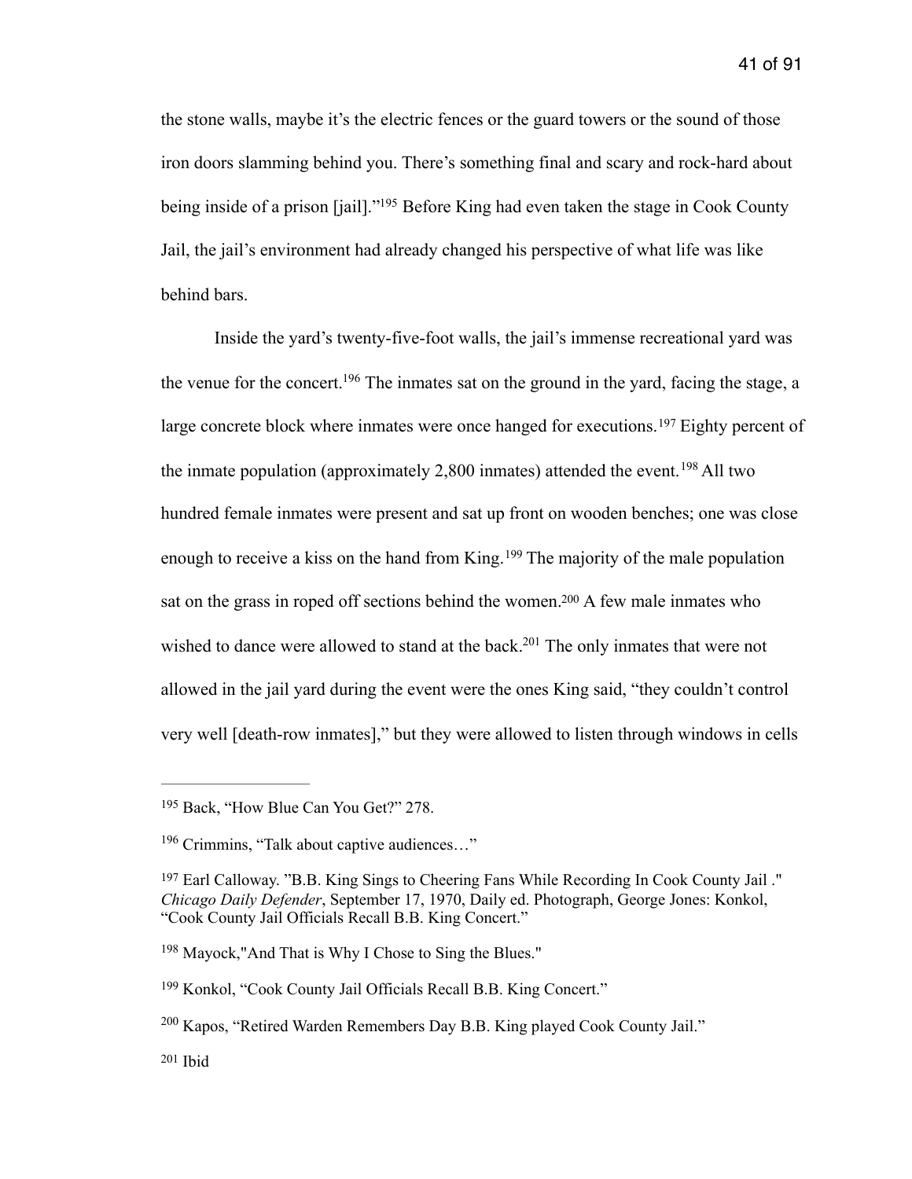the stone walls, maybe it's the electric fences or the guard towers or the sound of those iron doors slamming behind you. There's something final and scary and rock-hard about being inside of a prison [jail]."[195] Before King had even taken the stage in Cook County Jail, the jail's environment had already changed his perspective of what life was like behind bars.

Inside the yard's twenty-five-foot walls, the jail's immense recreational yard was the venue for the concert.[196] The inmates sat on the ground in the yard, facing the stage, a large concrete block where inmates were once hanged for executions.[197] Eighty percent of the inmate population (approximately 2,800 inmates) attended the event.[198] All two hundred female inmates were present and sat up front on wooden benches; one was close enough to receive a kiss on the hand from King.[199] The majority of the male population sat on the grass in roped off sections behind the women.[200] A few male inmates who wished to dance were allowed to stand at the back.[201] The only inmates that were not allowed in the jail yard during the event were the ones King said, "they couldn't control very well [death-row inmates]," but they were allowed to listen through windows in cells

---

[195] Back, "How Blue Can You Get?" 278.

[196] Crimmins, "Talk about captive audiences…"

[197] Earl Calloway. "B.B. King Sings to Cheering Fans While Recording In Cook County Jail ." *Chicago Daily Defender*, September 17, 1970, Daily ed. Photograph, George Jones: Konkol, "Cook County Jail Officials Recall B.B. King Concert."

[198] Mayock,"And That is Why I Chose to Sing the Blues."

[199] Konkol, "Cook County Jail Officials Recall B.B. King Concert."

[200] Kapos, "Retired Warden Remembers Day B.B. King played Cook County Jail."

[201] Ibid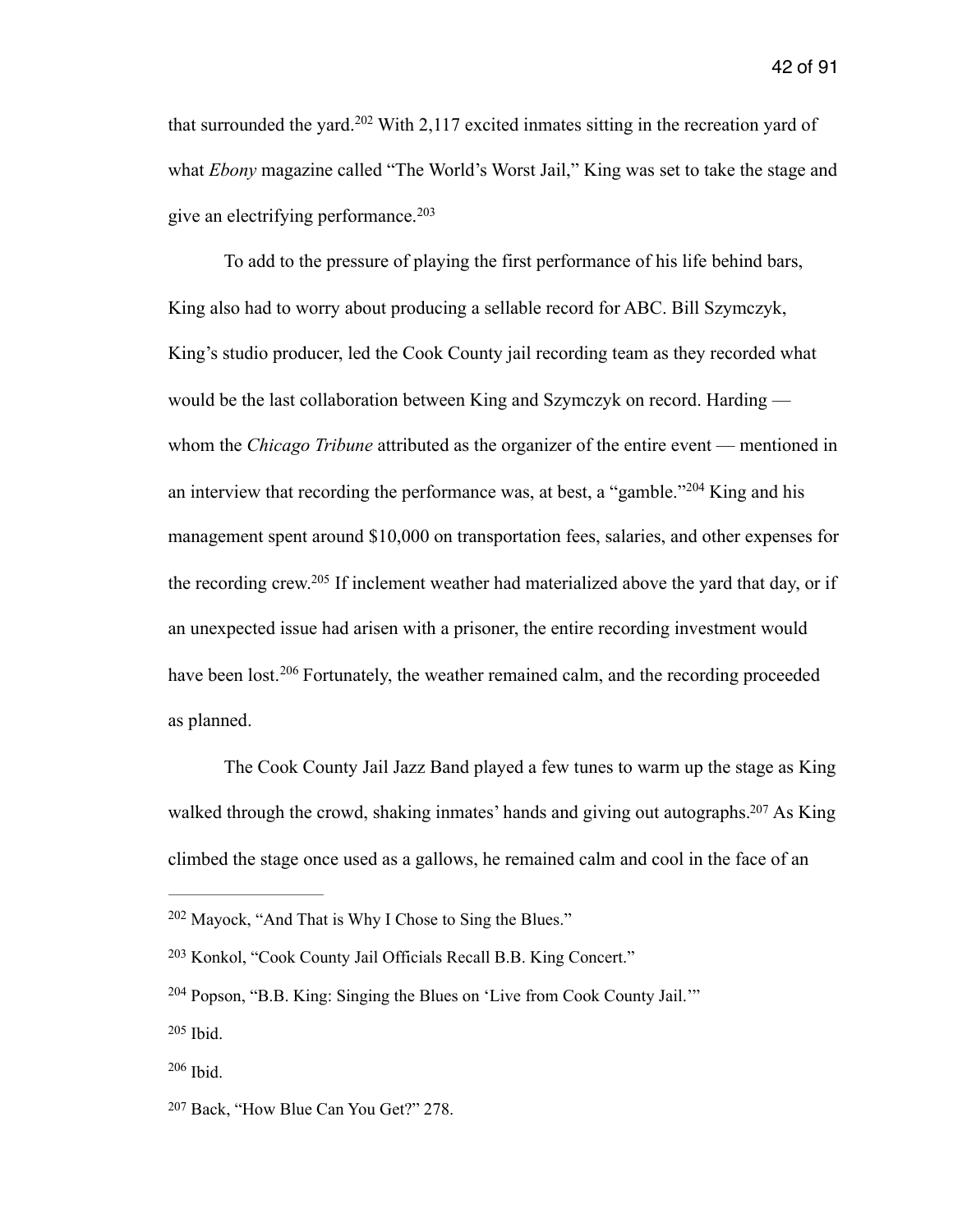that surrounded the yard.[202] With 2,117 excited inmates sitting in the recreation yard of what *Ebony* magazine called "The World's Worst Jail," King was set to take the stage and give an electrifying performance.[203]

To add to the pressure of playing the first performance of his life behind bars, King also had to worry about producing a sellable record for ABC. Bill Szymczyk, King's studio producer, led the Cook County jail recording team as they recorded what would be the last collaboration between King and Szymczyk on record. Harding — whom the *Chicago Tribune* attributed as the organizer of the entire event — mentioned in an interview that recording the performance was, at best, a "gamble."[204] King and his management spent around $10,000 on transportation fees, salaries, and other expenses for the recording crew.[205] If inclement weather had materialized above the yard that day, or if an unexpected issue had arisen with a prisoner, the entire recording investment would have been lost.[206] Fortunately, the weather remained calm, and the recording proceeded as planned.

The Cook County Jail Jazz Band played a few tunes to warm up the stage as King walked through the crowd, shaking inmates' hands and giving out autographs.[207] As King climbed the stage once used as a gallows, he remained calm and cool in the face of an

---

[202] Mayock, "And That is Why I Chose to Sing the Blues."

[203] Konkol, "Cook County Jail Officials Recall B.B. King Concert."

[204] Popson, "B.B. King: Singing the Blues on 'Live from Cook County Jail.'"

[205] Ibid.

[206] Ibid.

[207] Back, "How Blue Can You Get?" 278.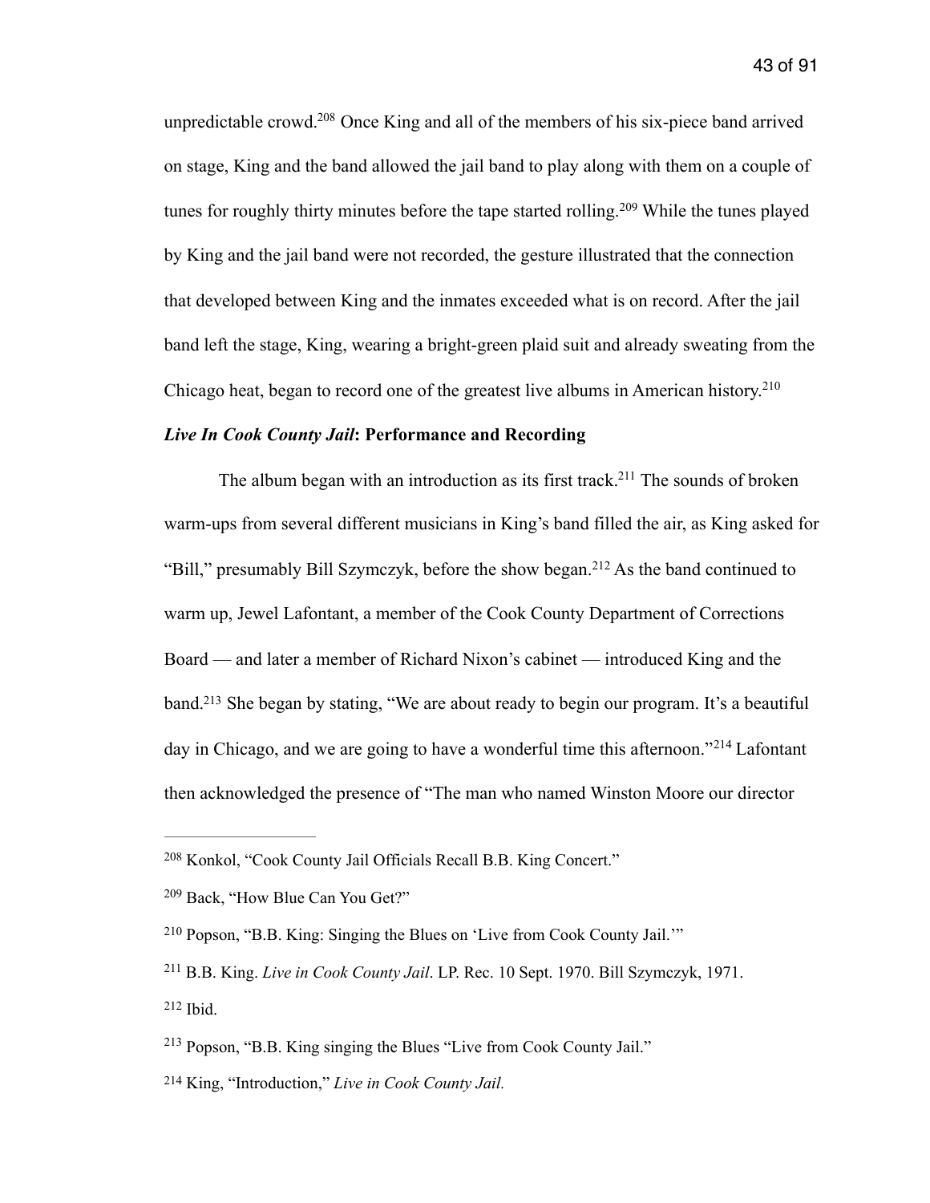unpredictable crowd.[208] Once King and all of the members of his six-piece band arrived on stage, King and the band allowed the jail band to play along with them on a couple of tunes for roughly thirty minutes before the tape started rolling.[209] While the tunes played by King and the jail band were not recorded, the gesture illustrated that the connection that developed between King and the inmates exceeded what is on record. After the jail band left the stage, King, wearing a bright-green plaid suit and already sweating from the Chicago heat, began to record one of the greatest live albums in American history.[210]

### *Live In Cook County Jail*: Performance and Recording

The album began with an introduction as its first track.[211] The sounds of broken warm-ups from several different musicians in King's band filled the air, as King asked for "Bill," presumably Bill Szymczyk, before the show began.[212] As the band continued to warm up, Jewel Lafontant, a member of the Cook County Department of Corrections Board — and later a member of Richard Nixon's cabinet — introduced King and the band.[213] She began by stating, "We are about ready to begin our program. It's a beautiful day in Chicago, and we are going to have a wonderful time this afternoon."[214] Lafontant then acknowledged the presence of "The man who named Winston Moore our director

---

[208] Konkol, "Cook County Jail Officials Recall B.B. King Concert."

[209] Back, "How Blue Can You Get?"

[210] Popson, "B.B. King: Singing the Blues on 'Live from Cook County Jail.'"

[211] B.B. King. *Live in Cook County Jail*. LP. Rec. 10 Sept. 1970. Bill Szymczyk, 1971.

[212] Ibid.

[213] Popson, "B.B. King singing the Blues "Live from Cook County Jail."

[214] King, "Introduction," *Live in Cook County Jail.*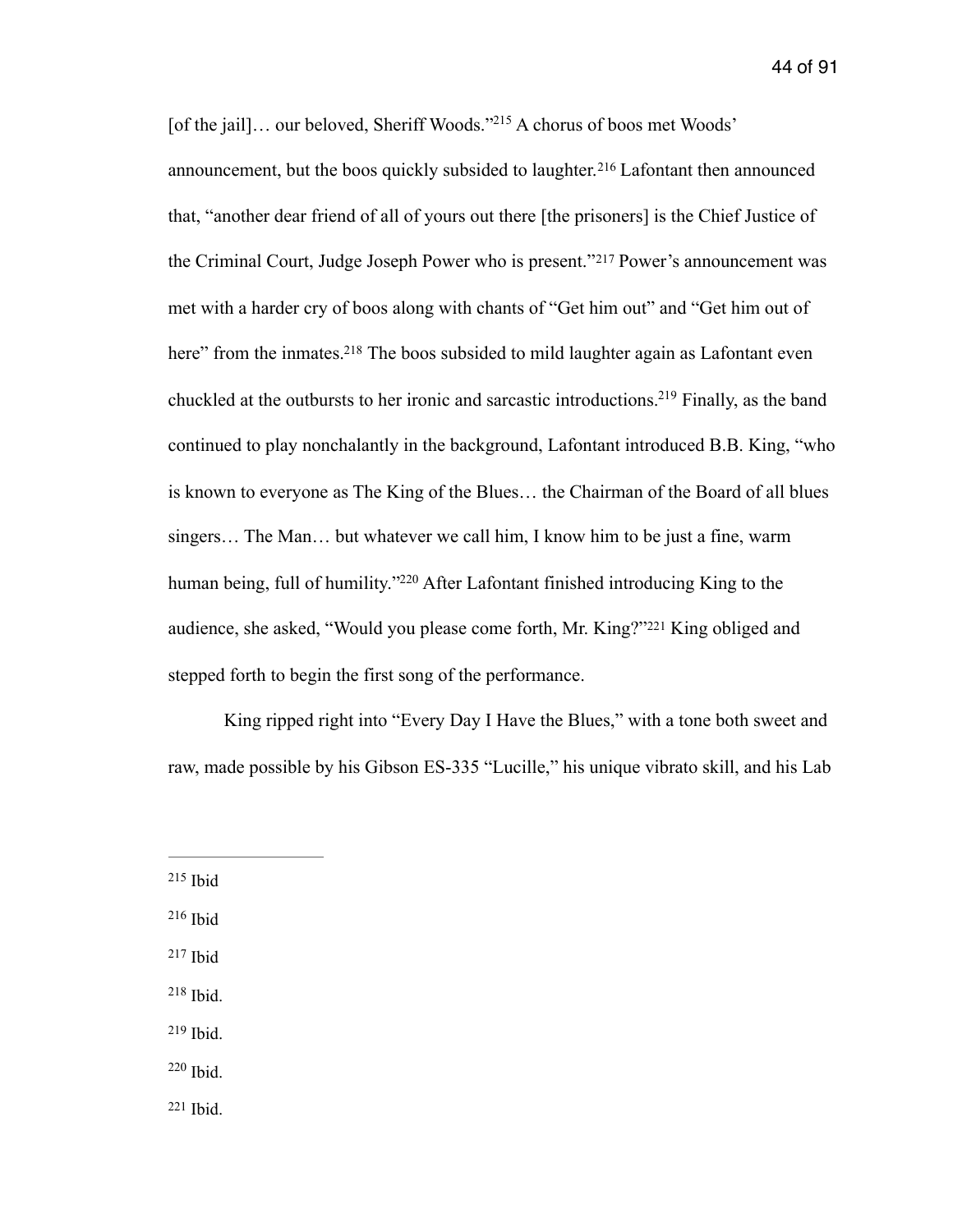[of the jail]… our beloved, Sheriff Woods."[215] A chorus of boos met Woods' announcement, but the boos quickly subsided to laughter.[216] Lafontant then announced that, "another dear friend of all of yours out there [the prisoners] is the Chief Justice of the Criminal Court, Judge Joseph Power who is present."[217] Power's announcement was met with a harder cry of boos along with chants of "Get him out" and "Get him out of here" from the inmates.[218] The boos subsided to mild laughter again as Lafontant even chuckled at the outbursts to her ironic and sarcastic introductions.[219] Finally, as the band continued to play nonchalantly in the background, Lafontant introduced B.B. King, "who is known to everyone as The King of the Blues… the Chairman of the Board of all blues singers… The Man… but whatever we call him, I know him to be just a fine, warm human being, full of humility."[220] After Lafontant finished introducing King to the audience, she asked, "Would you please come forth, Mr. King?"[221] King obliged and stepped forth to begin the first song of the performance.

King ripped right into "Every Day I Have the Blues," with a tone both sweet and raw, made possible by his Gibson ES-335 "Lucille," his unique vibrato skill, and his Lab

---

[215] Ibid

[216] Ibid

[217] Ibid

[218] Ibid.

[219] Ibid.

[220] Ibid.

[221] Ibid.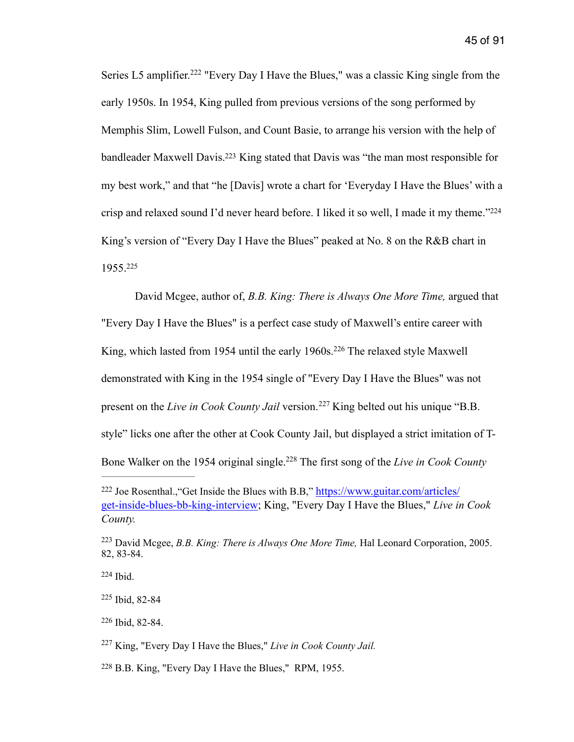Series L5 amplifier.[222] "Every Day I Have the Blues," was a classic King single from the early 1950s. In 1954, King pulled from previous versions of the song performed by Memphis Slim, Lowell Fulson, and Count Basie, to arrange his version with the help of bandleader Maxwell Davis.[223] King stated that Davis was "the man most responsible for my best work," and that "he [Davis] wrote a chart for 'Everyday I Have the Blues' with a crisp and relaxed sound I'd never heard before. I liked it so well, I made it my theme."[224] King's version of "Every Day I Have the Blues" peaked at No. 8 on the R&B chart in 1955.[225]

David Mcgee, author of, *B.B. King: There is Always One More Time,* argued that "Every Day I Have the Blues" is a perfect case study of Maxwell's entire career with King, which lasted from 1954 until the early 1960s.[226] The relaxed style Maxwell demonstrated with King in the 1954 single of "Every Day I Have the Blues" was not present on the *Live in Cook County Jail* version.[227] King belted out his unique "B.B. style" licks one after the other at Cook County Jail, but displayed a strict imitation of T-Bone Walker on the 1954 original single.[228] The first song of the *Live in Cook County*

---

[222] Joe Rosenthal.,"Get Inside the Blues with B.B," https://www.guitar.com/articles/get-inside-blues-bb-king-interview; King, "Every Day I Have the Blues," *Live in Cook County.*

[223] David Mcgee, *B.B. King: There is Always One More Time,* Hal Leonard Corporation, 2005. 82, 83-84.

[224] Ibid.

[225] Ibid, 82-84

[226] Ibid, 82-84.

[227] King, "Every Day I Have the Blues," *Live in Cook County Jail.*

[228] B.B. King, "Every Day I Have the Blues," RPM, 1955.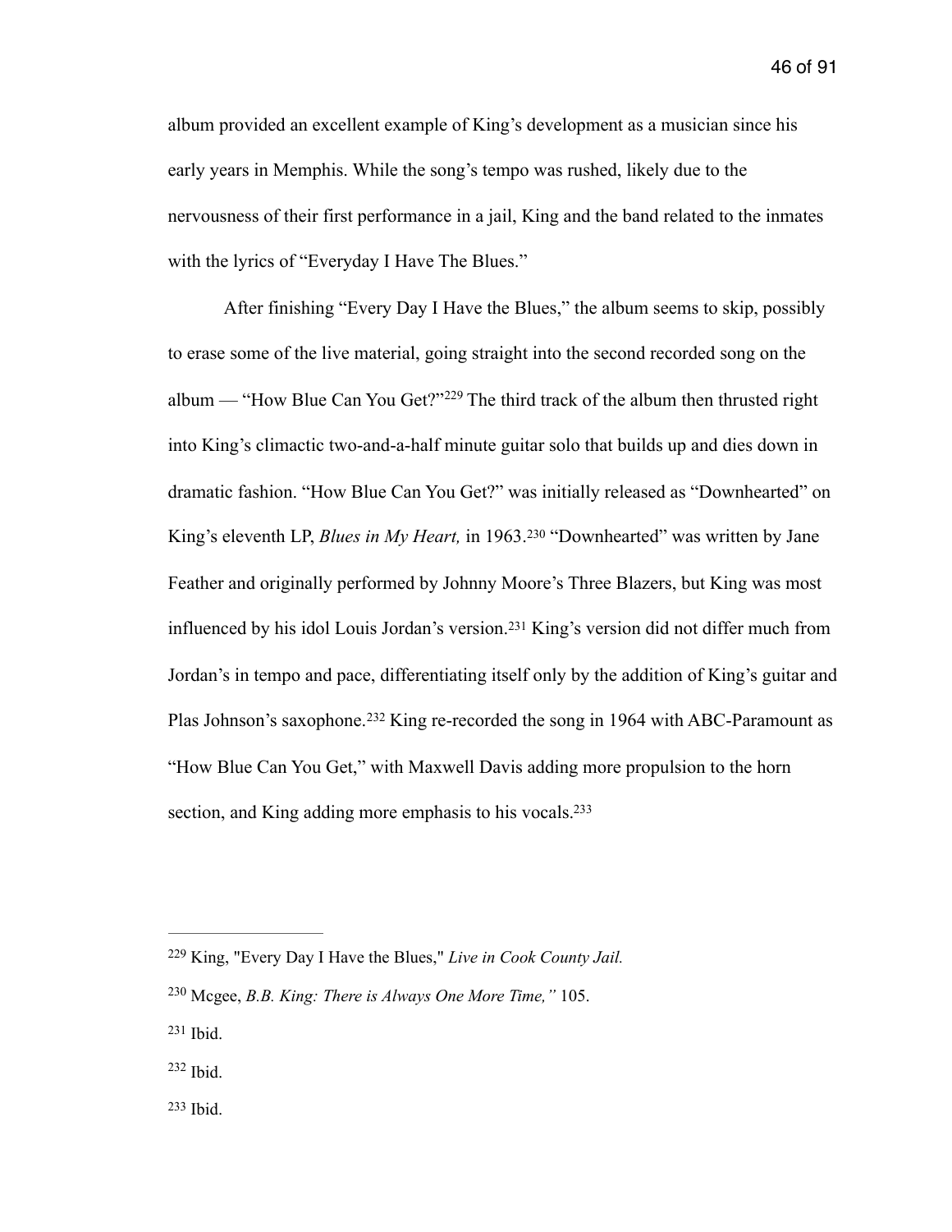album provided an excellent example of King's development as a musician since his early years in Memphis. While the song's tempo was rushed, likely due to the nervousness of their first performance in a jail, King and the band related to the inmates with the lyrics of "Everyday I Have The Blues."

After finishing "Every Day I Have the Blues," the album seems to skip, possibly to erase some of the live material, going straight into the second recorded song on the album — "How Blue Can You Get?"[229] The third track of the album then thrusted right into King's climactic two-and-a-half minute guitar solo that builds up and dies down in dramatic fashion. "How Blue Can You Get?" was initially released as "Downhearted" on King's eleventh LP, *Blues in My Heart,* in 1963.[230] "Downhearted" was written by Jane Feather and originally performed by Johnny Moore's Three Blazers, but King was most influenced by his idol Louis Jordan's version.[231] King's version did not differ much from Jordan's in tempo and pace, differentiating itself only by the addition of King's guitar and Plas Johnson's saxophone.[232] King re-recorded the song in 1964 with ABC-Paramount as "How Blue Can You Get," with Maxwell Davis adding more propulsion to the horn section, and King adding more emphasis to his vocals.[233]

---

[229] King, "Every Day I Have the Blues," *Live in Cook County Jail.*

[230] Mcgee, *B.B. King: There is Always One More Time,"* 105.

[231] Ibid.

[232] Ibid.

[233] Ibid.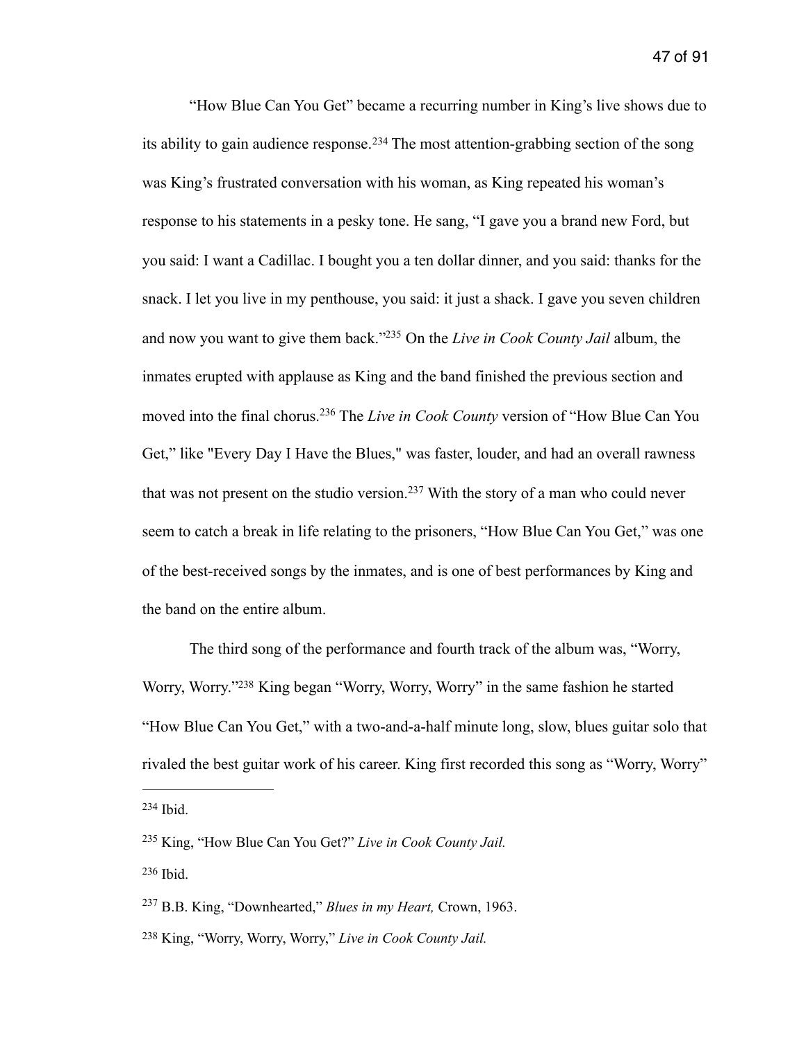"How Blue Can You Get" became a recurring number in King's live shows due to its ability to gain audience response.[234] The most attention-grabbing section of the song was King's frustrated conversation with his woman, as King repeated his woman's response to his statements in a pesky tone. He sang, "I gave you a brand new Ford, but you said: I want a Cadillac. I bought you a ten dollar dinner, and you said: thanks for the snack. I let you live in my penthouse, you said: it just a shack. I gave you seven children and now you want to give them back."[235] On the *Live in Cook County Jail* album, the inmates erupted with applause as King and the band finished the previous section and moved into the final chorus.[236] The *Live in Cook County* version of "How Blue Can You Get," like "Every Day I Have the Blues," was faster, louder, and had an overall rawness that was not present on the studio version.[237] With the story of a man who could never seem to catch a break in life relating to the prisoners, "How Blue Can You Get," was one of the best-received songs by the inmates, and is one of best performances by King and the band on the entire album.

The third song of the performance and fourth track of the album was, "Worry, Worry, Worry."[238] King began "Worry, Worry, Worry" in the same fashion he started "How Blue Can You Get," with a two-and-a-half minute long, slow, blues guitar solo that rivaled the best guitar work of his career. King first recorded this song as "Worry, Worry"

---

[234] Ibid.

[235] King, "How Blue Can You Get?" *Live in Cook County Jail.*

[236] Ibid.

[237] B.B. King, "Downhearted," *Blues in my Heart,* Crown, 1963.

[238] King, "Worry, Worry, Worry," *Live in Cook County Jail.*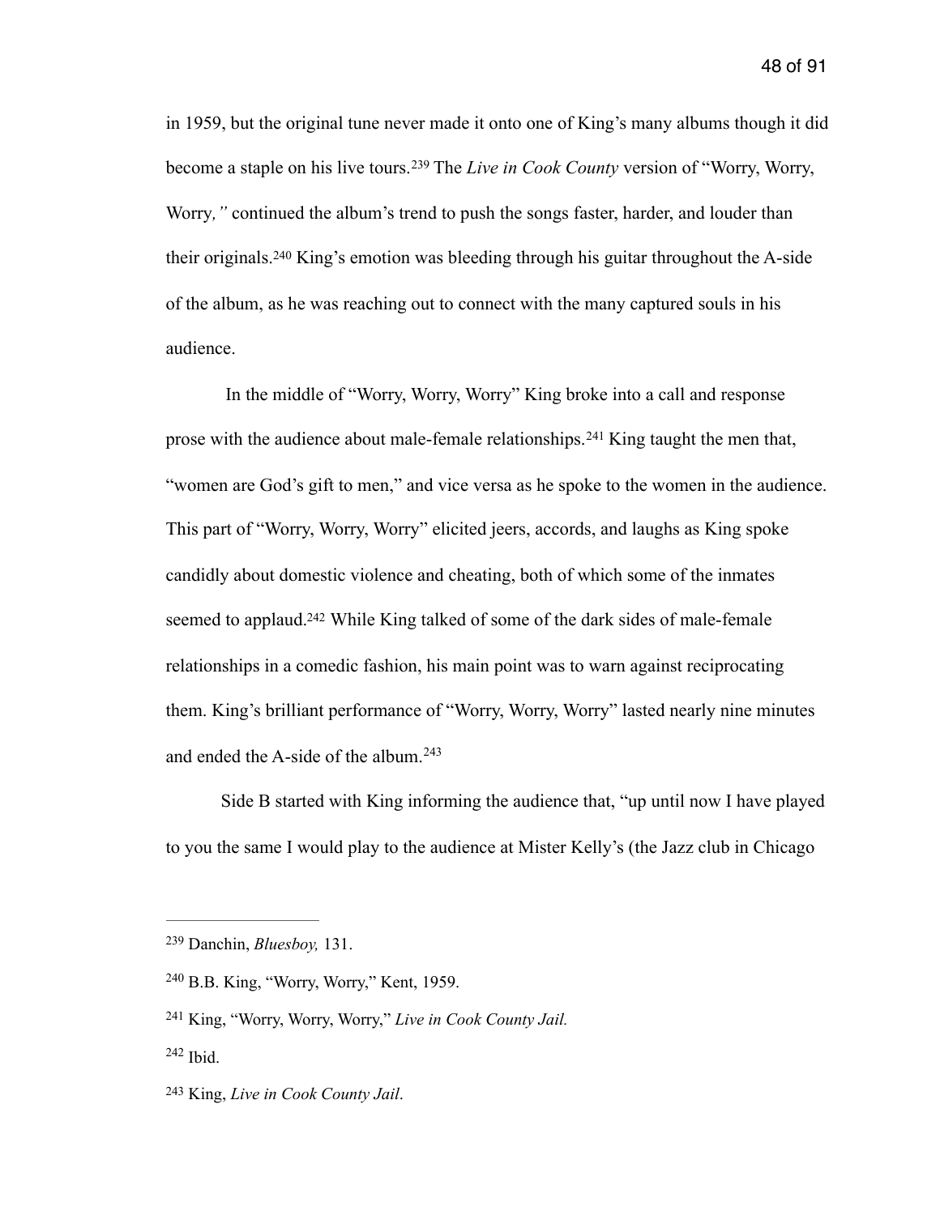in 1959, but the original tune never made it onto one of King's many albums though it did become a staple on his live tours.[239] The *Live in Cook County* version of "Worry, Worry, Worry*,"* continued the album's trend to push the songs faster, harder, and louder than their originals.[240] King's emotion was bleeding through his guitar throughout the A-side of the album, as he was reaching out to connect with the many captured souls in his audience.

In the middle of "Worry, Worry, Worry" King broke into a call and response prose with the audience about male-female relationships.[241] King taught the men that, "women are God's gift to men," and vice versa as he spoke to the women in the audience. This part of "Worry, Worry, Worry" elicited jeers, accords, and laughs as King spoke candidly about domestic violence and cheating, both of which some of the inmates seemed to applaud.[242] While King talked of some of the dark sides of male-female relationships in a comedic fashion, his main point was to warn against reciprocating them. King's brilliant performance of "Worry, Worry, Worry" lasted nearly nine minutes and ended the A-side of the album.[243]

Side B started with King informing the audience that, "up until now I have played to you the same I would play to the audience at Mister Kelly's (the Jazz club in Chicago

---

[239] Danchin, *Bluesboy,* 131.

[240] B.B. King, "Worry, Worry," Kent, 1959.

[241] King, "Worry, Worry, Worry," *Live in Cook County Jail.*

[242] Ibid.

[243] King, *Live in Cook County Jail*.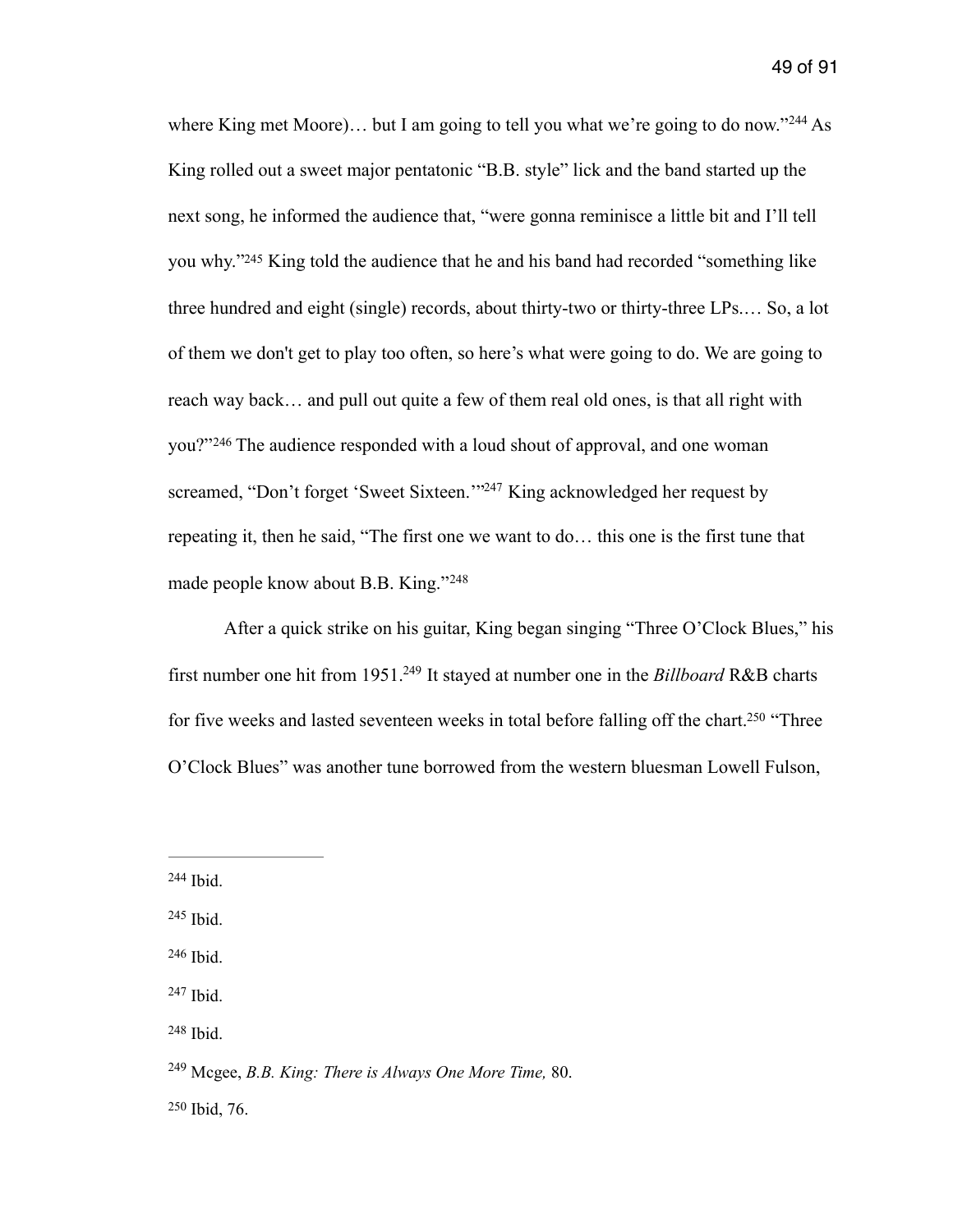where King met Moore)… but I am going to tell you what we're going to do now."[244] As King rolled out a sweet major pentatonic "B.B. style" lick and the band started up the next song, he informed the audience that, "were gonna reminisce a little bit and I'll tell you why."[245] King told the audience that he and his band had recorded "something like three hundred and eight (single) records, about thirty-two or thirty-three LPs.… So, a lot of them we don't get to play too often, so here's what were going to do. We are going to reach way back… and pull out quite a few of them real old ones, is that all right with you?"[246] The audience responded with a loud shout of approval, and one woman screamed, "Don't forget 'Sweet Sixteen.'"[247] King acknowledged her request by repeating it, then he said, "The first one we want to do… this one is the first tune that made people know about B.B. King."[248]

After a quick strike on his guitar, King began singing "Three O'Clock Blues," his first number one hit from 1951.[249] It stayed at number one in the *Billboard* R&B charts for five weeks and lasted seventeen weeks in total before falling off the chart.[250] "Three O'Clock Blues" was another tune borrowed from the western bluesman Lowell Fulson,

---

[244] Ibid.

[245] Ibid.

[246] Ibid.

[247] Ibid.

[248] Ibid.

[249] Mcgee, *B.B. King: There is Always One More Time,* 80.

[250] Ibid, 76.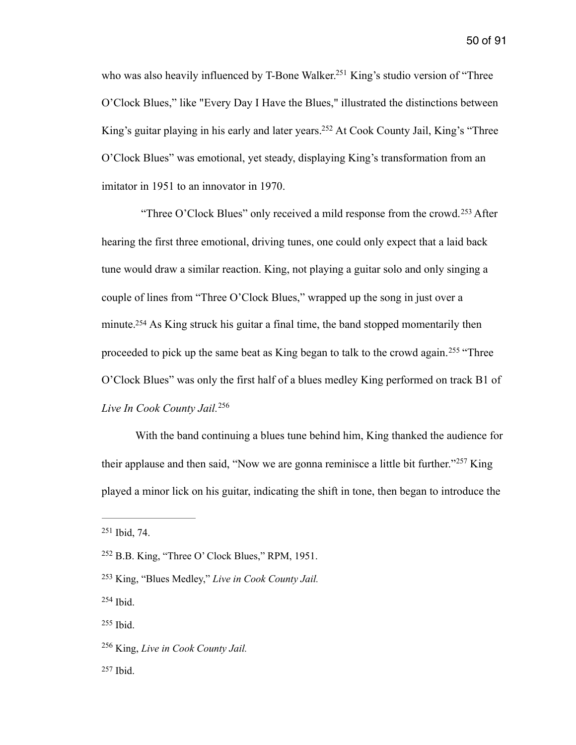who was also heavily influenced by T-Bone Walker.[251] King's studio version of "Three O'Clock Blues," like "Every Day I Have the Blues," illustrated the distinctions between King's guitar playing in his early and later years.[252] At Cook County Jail, King's "Three O'Clock Blues" was emotional, yet steady, displaying King's transformation from an imitator in 1951 to an innovator in 1970.

"Three O'Clock Blues" only received a mild response from the crowd.[253] After hearing the first three emotional, driving tunes, one could only expect that a laid back tune would draw a similar reaction. King, not playing a guitar solo and only singing a couple of lines from "Three O'Clock Blues," wrapped up the song in just over a minute.[254] As King struck his guitar a final time, the band stopped momentarily then proceeded to pick up the same beat as King began to talk to the crowd again.[255] "Three O'Clock Blues" was only the first half of a blues medley King performed on track B1 of *Live In Cook County Jail.*[256]

With the band continuing a blues tune behind him, King thanked the audience for their applause and then said, "Now we are gonna reminisce a little bit further."[257] King played a minor lick on his guitar, indicating the shift in tone, then began to introduce the

---

[251] Ibid, 74.

[252] B.B. King, "Three O' Clock Blues," RPM, 1951.

[253] King, "Blues Medley," *Live in Cook County Jail.*

[254] Ibid.

[255] Ibid.

[256] King, *Live in Cook County Jail.*

[257] Ibid.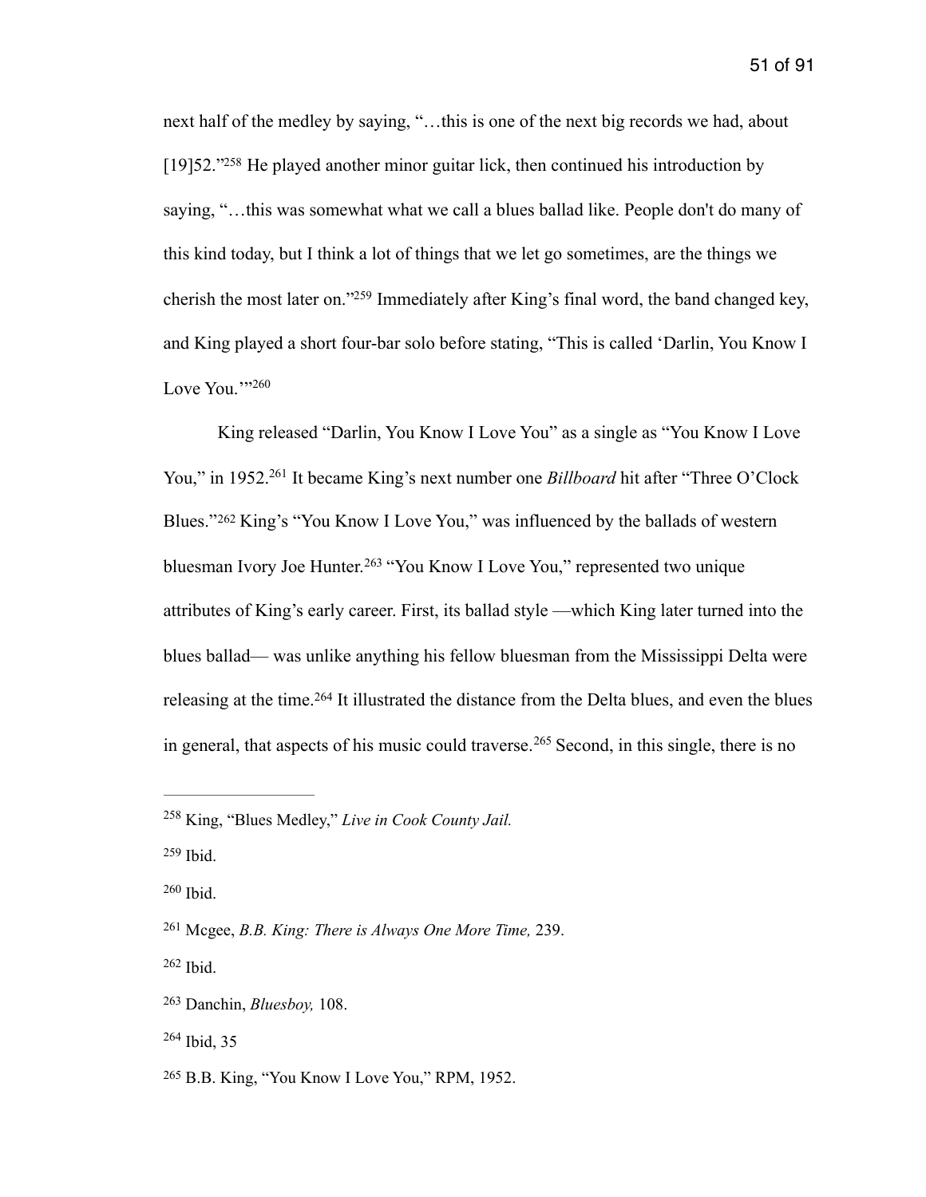next half of the medley by saying, "…this is one of the next big records we had, about [19]52."[258] He played another minor guitar lick, then continued his introduction by saying, "…this was somewhat what we call a blues ballad like. People don't do many of this kind today, but I think a lot of things that we let go sometimes, are the things we cherish the most later on."[259] Immediately after King's final word, the band changed key, and King played a short four-bar solo before stating, "This is called 'Darlin, You Know I Love You.'"[260]

King released "Darlin, You Know I Love You" as a single as "You Know I Love You," in 1952.[261] It became King's next number one *Billboard* hit after "Three O'Clock Blues."[262] King's "You Know I Love You," was influenced by the ballads of western bluesman Ivory Joe Hunter.[263] "You Know I Love You," represented two unique attributes of King's early career. First, its ballad style —which King later turned into the blues ballad— was unlike anything his fellow bluesman from the Mississippi Delta were releasing at the time.[264] It illustrated the distance from the Delta blues, and even the blues in general, that aspects of his music could traverse.[265] Second, in this single, there is no

---

[258] King, "Blues Medley," *Live in Cook County Jail.*

[259] Ibid.

[260] Ibid.

[261] Mcgee, *B.B. King: There is Always One More Time,* 239.

[262] Ibid.

[263] Danchin, *Bluesboy,* 108.

[264] Ibid, 35

[265] B.B. King, "You Know I Love You," RPM, 1952.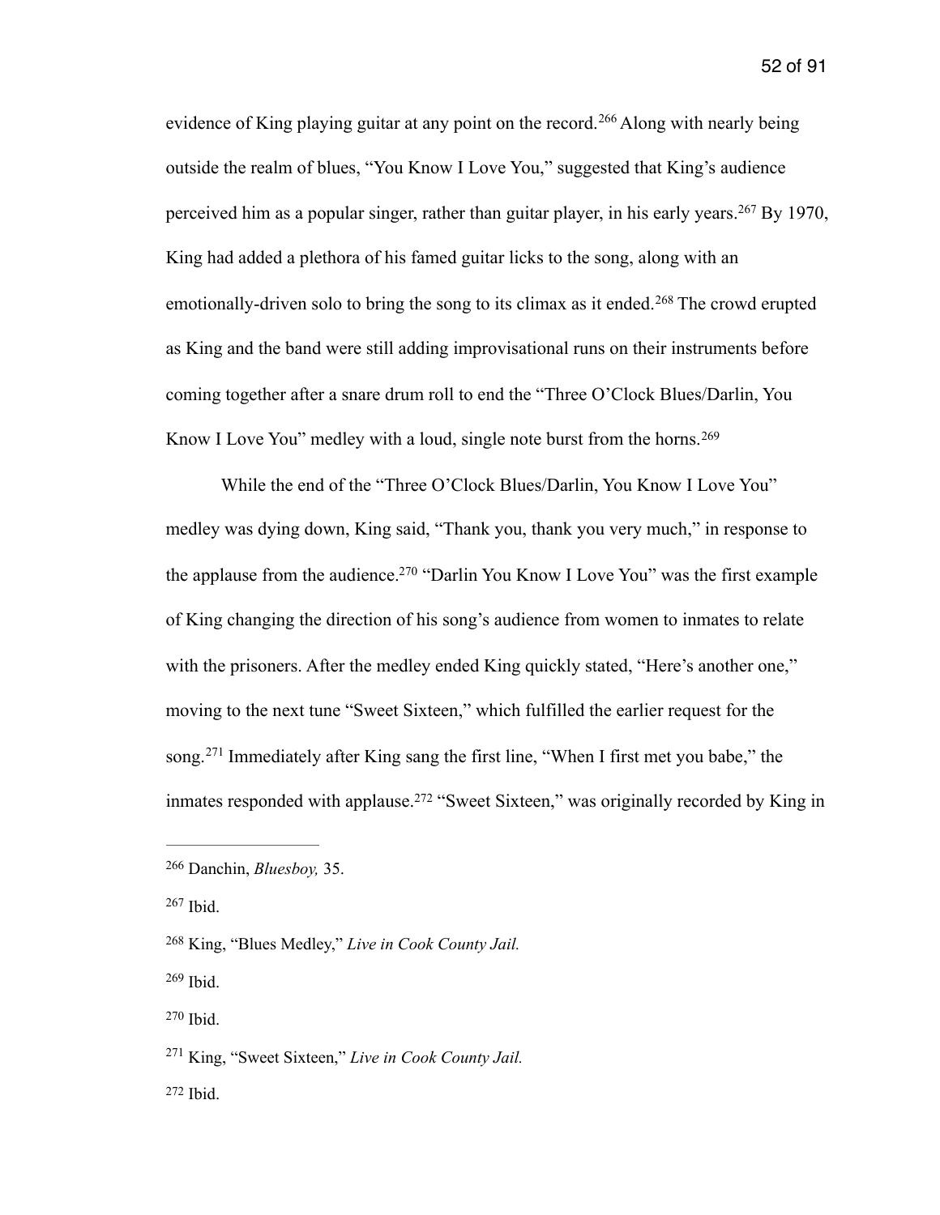evidence of King playing guitar at any point on the record.[266] Along with nearly being outside the realm of blues, "You Know I Love You," suggested that King's audience perceived him as a popular singer, rather than guitar player, in his early years.[267] By 1970, King had added a plethora of his famed guitar licks to the song, along with an emotionally-driven solo to bring the song to its climax as it ended.[268] The crowd erupted as King and the band were still adding improvisational runs on their instruments before coming together after a snare drum roll to end the "Three O'Clock Blues/Darlin, You Know I Love You" medley with a loud, single note burst from the horns.[269]

While the end of the "Three O'Clock Blues/Darlin, You Know I Love You" medley was dying down, King said, "Thank you, thank you very much," in response to the applause from the audience.[270] "Darlin You Know I Love You" was the first example of King changing the direction of his song's audience from women to inmates to relate with the prisoners. After the medley ended King quickly stated, "Here's another one," moving to the next tune "Sweet Sixteen," which fulfilled the earlier request for the song.[271] Immediately after King sang the first line, "When I first met you babe," the inmates responded with applause.[272] "Sweet Sixteen," was originally recorded by King in

---

[266] Danchin, *Bluesboy,* 35.

[267] Ibid.

[268] King, "Blues Medley," *Live in Cook County Jail.*

[269] Ibid.

[270] Ibid.

[271] King, "Sweet Sixteen," *Live in Cook County Jail.*

[272] Ibid.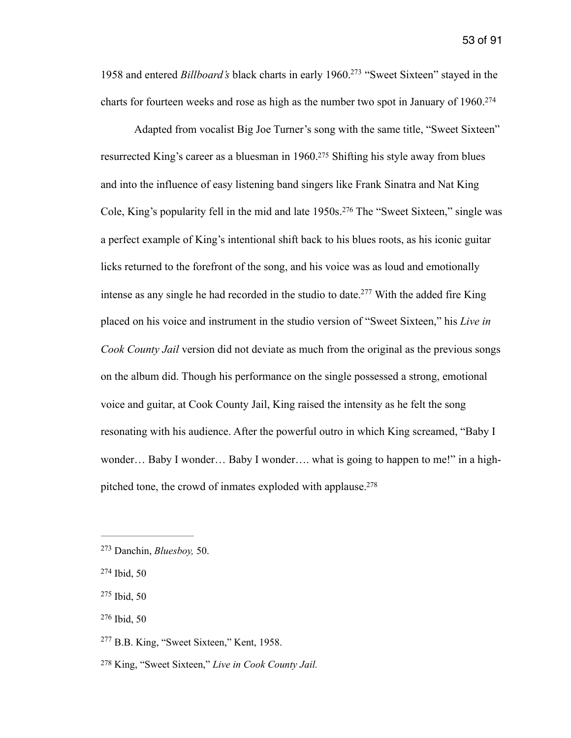1958 and entered *Billboard's* black charts in early 1960.[273] "Sweet Sixteen" stayed in the charts for fourteen weeks and rose as high as the number two spot in January of 1960.[274]

Adapted from vocalist Big Joe Turner's song with the same title, "Sweet Sixteen" resurrected King's career as a bluesman in 1960.[275] Shifting his style away from blues and into the influence of easy listening band singers like Frank Sinatra and Nat King Cole, King's popularity fell in the mid and late 1950s.[276] The "Sweet Sixteen," single was a perfect example of King's intentional shift back to his blues roots, as his iconic guitar licks returned to the forefront of the song, and his voice was as loud and emotionally intense as any single he had recorded in the studio to date.[277] With the added fire King placed on his voice and instrument in the studio version of "Sweet Sixteen," his *Live in Cook County Jail* version did not deviate as much from the original as the previous songs on the album did. Though his performance on the single possessed a strong, emotional voice and guitar, at Cook County Jail, King raised the intensity as he felt the song resonating with his audience. After the powerful outro in which King screamed, "Baby I wonder… Baby I wonder… Baby I wonder…. what is going to happen to me!" in a high-pitched tone, the crowd of inmates exploded with applause.[278]

---

[273] Danchin, *Bluesboy,* 50.

[274] Ibid, 50

[275] Ibid, 50

[276] Ibid, 50

[277] B.B. King, "Sweet Sixteen," Kent, 1958.

[278] King, "Sweet Sixteen," *Live in Cook County Jail.*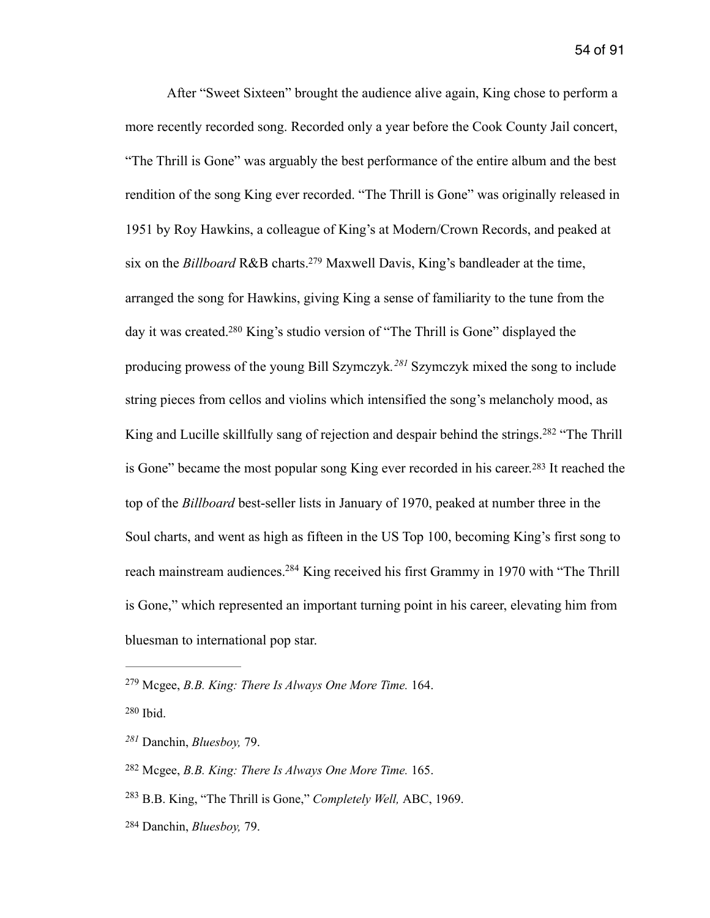After "Sweet Sixteen" brought the audience alive again, King chose to perform a more recently recorded song. Recorded only a year before the Cook County Jail concert, "The Thrill is Gone" was arguably the best performance of the entire album and the best rendition of the song King ever recorded. "The Thrill is Gone" was originally released in 1951 by Roy Hawkins, a colleague of King's at Modern/Crown Records, and peaked at six on the *Billboard* R&B charts.[279] Maxwell Davis, King's bandleader at the time, arranged the song for Hawkins, giving King a sense of familiarity to the tune from the day it was created.[280] King's studio version of "The Thrill is Gone" displayed the producing prowess of the young Bill Szymczyk.[281] Szymczyk mixed the song to include string pieces from cellos and violins which intensified the song's melancholy mood, as King and Lucille skillfully sang of rejection and despair behind the strings.[282] "The Thrill is Gone" became the most popular song King ever recorded in his career.[283] It reached the top of the *Billboard* best-seller lists in January of 1970, peaked at number three in the Soul charts, and went as high as fifteen in the US Top 100, becoming King's first song to reach mainstream audiences.[284] King received his first Grammy in 1970 with "The Thrill is Gone," which represented an important turning point in his career, elevating him from bluesman to international pop star.

---

[279] Mcgee, *B.B. King: There Is Always One More Time.* 164.

[280] Ibid.

[281] Danchin, *Bluesboy,* 79.

[282] Mcgee, *B.B. King: There Is Always One More Time.* 165.

[283] B.B. King, "The Thrill is Gone," *Completely Well,* ABC, 1969.

[284] Danchin, *Bluesboy,* 79.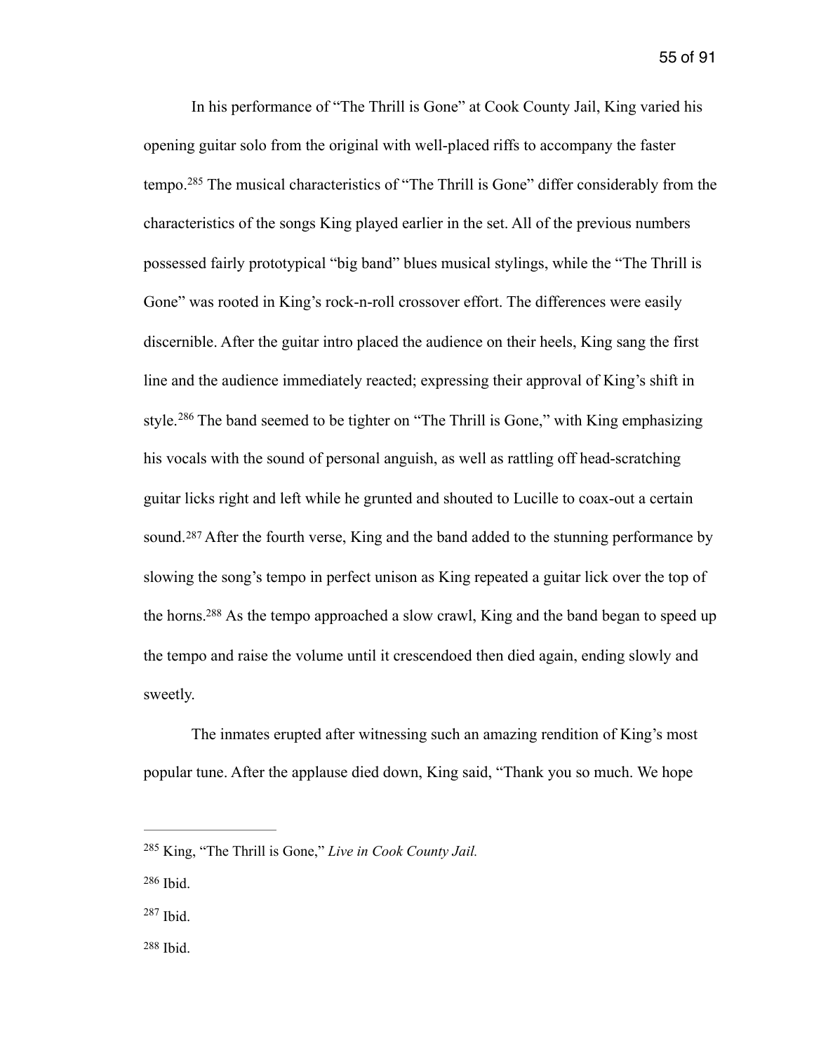In his performance of "The Thrill is Gone" at Cook County Jail, King varied his opening guitar solo from the original with well-placed riffs to accompany the faster tempo.[285] The musical characteristics of "The Thrill is Gone" differ considerably from the characteristics of the songs King played earlier in the set. All of the previous numbers possessed fairly prototypical "big band" blues musical stylings, while the "The Thrill is Gone" was rooted in King's rock-n-roll crossover effort. The differences were easily discernible. After the guitar intro placed the audience on their heels, King sang the first line and the audience immediately reacted; expressing their approval of King's shift in style.[286] The band seemed to be tighter on "The Thrill is Gone," with King emphasizing his vocals with the sound of personal anguish, as well as rattling off head-scratching guitar licks right and left while he grunted and shouted to Lucille to coax-out a certain sound.[287] After the fourth verse, King and the band added to the stunning performance by slowing the song's tempo in perfect unison as King repeated a guitar lick over the top of the horns.[288] As the tempo approached a slow crawl, King and the band began to speed up the tempo and raise the volume until it crescendoed then died again, ending slowly and sweetly.

The inmates erupted after witnessing such an amazing rendition of King's most popular tune. After the applause died down, King said, "Thank you so much. We hope

---

[285] King, "The Thrill is Gone," *Live in Cook County Jail.*

[286] Ibid.

[287] Ibid.

[288] Ibid.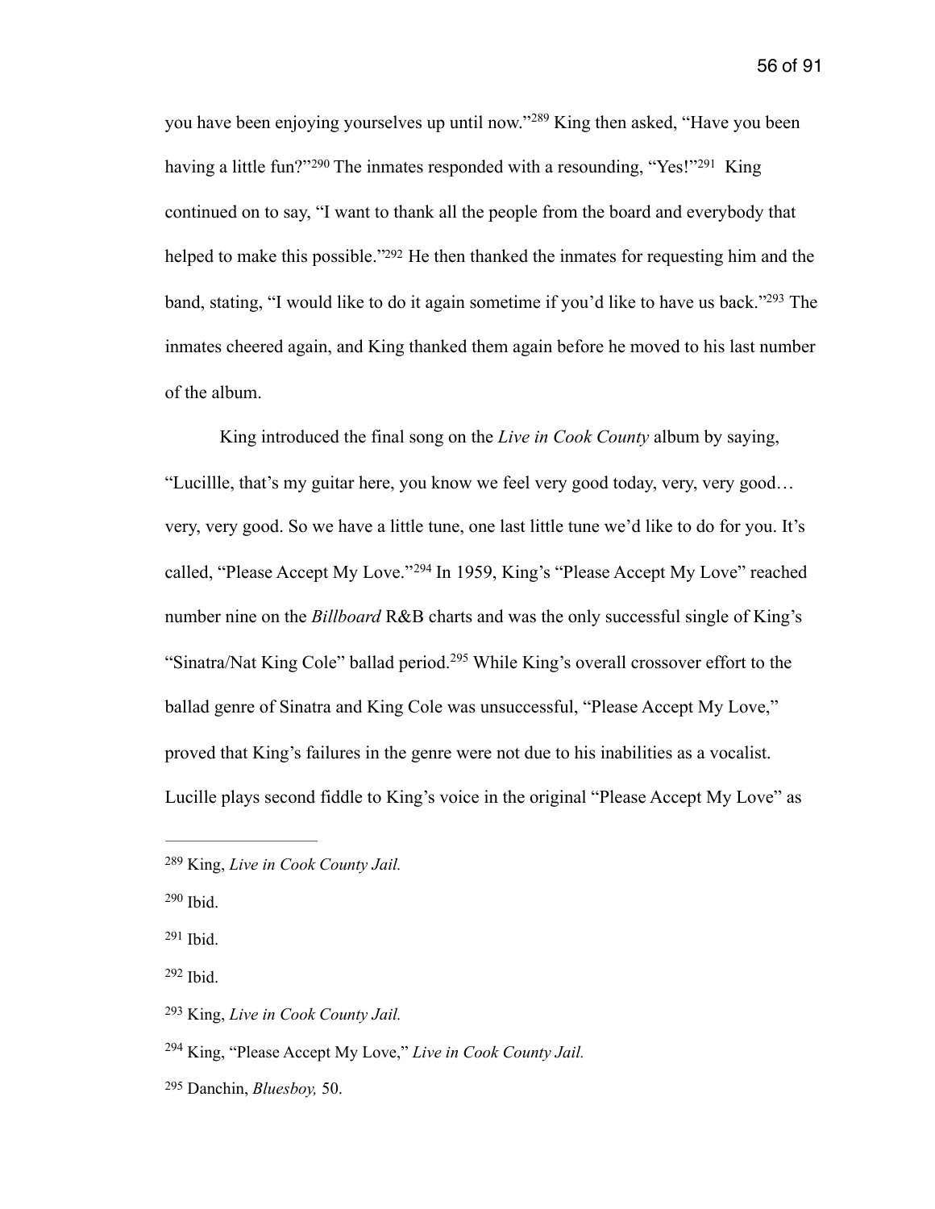you have been enjoying yourselves up until now."[289] King then asked, "Have you been having a little fun?"[290] The inmates responded with a resounding, "Yes!"[291] King continued on to say, "I want to thank all the people from the board and everybody that helped to make this possible."[292] He then thanked the inmates for requesting him and the band, stating, "I would like to do it again sometime if you'd like to have us back."[293] The inmates cheered again, and King thanked them again before he moved to his last number of the album.

King introduced the final song on the *Live in Cook County* album by saying, "Lucillle, that's my guitar here, you know we feel very good today, very, very good… very, very good. So we have a little tune, one last little tune we'd like to do for you. It's called, "Please Accept My Love."[294] In 1959, King's "Please Accept My Love" reached number nine on the *Billboard* R&B charts and was the only successful single of King's "Sinatra/Nat King Cole" ballad period.[295] While King's overall crossover effort to the ballad genre of Sinatra and King Cole was unsuccessful, "Please Accept My Love," proved that King's failures in the genre were not due to his inabilities as a vocalist. Lucille plays second fiddle to King's voice in the original "Please Accept My Love" as

---

[289] King, *Live in Cook County Jail.*

[290] Ibid.

[291] Ibid.

[292] Ibid.

[293] King, *Live in Cook County Jail.*

[294] King, "Please Accept My Love," *Live in Cook County Jail.*

[295] Danchin, *Bluesboy,* 50.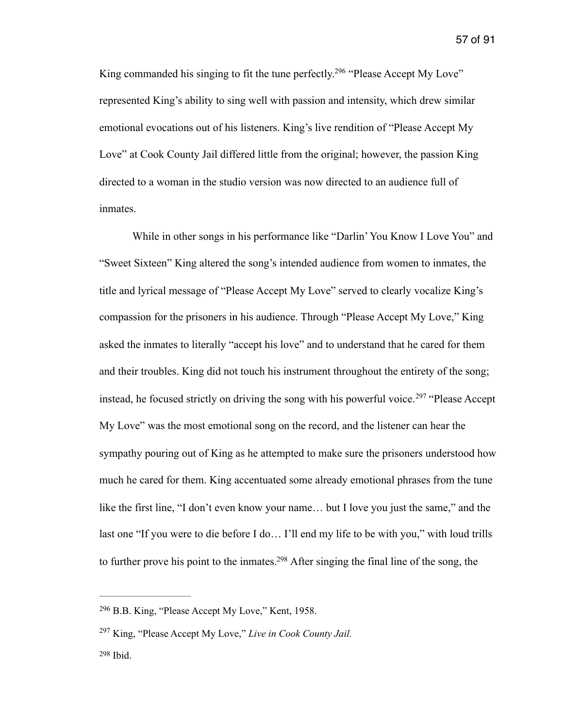King commanded his singing to fit the tune perfectly.[296] "Please Accept My Love" represented King's ability to sing well with passion and intensity, which drew similar emotional evocations out of his listeners. King's live rendition of "Please Accept My Love" at Cook County Jail differed little from the original; however, the passion King directed to a woman in the studio version was now directed to an audience full of inmates.

While in other songs in his performance like "Darlin' You Know I Love You" and "Sweet Sixteen" King altered the song's intended audience from women to inmates, the title and lyrical message of "Please Accept My Love" served to clearly vocalize King's compassion for the prisoners in his audience. Through "Please Accept My Love," King asked the inmates to literally "accept his love" and to understand that he cared for them and their troubles. King did not touch his instrument throughout the entirety of the song; instead, he focused strictly on driving the song with his powerful voice.[297] "Please Accept My Love" was the most emotional song on the record, and the listener can hear the sympathy pouring out of King as he attempted to make sure the prisoners understood how much he cared for them. King accentuated some already emotional phrases from the tune like the first line, "I don't even know your name… but I love you just the same," and the last one "If you were to die before I do… I'll end my life to be with you," with loud trills to further prove his point to the inmates.[298] After singing the final line of the song, the

---

[296] B.B. King, "Please Accept My Love," Kent, 1958.

[297] King, "Please Accept My Love," *Live in Cook County Jail.*

[298] Ibid.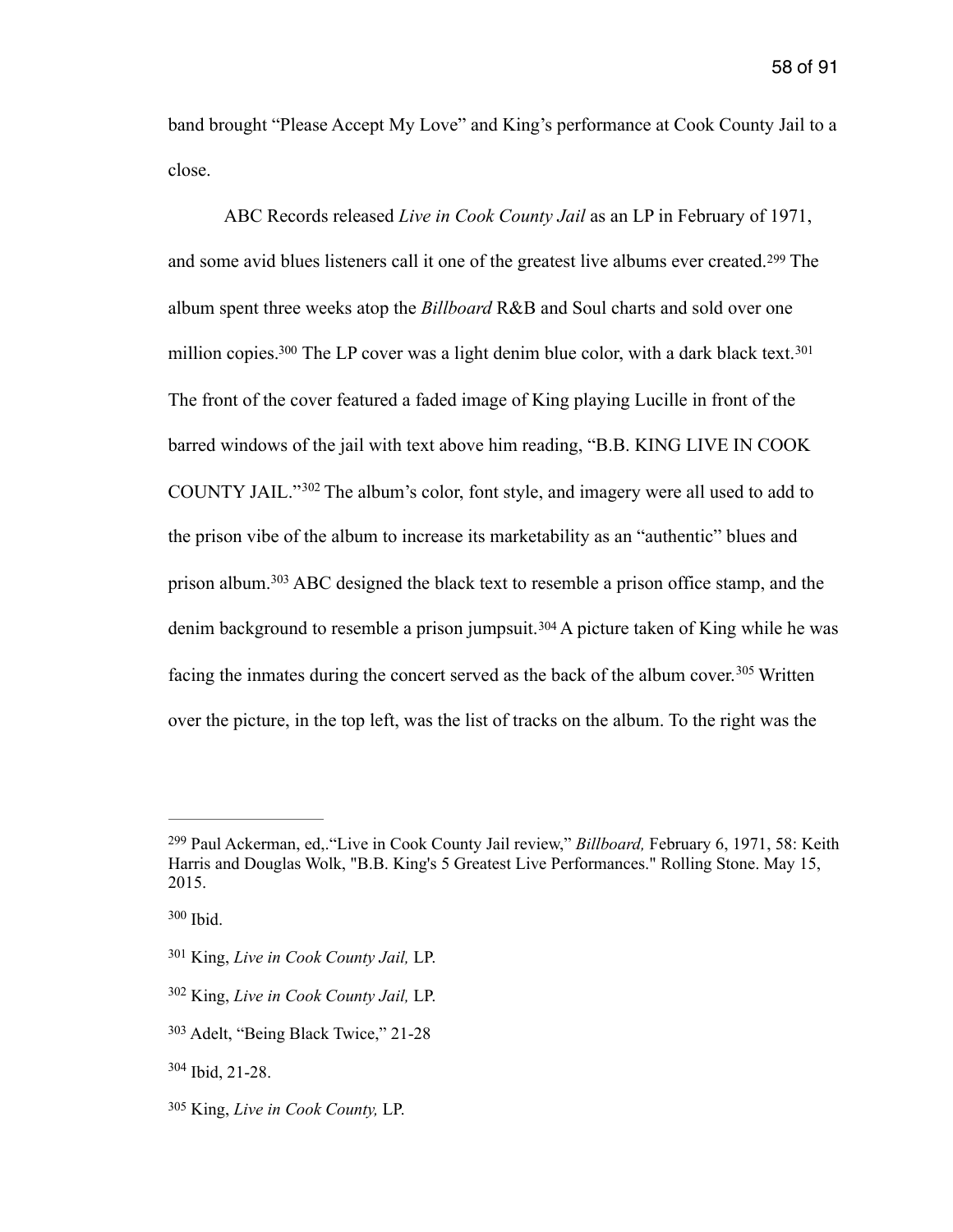band brought "Please Accept My Love" and King's performance at Cook County Jail to a close.

ABC Records released *Live in Cook County Jail* as an LP in February of 1971, and some avid blues listeners call it one of the greatest live albums ever created.[299] The album spent three weeks atop the *Billboard* R&B and Soul charts and sold over one million copies.[300] The LP cover was a light denim blue color, with a dark black text.[301] The front of the cover featured a faded image of King playing Lucille in front of the barred windows of the jail with text above him reading, "B.B. KING LIVE IN COOK COUNTY JAIL."[302] The album's color, font style, and imagery were all used to add to the prison vibe of the album to increase its marketability as an "authentic" blues and prison album.[303] ABC designed the black text to resemble a prison office stamp, and the denim background to resemble a prison jumpsuit.[304] A picture taken of King while he was facing the inmates during the concert served as the back of the album cover.[305] Written over the picture, in the top left, was the list of tracks on the album. To the right was the

---

[299] Paul Ackerman, ed,."Live in Cook County Jail review," *Billboard,* February 6, 1971, 58: Keith Harris and Douglas Wolk, "B.B. King's 5 Greatest Live Performances." Rolling Stone. May 15, 2015.

[300] Ibid.

[301] King, *Live in Cook County Jail,* LP.

[302] King, *Live in Cook County Jail,* LP.

[303] Adelt, "Being Black Twice," 21-28

[304] Ibid, 21-28.

[305] King, *Live in Cook County,* LP.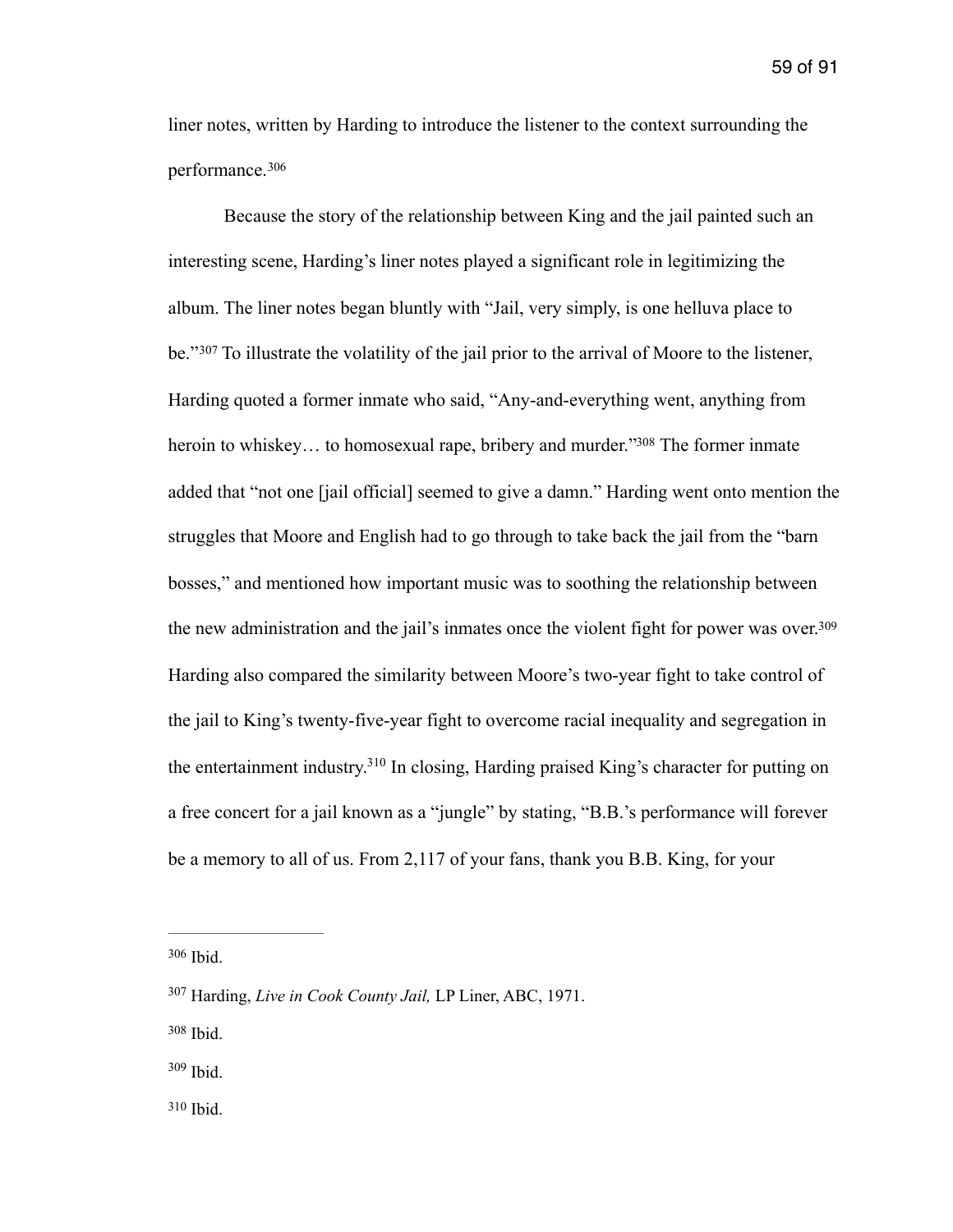liner notes, written by Harding to introduce the listener to the context surrounding the performance.[306]

Because the story of the relationship between King and the jail painted such an interesting scene, Harding's liner notes played a significant role in legitimizing the album. The liner notes began bluntly with "Jail, very simply, is one helluva place to be."[307] To illustrate the volatility of the jail prior to the arrival of Moore to the listener, Harding quoted a former inmate who said, "Any-and-everything went, anything from heroin to whiskey… to homosexual rape, bribery and murder."[308] The former inmate added that "not one [jail official] seemed to give a damn." Harding went onto mention the struggles that Moore and English had to go through to take back the jail from the "barn bosses," and mentioned how important music was to soothing the relationship between the new administration and the jail's inmates once the violent fight for power was over.[309] Harding also compared the similarity between Moore's two-year fight to take control of the jail to King's twenty-five-year fight to overcome racial inequality and segregation in the entertainment industry.[310] In closing, Harding praised King's character for putting on a free concert for a jail known as a "jungle" by stating, "B.B.'s performance will forever be a memory to all of us. From 2,117 of your fans, thank you B.B. King, for your

---

[306] Ibid.

[307] Harding, *Live in Cook County Jail,* LP Liner, ABC, 1971.

[308] Ibid.

[309] Ibid.

[310] Ibid.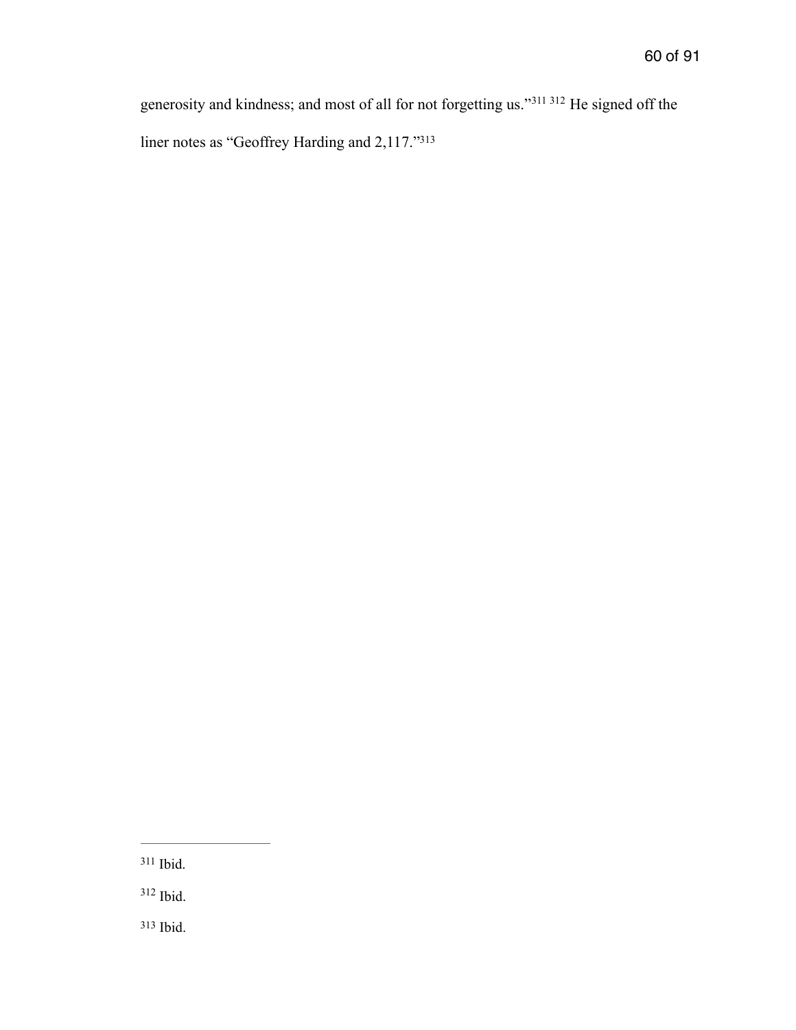generosity and kindness; and most of all for not forgetting us."[311] [312] He signed off the liner notes as "Geoffrey Harding and 2,117."[313]

---

[311] Ibid.

[312] Ibid.

[313] Ibid.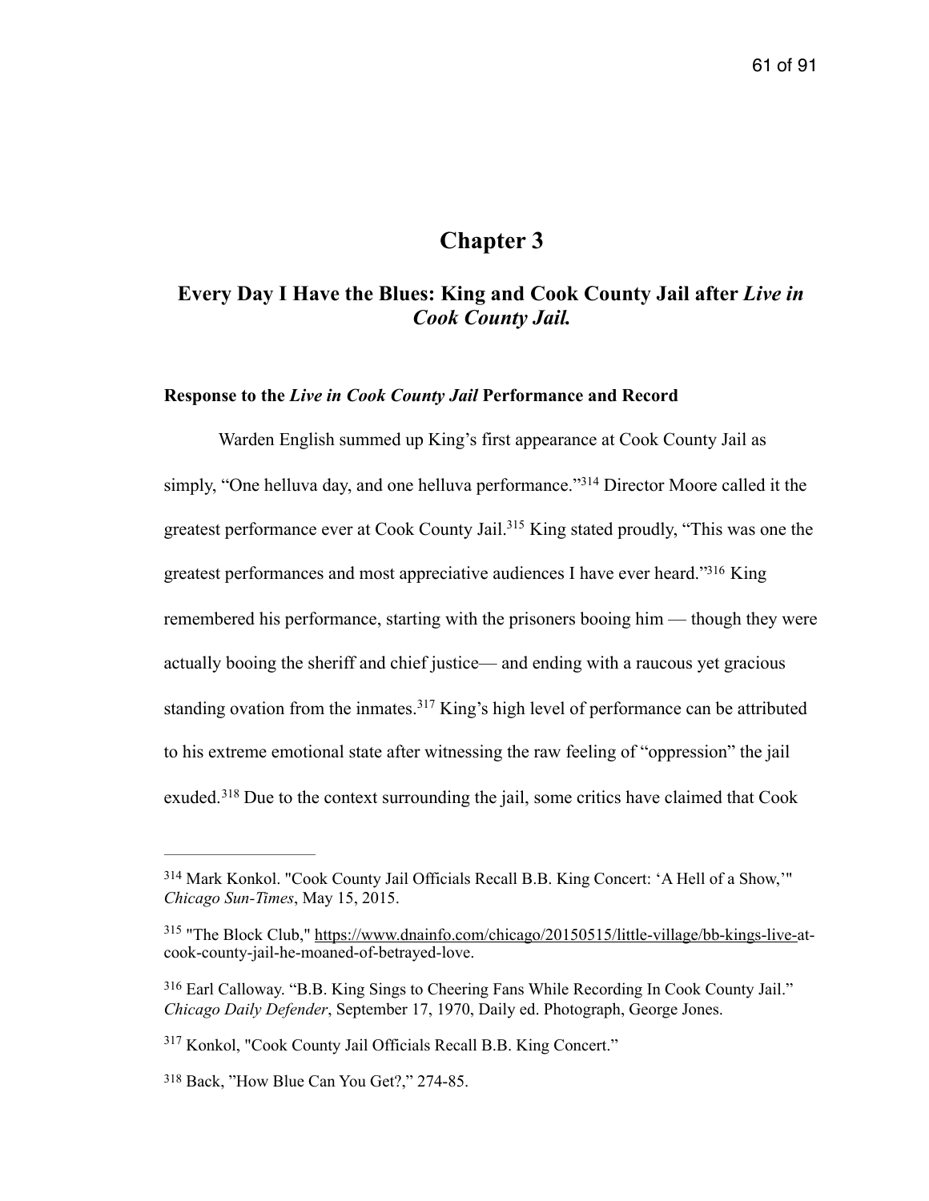# Chapter 3

## Every Day I Have the Blues: King and Cook County Jail after *Live in Cook County Jail.*

### Response to the *Live in Cook County Jail* Performance and Record

Warden English summed up King's first appearance at Cook County Jail as simply, "One helluva day, and one helluva performance."[314] Director Moore called it the greatest performance ever at Cook County Jail.[315] King stated proudly, "This was one the greatest performances and most appreciative audiences I have ever heard."[316] King remembered his performance, starting with the prisoners booing him — though they were actually booing the sheriff and chief justice— and ending with a raucous yet gracious standing ovation from the inmates.[317] King's high level of performance can be attributed to his extreme emotional state after witnessing the raw feeling of "oppression" the jail exuded.[318] Due to the context surrounding the jail, some critics have claimed that Cook

---

[314] Mark Konkol. "Cook County Jail Officials Recall B.B. King Concert: 'A Hell of a Show,'" *Chicago Sun-Times*, May 15, 2015.

[315] "The Block Club," https://www.dnainfo.com/chicago/20150515/little-village/bb-kings-live-at-cook-county-jail-he-moaned-of-betrayed-love.

[316] Earl Calloway. "B.B. King Sings to Cheering Fans While Recording In Cook County Jail." *Chicago Daily Defender*, September 17, 1970, Daily ed. Photograph, George Jones.

[317] Konkol, "Cook County Jail Officials Recall B.B. King Concert."

[318] Back, "How Blue Can You Get?," 274-85.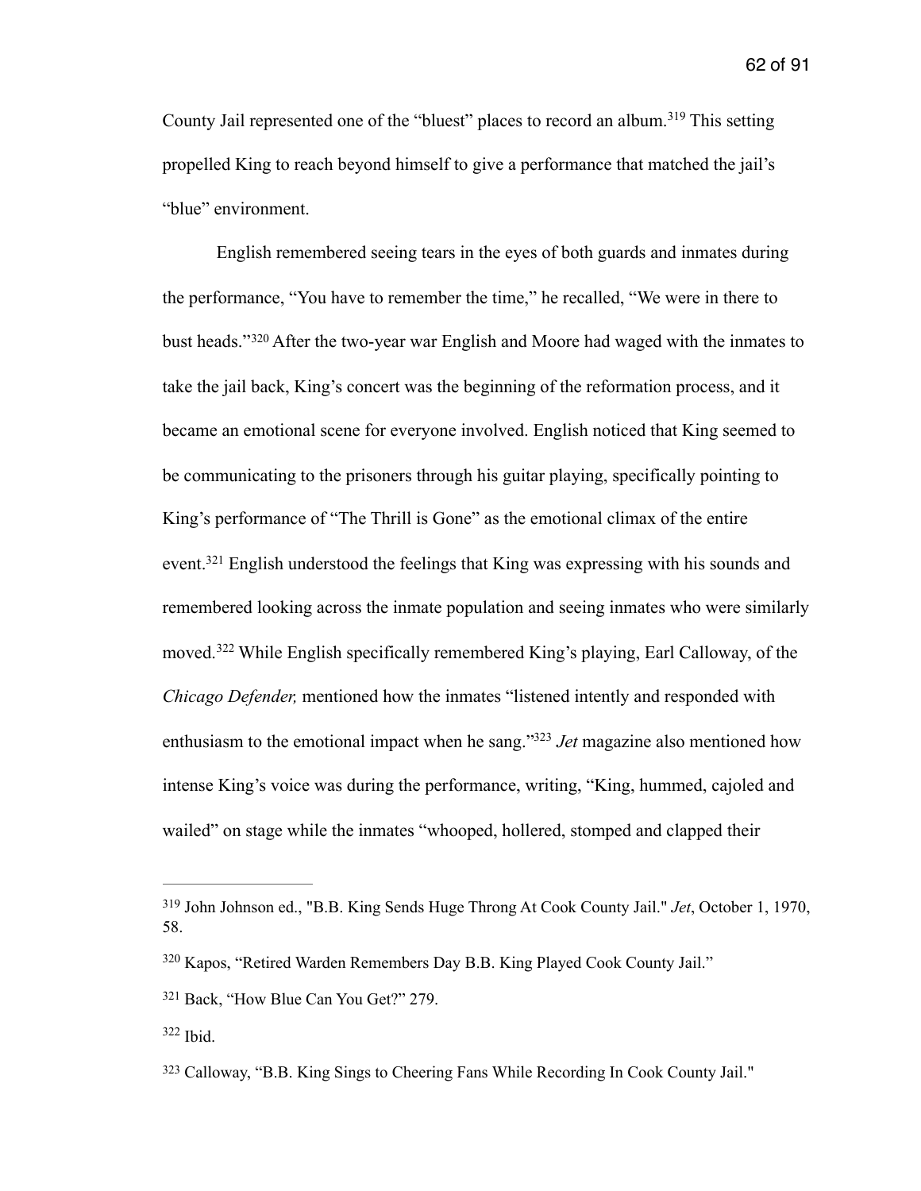County Jail represented one of the "bluest" places to record an album.[319] This setting propelled King to reach beyond himself to give a performance that matched the jail's "blue" environment.

English remembered seeing tears in the eyes of both guards and inmates during the performance, "You have to remember the time," he recalled, "We were in there to bust heads."[320] After the two-year war English and Moore had waged with the inmates to take the jail back, King's concert was the beginning of the reformation process, and it became an emotional scene for everyone involved. English noticed that King seemed to be communicating to the prisoners through his guitar playing, specifically pointing to King's performance of "The Thrill is Gone" as the emotional climax of the entire event.[321] English understood the feelings that King was expressing with his sounds and remembered looking across the inmate population and seeing inmates who were similarly moved.[322] While English specifically remembered King's playing, Earl Calloway, of the *Chicago Defender,* mentioned how the inmates "listened intently and responded with enthusiasm to the emotional impact when he sang."[323] *Jet* magazine also mentioned how intense King's voice was during the performance, writing, "King, hummed, cajoled and wailed" on stage while the inmates "whooped, hollered, stomped and clapped their

---

[319] John Johnson ed., "B.B. King Sends Huge Throng At Cook County Jail." *Jet*, October 1, 1970, 58.

[320] Kapos, "Retired Warden Remembers Day B.B. King Played Cook County Jail."

[321] Back, "How Blue Can You Get?" 279.

[322] Ibid.

[323] Calloway, "B.B. King Sings to Cheering Fans While Recording In Cook County Jail."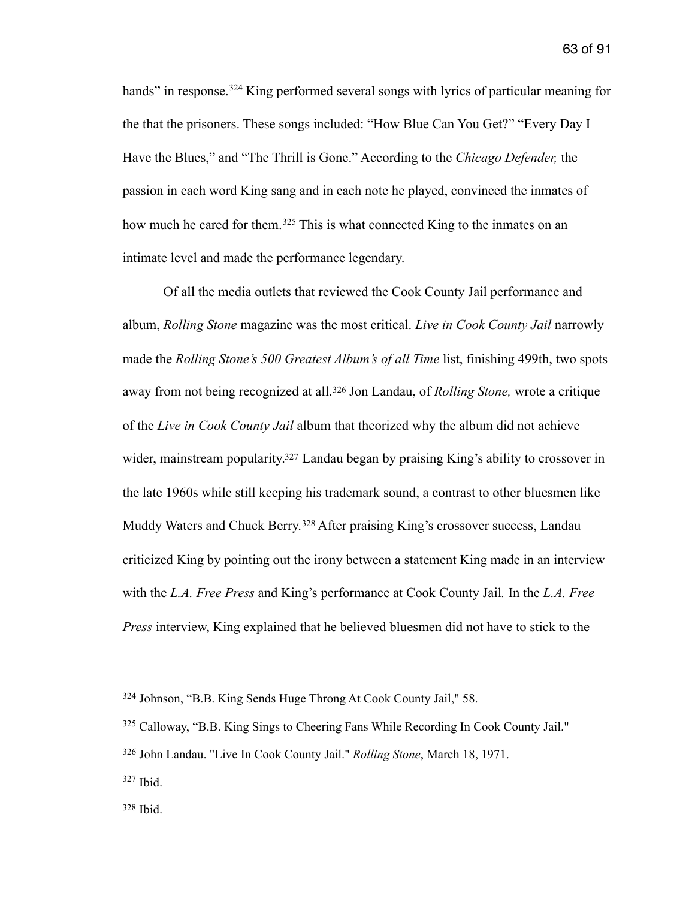hands" in response.[324] King performed several songs with lyrics of particular meaning for the that the prisoners. These songs included: "How Blue Can You Get?" "Every Day I Have the Blues," and "The Thrill is Gone." According to the *Chicago Defender,* the passion in each word King sang and in each note he played, convinced the inmates of how much he cared for them.[325] This is what connected King to the inmates on an intimate level and made the performance legendary.

Of all the media outlets that reviewed the Cook County Jail performance and album, *Rolling Stone* magazine was the most critical. *Live in Cook County Jail* narrowly made the *Rolling Stone's 500 Greatest Album's of all Time* list, finishing 499th, two spots away from not being recognized at all.[326] Jon Landau, of *Rolling Stone,* wrote a critique of the *Live in Cook County Jail* album that theorized why the album did not achieve wider, mainstream popularity.[327] Landau began by praising King's ability to crossover in the late 1960s while still keeping his trademark sound, a contrast to other bluesmen like Muddy Waters and Chuck Berry.[328] After praising King's crossover success, Landau criticized King by pointing out the irony between a statement King made in an interview with the *L.A. Free Press* and King's performance at Cook County Jail*.* In the *L.A. Free Press* interview, King explained that he believed bluesmen did not have to stick to the

---

[324] Johnson, "B.B. King Sends Huge Throng At Cook County Jail," 58.

[325] Calloway, "B.B. King Sings to Cheering Fans While Recording In Cook County Jail."

[326] John Landau. "Live In Cook County Jail." *Rolling Stone*, March 18, 1971.

[327] Ibid.

[328] Ibid.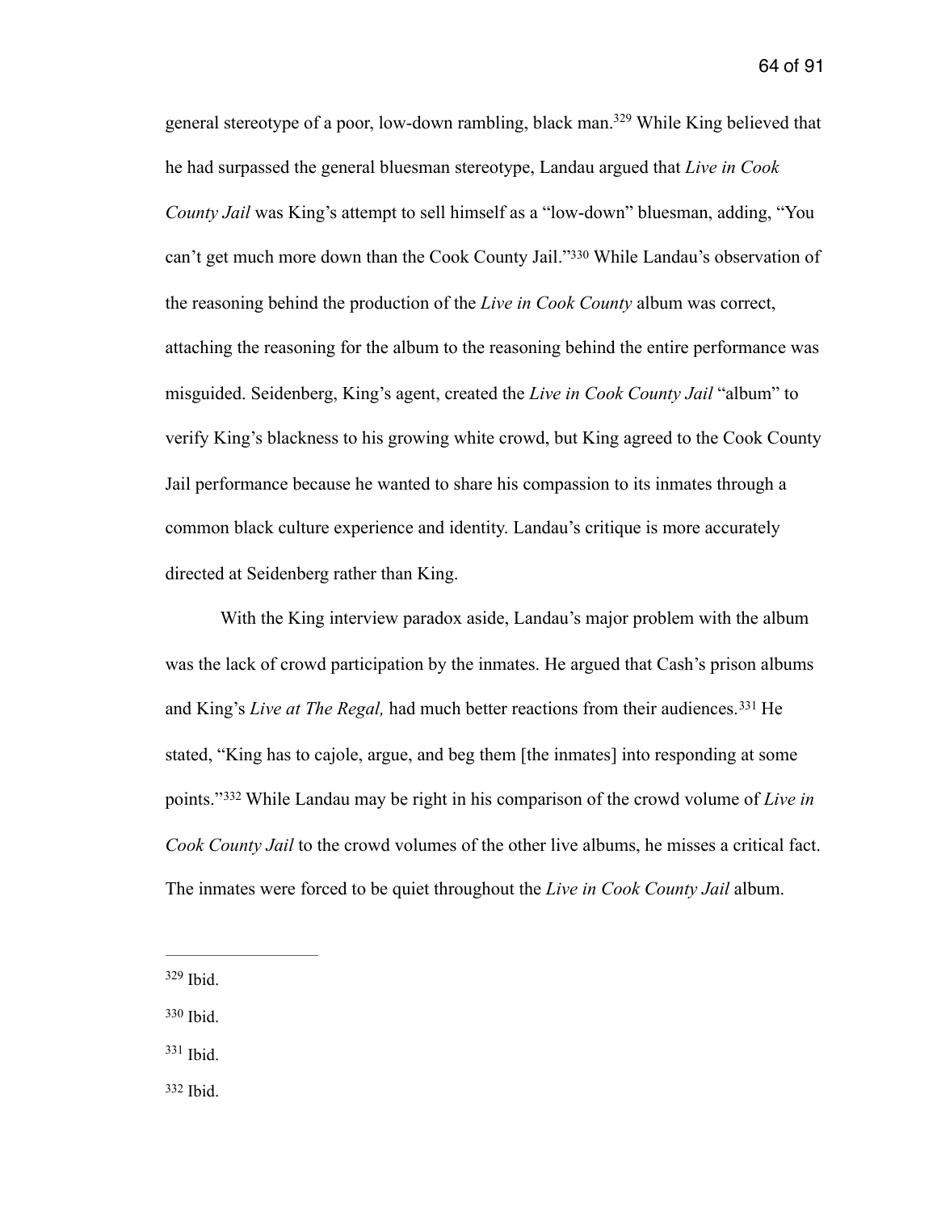general stereotype of a poor, low-down rambling, black man.[329] While King believed that he had surpassed the general bluesman stereotype, Landau argued that *Live in Cook County Jail* was King's attempt to sell himself as a "low-down" bluesman, adding, "You can't get much more down than the Cook County Jail."[330] While Landau's observation of the reasoning behind the production of the *Live in Cook County* album was correct, attaching the reasoning for the album to the reasoning behind the entire performance was misguided. Seidenberg, King's agent, created the *Live in Cook County Jail* "album" to verify King's blackness to his growing white crowd, but King agreed to the Cook County Jail performance because he wanted to share his compassion to its inmates through a common black culture experience and identity. Landau's critique is more accurately directed at Seidenberg rather than King.

With the King interview paradox aside, Landau's major problem with the album was the lack of crowd participation by the inmates. He argued that Cash's prison albums and King's *Live at The Regal,* had much better reactions from their audiences.[331] He stated, "King has to cajole, argue, and beg them [the inmates] into responding at some points."[332] While Landau may be right in his comparison of the crowd volume of *Live in Cook County Jail* to the crowd volumes of the other live albums, he misses a critical fact. The inmates were forced to be quiet throughout the *Live in Cook County Jail* album.

---

[329] Ibid.

[330] Ibid.

[331] Ibid.

[332] Ibid.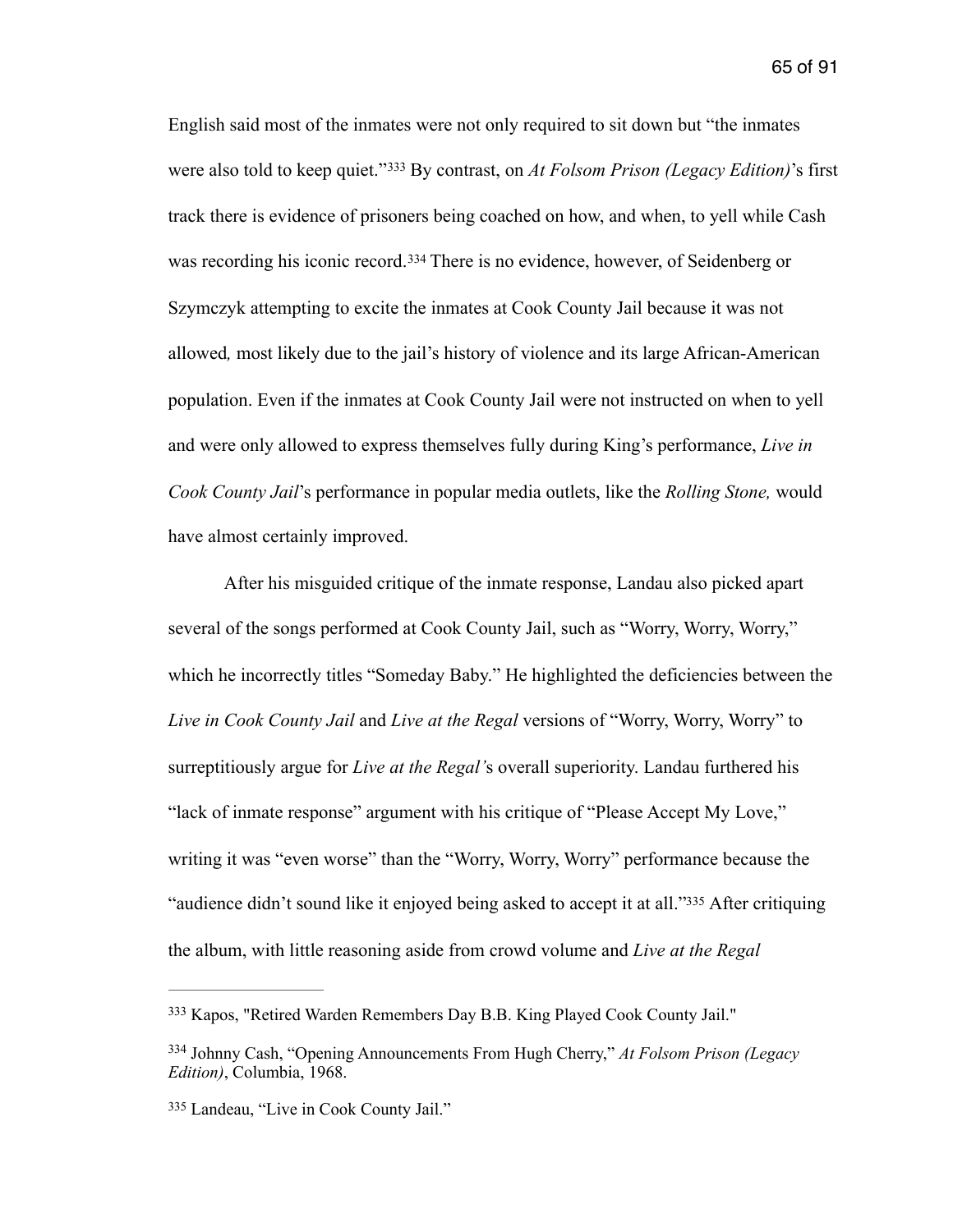English said most of the inmates were not only required to sit down but "the inmates were also told to keep quiet."[333] By contrast, on *At Folsom Prison (Legacy Edition)*'s first track there is evidence of prisoners being coached on how, and when, to yell while Cash was recording his iconic record.[334] There is no evidence, however, of Seidenberg or Szymczyk attempting to excite the inmates at Cook County Jail because it was not allowed*,* most likely due to the jail's history of violence and its large African-American population. Even if the inmates at Cook County Jail were not instructed on when to yell and were only allowed to express themselves fully during King's performance, *Live in Cook County Jail*'s performance in popular media outlets, like the *Rolling Stone,* would have almost certainly improved.

After his misguided critique of the inmate response, Landau also picked apart several of the songs performed at Cook County Jail, such as "Worry, Worry, Worry," which he incorrectly titles "Someday Baby." He highlighted the deficiencies between the *Live in Cook County Jail* and *Live at the Regal* versions of "Worry, Worry, Worry" to surreptitiously argue for *Live at the Regal'*s overall superiority. Landau furthered his "lack of inmate response" argument with his critique of "Please Accept My Love," writing it was "even worse" than the "Worry, Worry, Worry" performance because the "audience didn't sound like it enjoyed being asked to accept it at all."[335] After critiquing the album, with little reasoning aside from crowd volume and *Live at the Regal*

---

[333] Kapos, "Retired Warden Remembers Day B.B. King Played Cook County Jail."

[334] Johnny Cash, "Opening Announcements From Hugh Cherry," *At Folsom Prison (Legacy Edition)*, Columbia, 1968.

[335] Landeau, "Live in Cook County Jail."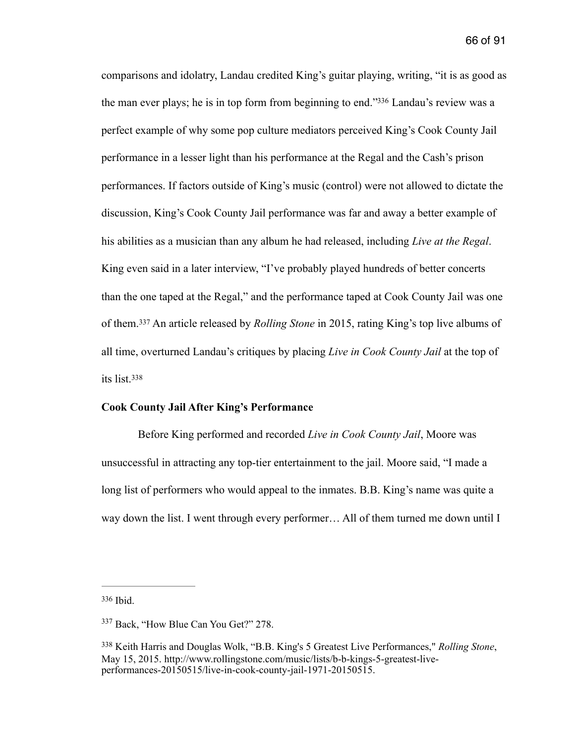comparisons and idolatry, Landau credited King's guitar playing, writing, "it is as good as the man ever plays; he is in top form from beginning to end."[336] Landau's review was a perfect example of why some pop culture mediators perceived King's Cook County Jail performance in a lesser light than his performance at the Regal and the Cash's prison performances. If factors outside of King's music (control) were not allowed to dictate the discussion, King's Cook County Jail performance was far and away a better example of his abilities as a musician than any album he had released, including *Live at the Regal*. King even said in a later interview, "I've probably played hundreds of better concerts than the one taped at the Regal," and the performance taped at Cook County Jail was one of them.[337] An article released by *Rolling Stone* in 2015, rating King's top live albums of all time, overturned Landau's critiques by placing *Live in Cook County Jail* at the top of its list.[338]

**Cook County Jail After King's Performance**

Before King performed and recorded *Live in Cook County Jail*, Moore was unsuccessful in attracting any top-tier entertainment to the jail. Moore said, "I made a long list of performers who would appeal to the inmates. B.B. King's name was quite a way down the list. I went through every performer… All of them turned me down until I

---

[336] Ibid.

[337] Back, "How Blue Can You Get?" 278.

[338] Keith Harris and Douglas Wolk, "B.B. King's 5 Greatest Live Performances," *Rolling Stone*, May 15, 2015. http://www.rollingstone.com/music/lists/b-b-kings-5-greatest-live-performances-20150515/live-in-cook-county-jail-1971-20150515.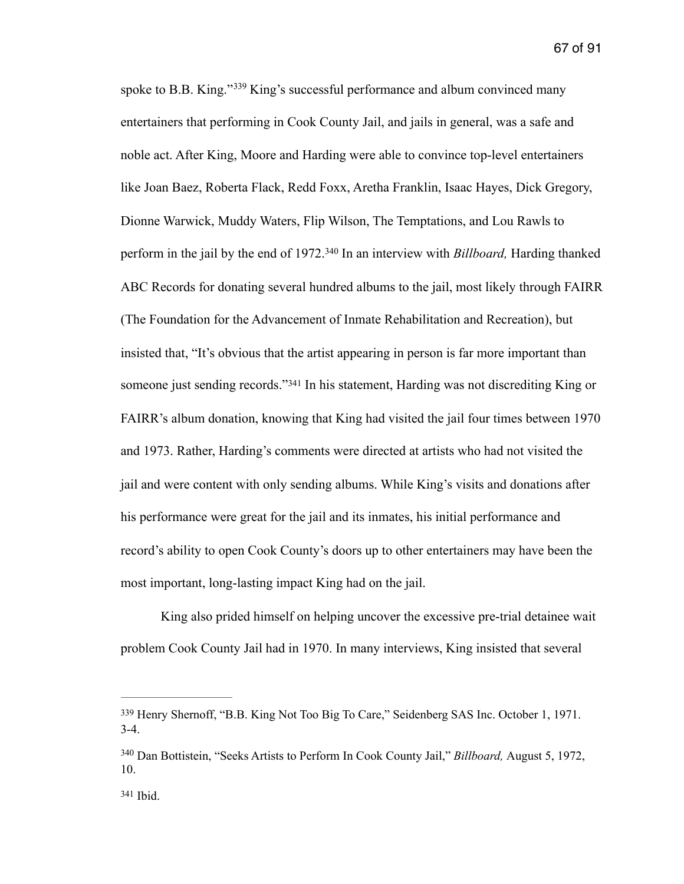spoke to B.B. King."[339] King's successful performance and album convinced many entertainers that performing in Cook County Jail, and jails in general, was a safe and noble act. After King, Moore and Harding were able to convince top-level entertainers like Joan Baez, Roberta Flack, Redd Foxx, Aretha Franklin, Isaac Hayes, Dick Gregory, Dionne Warwick, Muddy Waters, Flip Wilson, The Temptations, and Lou Rawls to perform in the jail by the end of 1972.[340] In an interview with *Billboard,* Harding thanked ABC Records for donating several hundred albums to the jail, most likely through FAIRR (The Foundation for the Advancement of Inmate Rehabilitation and Recreation), but insisted that, "It's obvious that the artist appearing in person is far more important than someone just sending records."[341] In his statement, Harding was not discrediting King or FAIRR's album donation, knowing that King had visited the jail four times between 1970 and 1973. Rather, Harding's comments were directed at artists who had not visited the jail and were content with only sending albums. While King's visits and donations after his performance were great for the jail and its inmates, his initial performance and record's ability to open Cook County's doors up to other entertainers may have been the most important, long-lasting impact King had on the jail.

King also prided himself on helping uncover the excessive pre-trial detainee wait problem Cook County Jail had in 1970. In many interviews, King insisted that several

---

[339] Henry Shernoff, "B.B. King Not Too Big To Care," Seidenberg SAS Inc. October 1, 1971. 3-4.

[340] Dan Bottistein, "Seeks Artists to Perform In Cook County Jail," *Billboard,* August 5, 1972, 10.

[341] Ibid.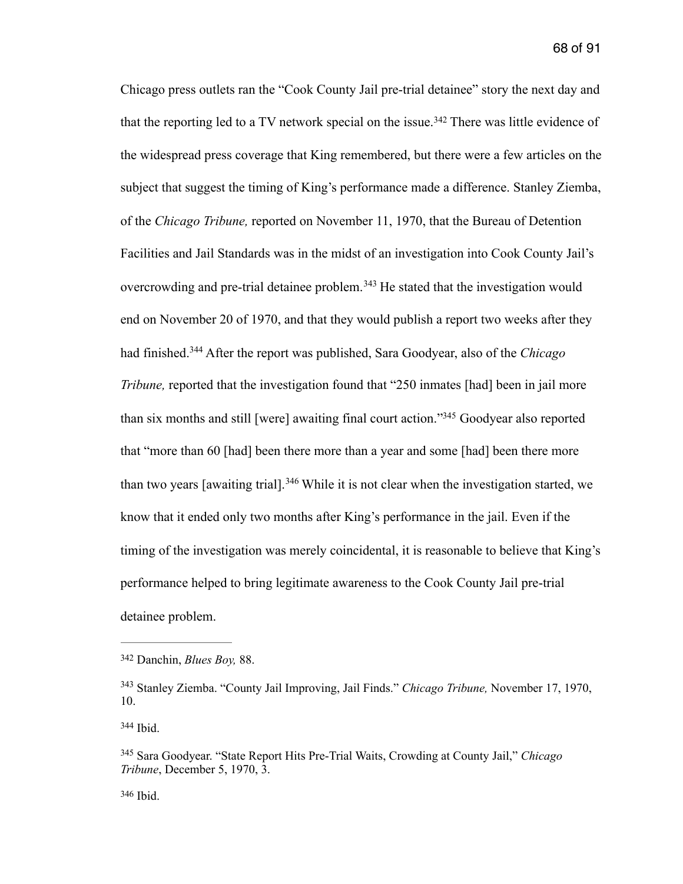Chicago press outlets ran the "Cook County Jail pre-trial detainee" story the next day and that the reporting led to a TV network special on the issue.[342] There was little evidence of the widespread press coverage that King remembered, but there were a few articles on the subject that suggest the timing of King's performance made a difference. Stanley Ziemba, of the *Chicago Tribune,* reported on November 11, 1970, that the Bureau of Detention Facilities and Jail Standards was in the midst of an investigation into Cook County Jail's overcrowding and pre-trial detainee problem.[343] He stated that the investigation would end on November 20 of 1970, and that they would publish a report two weeks after they had finished.[344] After the report was published, Sara Goodyear, also of the *Chicago Tribune,* reported that the investigation found that "250 inmates [had] been in jail more than six months and still [were] awaiting final court action."[345] Goodyear also reported that "more than 60 [had] been there more than a year and some [had] been there more than two years [awaiting trial].[346] While it is not clear when the investigation started, we know that it ended only two months after King's performance in the jail. Even if the timing of the investigation was merely coincidental, it is reasonable to believe that King's performance helped to bring legitimate awareness to the Cook County Jail pre-trial detainee problem.

---

[342] Danchin, *Blues Boy,* 88.

[343] Stanley Ziemba. "County Jail Improving, Jail Finds." *Chicago Tribune,* November 17, 1970, 10.

[344] Ibid.

[345] Sara Goodyear. "State Report Hits Pre-Trial Waits, Crowding at County Jail," *Chicago Tribune*, December 5, 1970, 3.

[346] Ibid.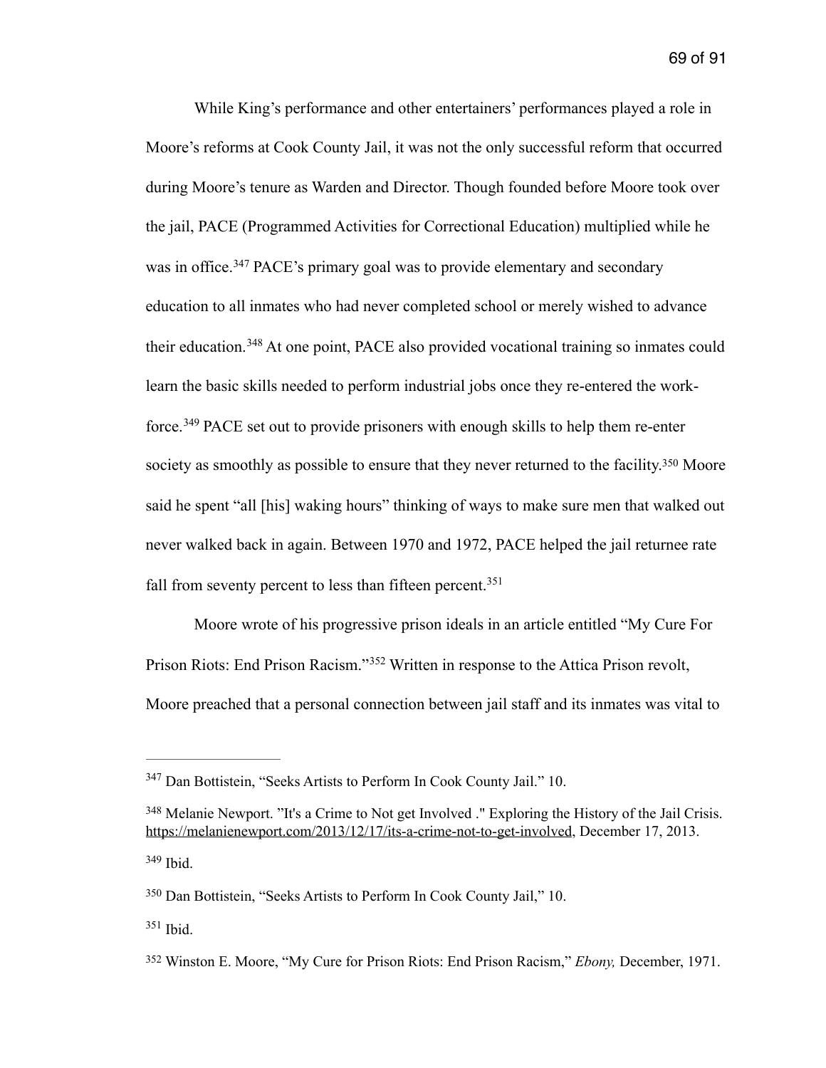While King's performance and other entertainers' performances played a role in Moore's reforms at Cook County Jail, it was not the only successful reform that occurred during Moore's tenure as Warden and Director. Though founded before Moore took over the jail, PACE (Programmed Activities for Correctional Education) multiplied while he was in office.[347] PACE's primary goal was to provide elementary and secondary education to all inmates who had never completed school or merely wished to advance their education.[348] At one point, PACE also provided vocational training so inmates could learn the basic skills needed to perform industrial jobs once they re-entered the work-force.[349] PACE set out to provide prisoners with enough skills to help them re-enter society as smoothly as possible to ensure that they never returned to the facility.[350] Moore said he spent "all [his] waking hours" thinking of ways to make sure men that walked out never walked back in again. Between 1970 and 1972, PACE helped the jail returnee rate fall from seventy percent to less than fifteen percent.[351]

Moore wrote of his progressive prison ideals in an article entitled "My Cure For Prison Riots: End Prison Racism."[352] Written in response to the Attica Prison revolt, Moore preached that a personal connection between jail staff and its inmates was vital to

---

[347] Dan Bottistein, "Seeks Artists to Perform In Cook County Jail." 10.

[348] Melanie Newport. "It's a Crime to Not get Involved ." Exploring the History of the Jail Crisis. https://melanienewport.com/2013/12/17/its-a-crime-not-to-get-involved, December 17, 2013.

[349] Ibid.

[350] Dan Bottistein, "Seeks Artists to Perform In Cook County Jail," 10.

[351] Ibid.

[352] Winston E. Moore, "My Cure for Prison Riots: End Prison Racism," *Ebony,* December, 1971.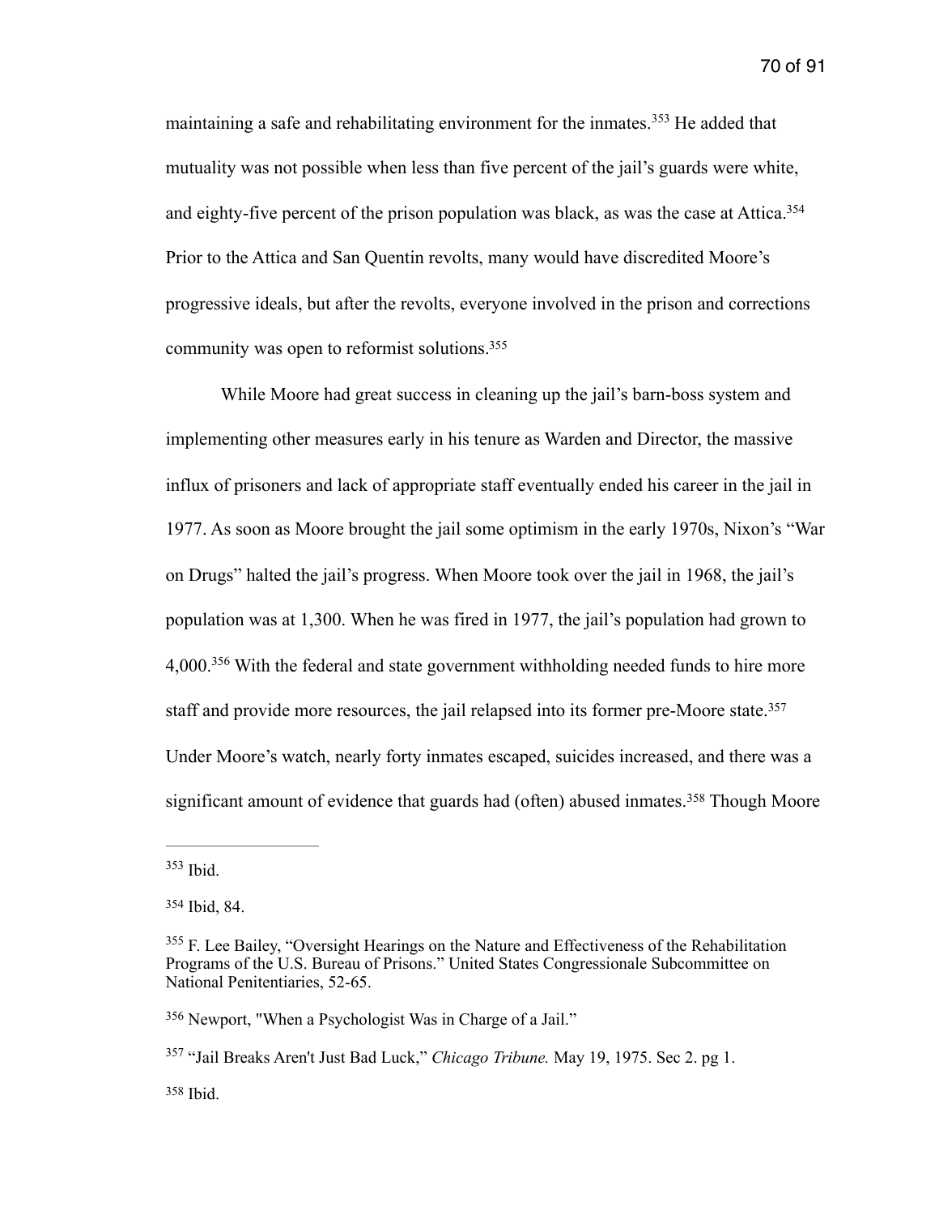maintaining a safe and rehabilitating environment for the inmates.[353] He added that mutuality was not possible when less than five percent of the jail's guards were white, and eighty-five percent of the prison population was black, as was the case at Attica.[354] Prior to the Attica and San Quentin revolts, many would have discredited Moore's progressive ideals, but after the revolts, everyone involved in the prison and corrections community was open to reformist solutions.[355]

While Moore had great success in cleaning up the jail's barn-boss system and implementing other measures early in his tenure as Warden and Director, the massive influx of prisoners and lack of appropriate staff eventually ended his career in the jail in 1977. As soon as Moore brought the jail some optimism in the early 1970s, Nixon's "War on Drugs" halted the jail's progress. When Moore took over the jail in 1968, the jail's population was at 1,300. When he was fired in 1977, the jail's population had grown to 4,000.[356] With the federal and state government withholding needed funds to hire more staff and provide more resources, the jail relapsed into its former pre-Moore state.[357] Under Moore's watch, nearly forty inmates escaped, suicides increased, and there was a significant amount of evidence that guards had (often) abused inmates.[358] Though Moore

---

[353] Ibid.

[354] Ibid, 84.

[355] F. Lee Bailey, "Oversight Hearings on the Nature and Effectiveness of the Rehabilitation Programs of the U.S. Bureau of Prisons." United States Congressionale Subcommittee on National Penitentiaries, 52-65.

[356] Newport, "When a Psychologist Was in Charge of a Jail."

[357] "Jail Breaks Aren't Just Bad Luck," *Chicago Tribune.* May 19, 1975. Sec 2. pg 1.

[358] Ibid.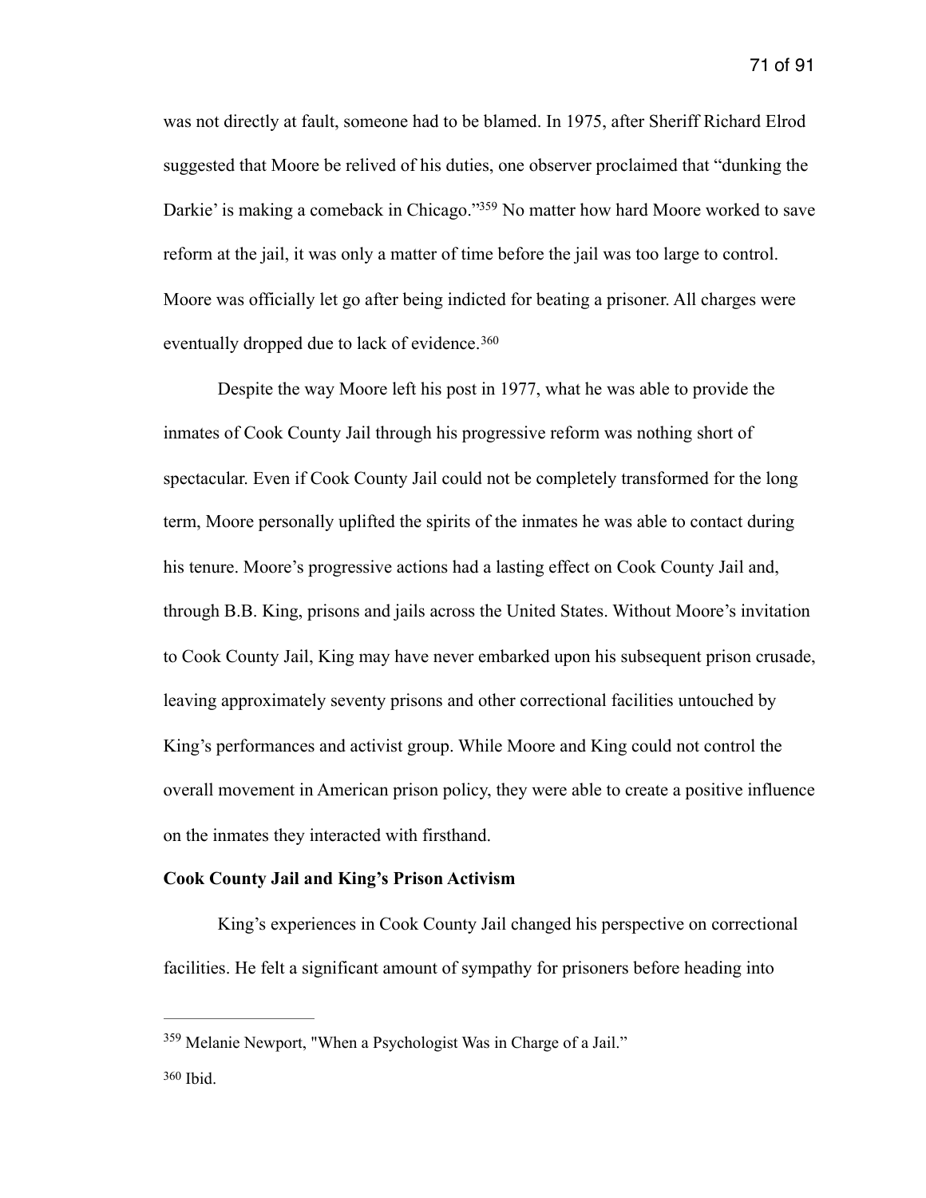was not directly at fault, someone had to be blamed. In 1975, after Sheriff Richard Elrod suggested that Moore be relived of his duties, one observer proclaimed that "dunking the Darkie' is making a comeback in Chicago."[359] No matter how hard Moore worked to save reform at the jail, it was only a matter of time before the jail was too large to control. Moore was officially let go after being indicted for beating a prisoner. All charges were eventually dropped due to lack of evidence.[360]

Despite the way Moore left his post in 1977, what he was able to provide the inmates of Cook County Jail through his progressive reform was nothing short of spectacular. Even if Cook County Jail could not be completely transformed for the long term, Moore personally uplifted the spirits of the inmates he was able to contact during his tenure. Moore's progressive actions had a lasting effect on Cook County Jail and, through B.B. King, prisons and jails across the United States. Without Moore's invitation to Cook County Jail, King may have never embarked upon his subsequent prison crusade, leaving approximately seventy prisons and other correctional facilities untouched by King's performances and activist group. While Moore and King could not control the overall movement in American prison policy, they were able to create a positive influence on the inmates they interacted with firsthand.

**Cook County Jail and King's Prison Activism**

King's experiences in Cook County Jail changed his perspective on correctional facilities. He felt a significant amount of sympathy for prisoners before heading into

---

[359] Melanie Newport, "When a Psychologist Was in Charge of a Jail."

[360] Ibid.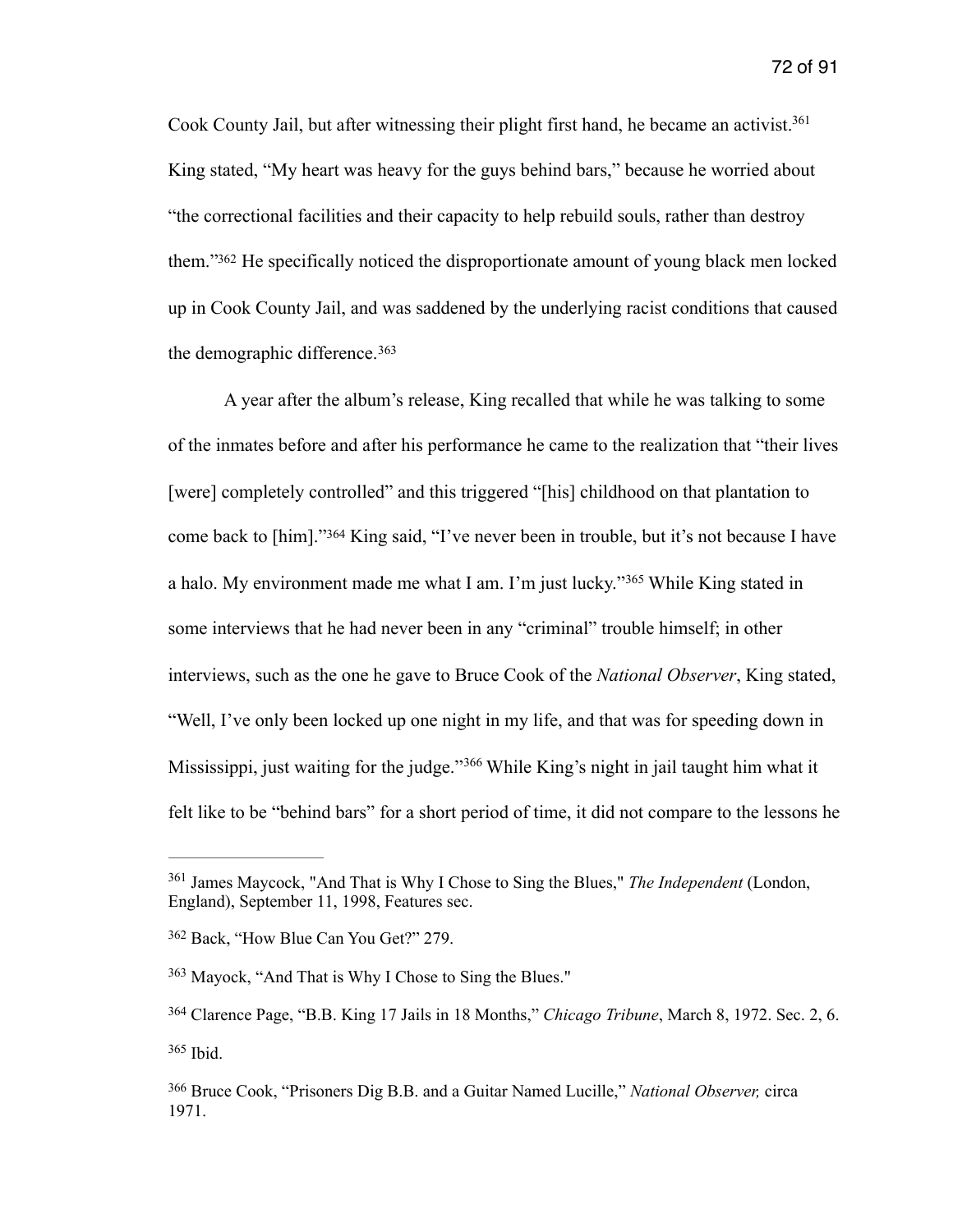Cook County Jail, but after witnessing their plight first hand, he became an activist.[361] King stated, "My heart was heavy for the guys behind bars," because he worried about "the correctional facilities and their capacity to help rebuild souls, rather than destroy them."[362] He specifically noticed the disproportionate amount of young black men locked up in Cook County Jail, and was saddened by the underlying racist conditions that caused the demographic difference.[363]

A year after the album's release, King recalled that while he was talking to some of the inmates before and after his performance he came to the realization that "their lives [were] completely controlled" and this triggered "[his] childhood on that plantation to come back to [him]."[364] King said, "I've never been in trouble, but it's not because I have a halo. My environment made me what I am. I'm just lucky."[365] While King stated in some interviews that he had never been in any "criminal" trouble himself; in other interviews, such as the one he gave to Bruce Cook of the *National Observer*, King stated, "Well, I've only been locked up one night in my life, and that was for speeding down in Mississippi, just waiting for the judge."[366] While King's night in jail taught him what it felt like to be "behind bars" for a short period of time, it did not compare to the lessons he

---

[361] James Maycock, "And That is Why I Chose to Sing the Blues," *The Independent* (London, England), September 11, 1998, Features sec.

[362] Back, "How Blue Can You Get?" 279.

[363] Mayock, "And That is Why I Chose to Sing the Blues."

[364] Clarence Page, "B.B. King 17 Jails in 18 Months," *Chicago Tribune*, March 8, 1972. Sec. 2, 6.

[365] Ibid.

[366] Bruce Cook, "Prisoners Dig B.B. and a Guitar Named Lucille," *National Observer,* circa 1971.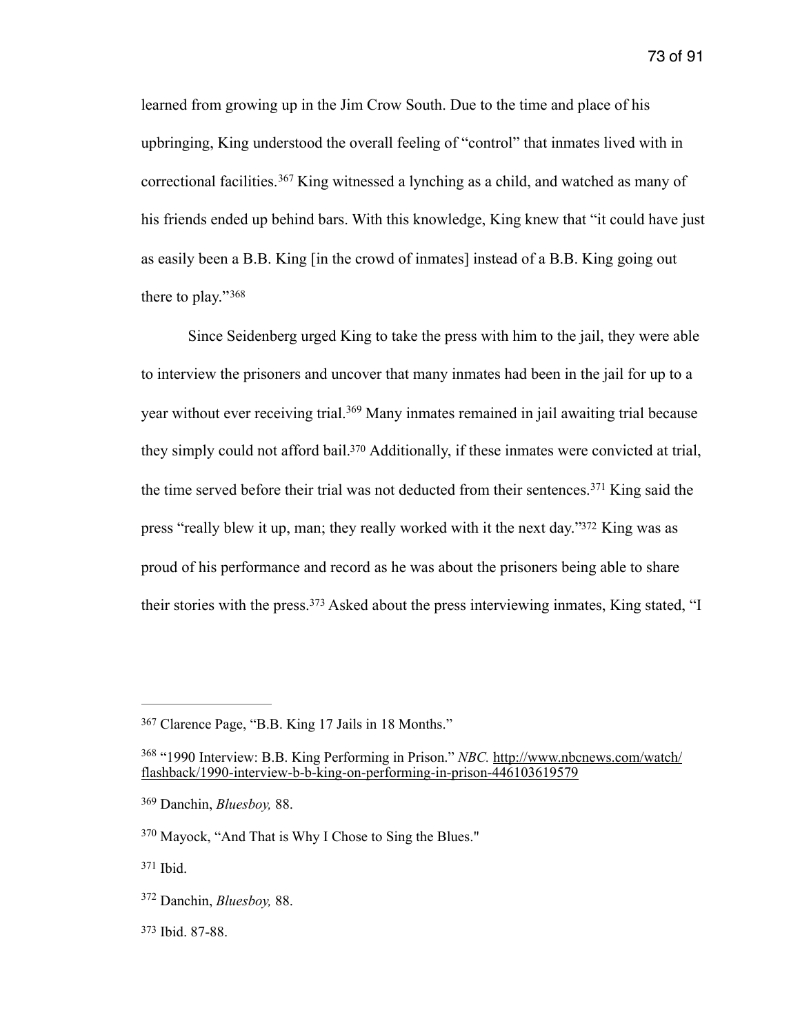learned from growing up in the Jim Crow South. Due to the time and place of his upbringing, King understood the overall feeling of "control" that inmates lived with in correctional facilities.[367] King witnessed a lynching as a child, and watched as many of his friends ended up behind bars. With this knowledge, King knew that "it could have just as easily been a B.B. King [in the crowd of inmates] instead of a B.B. King going out there to play."[368]

Since Seidenberg urged King to take the press with him to the jail, they were able to interview the prisoners and uncover that many inmates had been in the jail for up to a year without ever receiving trial.[369] Many inmates remained in jail awaiting trial because they simply could not afford bail.[370] Additionally, if these inmates were convicted at trial, the time served before their trial was not deducted from their sentences.[371] King said the press "really blew it up, man; they really worked with it the next day."[372] King was as proud of his performance and record as he was about the prisoners being able to share their stories with the press.[373] Asked about the press interviewing inmates, King stated, "I

---

[367] Clarence Page, "B.B. King 17 Jails in 18 Months."

[368] "1990 Interview: B.B. King Performing in Prison." *NBC.* http://www.nbcnews.com/watch/flashback/1990-interview-b-b-king-on-performing-in-prison-446103619579

[369] Danchin, *Bluesboy,* 88.

[370] Mayock, "And That is Why I Chose to Sing the Blues."

[371] Ibid.

[372] Danchin, *Bluesboy,* 88.

[373] Ibid. 87-88.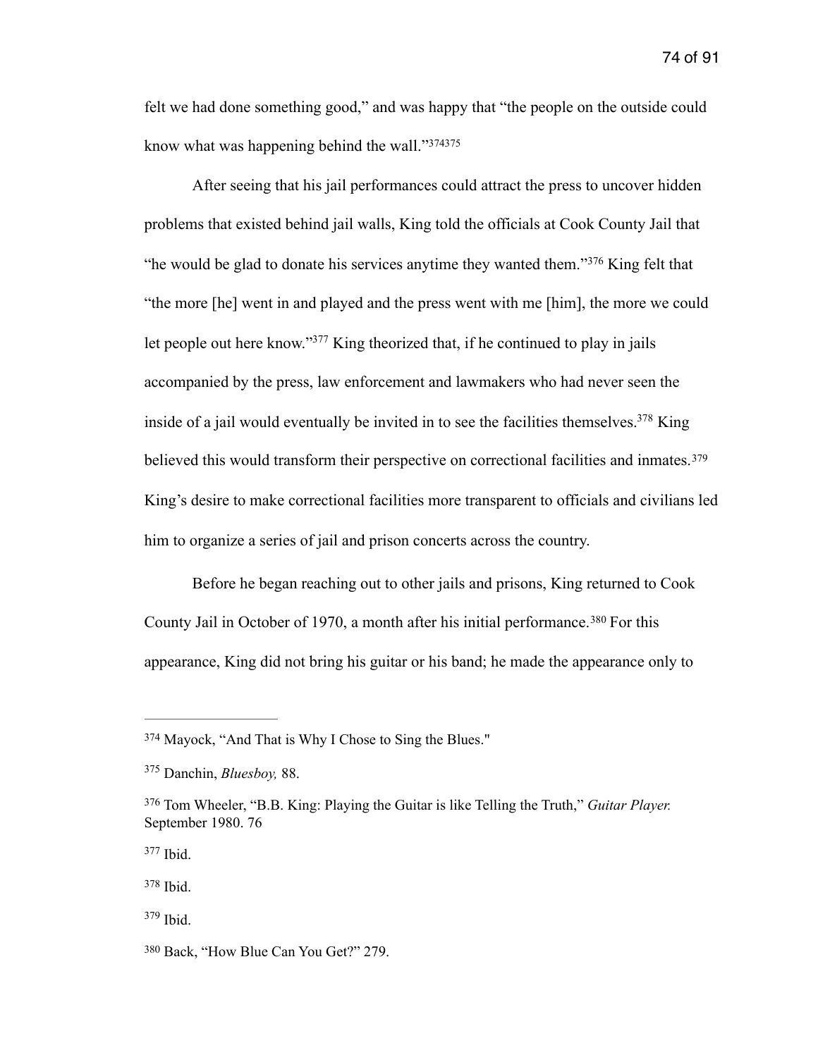felt we had done something good," and was happy that "the people on the outside could know what was happening behind the wall."[374][375]

After seeing that his jail performances could attract the press to uncover hidden problems that existed behind jail walls, King told the officials at Cook County Jail that "he would be glad to donate his services anytime they wanted them."[376] King felt that "the more [he] went in and played and the press went with me [him], the more we could let people out here know."[377] King theorized that, if he continued to play in jails accompanied by the press, law enforcement and lawmakers who had never seen the inside of a jail would eventually be invited in to see the facilities themselves.[378] King believed this would transform their perspective on correctional facilities and inmates.[379] King's desire to make correctional facilities more transparent to officials and civilians led him to organize a series of jail and prison concerts across the country.

Before he began reaching out to other jails and prisons, King returned to Cook County Jail in October of 1970, a month after his initial performance.[380] For this appearance, King did not bring his guitar or his band; he made the appearance only to

---

[374] Mayock, "And That is Why I Chose to Sing the Blues."

[375] Danchin, *Bluesboy,* 88.

[376] Tom Wheeler, "B.B. King: Playing the Guitar is like Telling the Truth," *Guitar Player.* September 1980. 76

[377] Ibid.

[378] Ibid.

[379] Ibid.

[380] Back, "How Blue Can You Get?" 279.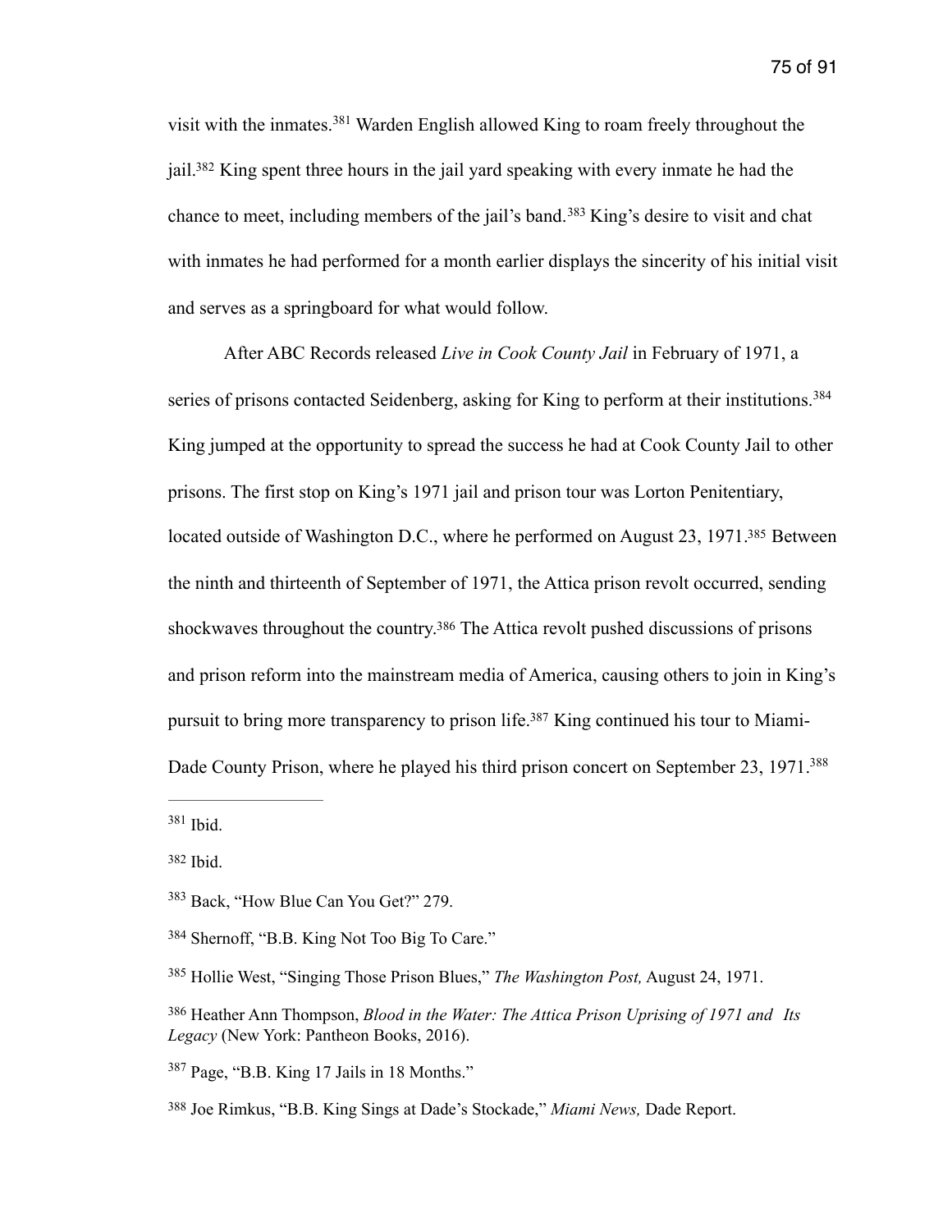visit with the inmates.[381] Warden English allowed King to roam freely throughout the jail.[382] King spent three hours in the jail yard speaking with every inmate he had the chance to meet, including members of the jail's band.[383] King's desire to visit and chat with inmates he had performed for a month earlier displays the sincerity of his initial visit and serves as a springboard for what would follow.

After ABC Records released *Live in Cook County Jail* in February of 1971, a series of prisons contacted Seidenberg, asking for King to perform at their institutions.[384] King jumped at the opportunity to spread the success he had at Cook County Jail to other prisons. The first stop on King's 1971 jail and prison tour was Lorton Penitentiary, located outside of Washington D.C., where he performed on August 23, 1971.[385] Between the ninth and thirteenth of September of 1971, the Attica prison revolt occurred, sending shockwaves throughout the country.[386] The Attica revolt pushed discussions of prisons and prison reform into the mainstream media of America, causing others to join in King's pursuit to bring more transparency to prison life.[387] King continued his tour to Miami-Dade County Prison, where he played his third prison concert on September 23, 1971.[388]

---

[381] Ibid.

[382] Ibid.

[383] Back, "How Blue Can You Get?" 279.

[384] Shernoff, "B.B. King Not Too Big To Care."

[385] Hollie West, "Singing Those Prison Blues," *The Washington Post,* August 24, 1971.

[386] Heather Ann Thompson, *Blood in the Water: The Attica Prison Uprising of 1971 and Its Legacy* (New York: Pantheon Books, 2016).

[387] Page, "B.B. King 17 Jails in 18 Months."

[388] Joe Rimkus, "B.B. King Sings at Dade's Stockade," *Miami News,* Dade Report.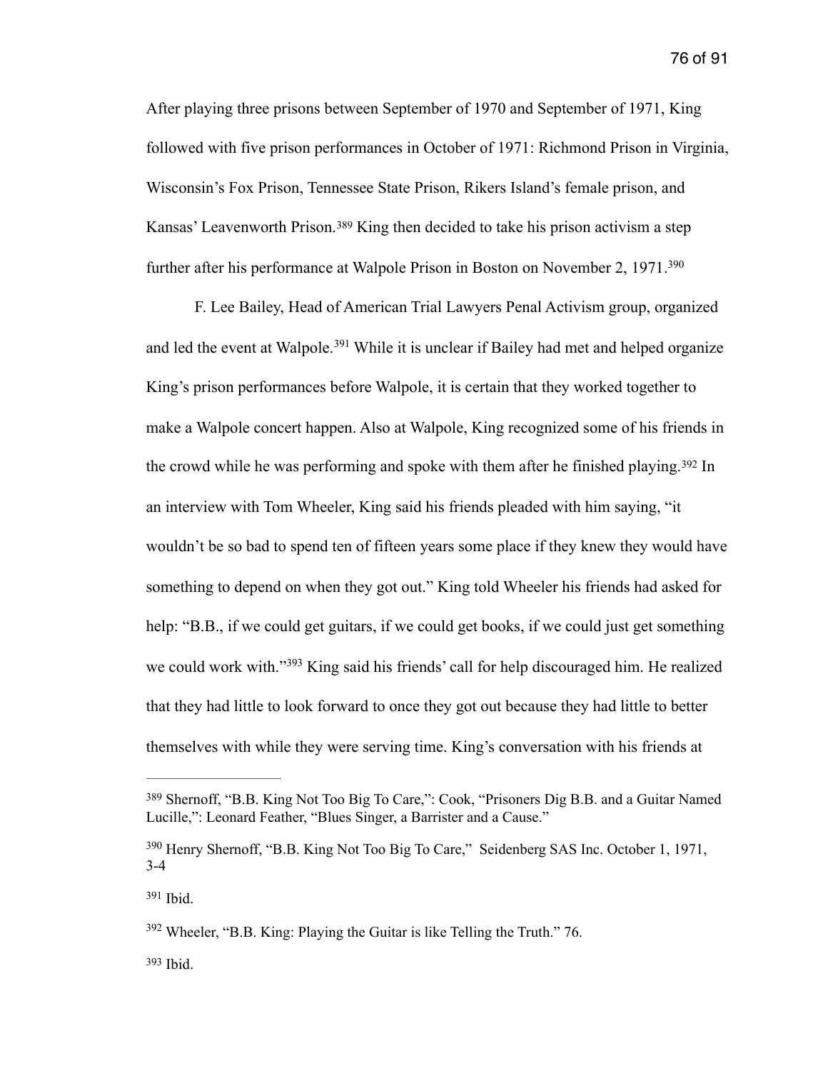After playing three prisons between September of 1970 and September of 1971, King followed with five prison performances in October of 1971: Richmond Prison in Virginia, Wisconsin's Fox Prison, Tennessee State Prison, Rikers Island's female prison, and Kansas' Leavenworth Prison.[389] King then decided to take his prison activism a step further after his performance at Walpole Prison in Boston on November 2, 1971.[390]

F. Lee Bailey, Head of American Trial Lawyers Penal Activism group, organized and led the event at Walpole.[391] While it is unclear if Bailey had met and helped organize King's prison performances before Walpole, it is certain that they worked together to make a Walpole concert happen. Also at Walpole, King recognized some of his friends in the crowd while he was performing and spoke with them after he finished playing.[392] In an interview with Tom Wheeler, King said his friends pleaded with him saying, "it wouldn't be so bad to spend ten of fifteen years some place if they knew they would have something to depend on when they got out." King told Wheeler his friends had asked for help: "B.B., if we could get guitars, if we could get books, if we could just get something we could work with."[393] King said his friends' call for help discouraged him. He realized that they had little to look forward to once they got out because they had little to better themselves with while they were serving time. King's conversation with his friends at

---

[389] Shernoff, "B.B. King Not Too Big To Care,": Cook, "Prisoners Dig B.B. and a Guitar Named Lucille,": Leonard Feather, "Blues Singer, a Barrister and a Cause."

[390] Henry Shernoff, "B.B. King Not Too Big To Care," Seidenberg SAS Inc. October 1, 1971, 3-4

[391] Ibid.

[392] Wheeler, "B.B. King: Playing the Guitar is like Telling the Truth." 76.

[393] Ibid.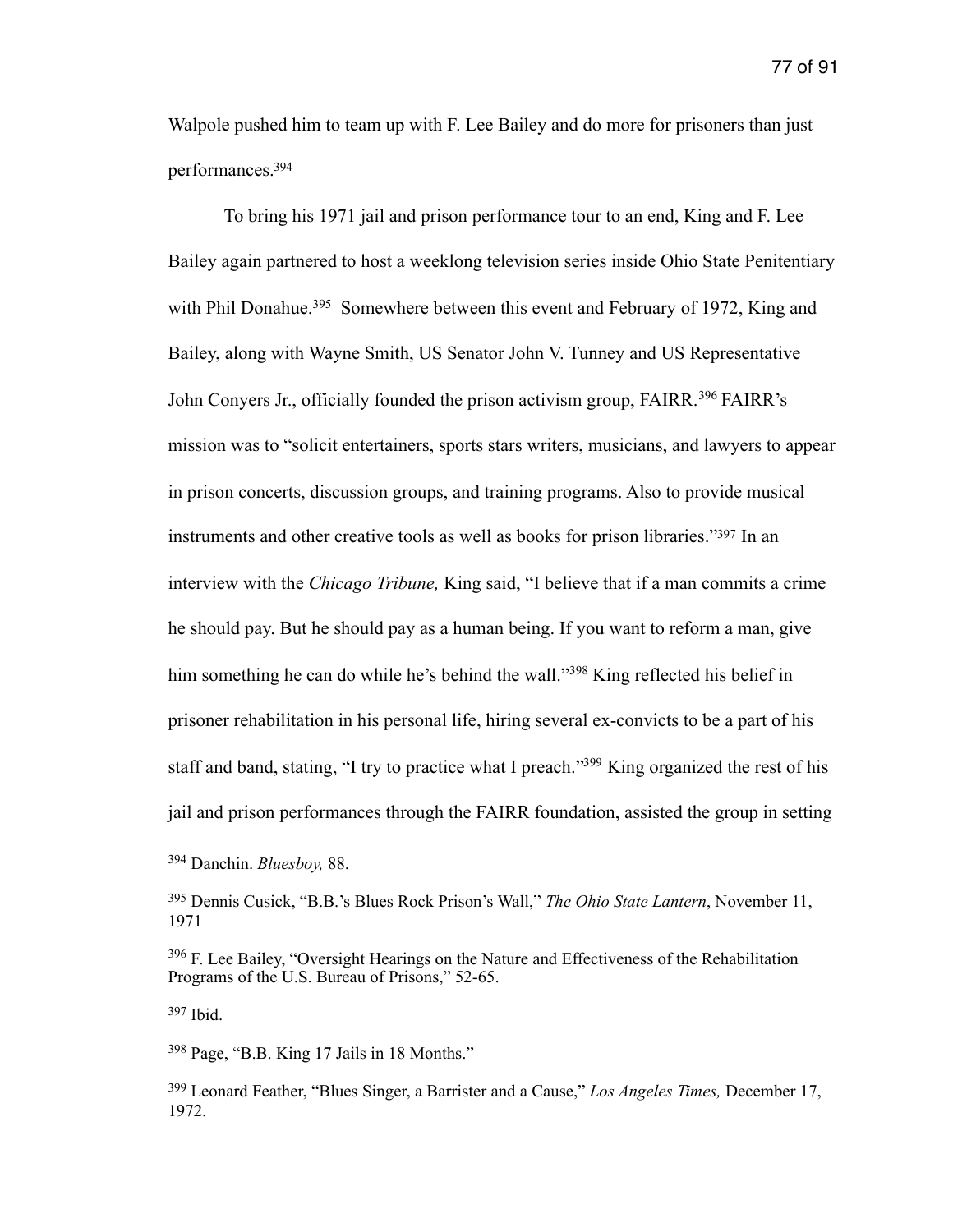Walpole pushed him to team up with F. Lee Bailey and do more for prisoners than just performances.[394]

To bring his 1971 jail and prison performance tour to an end, King and F. Lee Bailey again partnered to host a weeklong television series inside Ohio State Penitentiary with Phil Donahue.[395] Somewhere between this event and February of 1972, King and Bailey, along with Wayne Smith, US Senator John V. Tunney and US Representative John Conyers Jr., officially founded the prison activism group, FAIRR.[396] FAIRR's mission was to "solicit entertainers, sports stars writers, musicians, and lawyers to appear in prison concerts, discussion groups, and training programs. Also to provide musical instruments and other creative tools as well as books for prison libraries."[397] In an interview with the *Chicago Tribune,* King said, "I believe that if a man commits a crime he should pay. But he should pay as a human being. If you want to reform a man, give him something he can do while he's behind the wall."[398] King reflected his belief in prisoner rehabilitation in his personal life, hiring several ex-convicts to be a part of his staff and band, stating, "I try to practice what I preach."[399] King organized the rest of his jail and prison performances through the FAIRR foundation, assisted the group in setting

---

[394] Danchin. *Bluesboy,* 88.

[395] Dennis Cusick, "B.B.'s Blues Rock Prison's Wall," *The Ohio State Lantern*, November 11, 1971

[396] F. Lee Bailey, "Oversight Hearings on the Nature and Effectiveness of the Rehabilitation Programs of the U.S. Bureau of Prisons," 52-65.

[397] Ibid.

[398] Page, "B.B. King 17 Jails in 18 Months."

[399] Leonard Feather, "Blues Singer, a Barrister and a Cause," *Los Angeles Times,* December 17, 1972.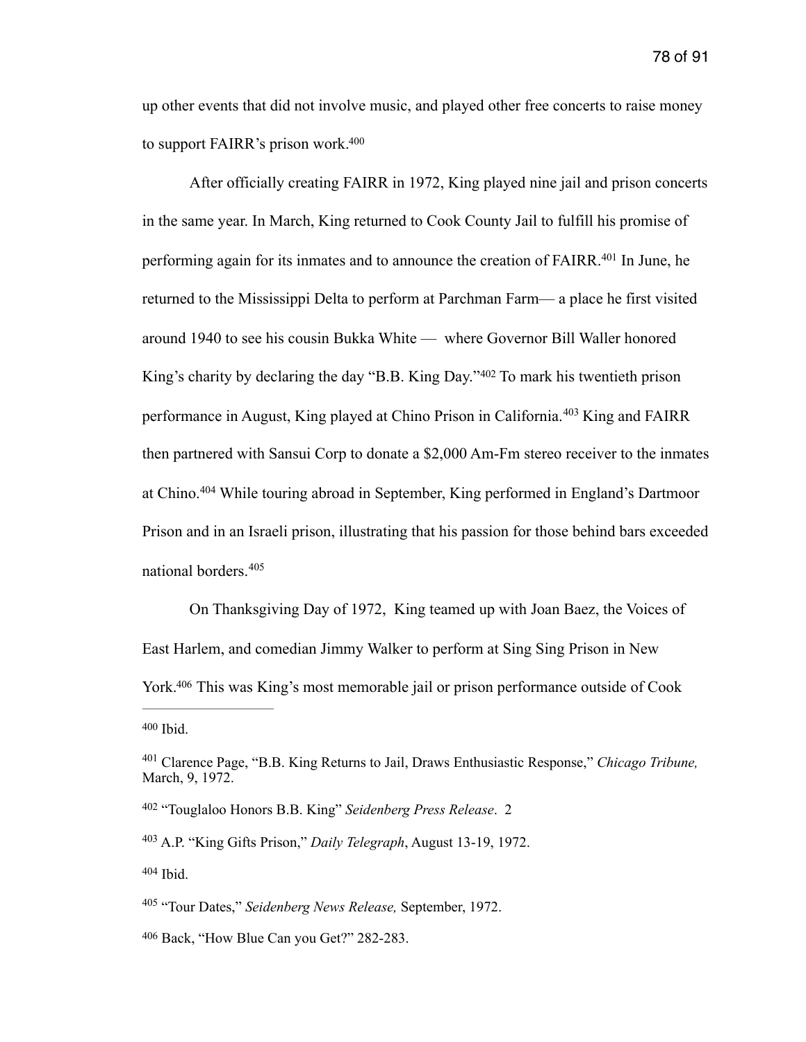up other events that did not involve music, and played other free concerts to raise money to support FAIRR's prison work.[400]

After officially creating FAIRR in 1972, King played nine jail and prison concerts in the same year. In March, King returned to Cook County Jail to fulfill his promise of performing again for its inmates and to announce the creation of FAIRR.[401] In June, he returned to the Mississippi Delta to perform at Parchman Farm— a place he first visited around 1940 to see his cousin Bukka White — where Governor Bill Waller honored King's charity by declaring the day "B.B. King Day."[402] To mark his twentieth prison performance in August, King played at Chino Prison in California.[403] King and FAIRR then partnered with Sansui Corp to donate a $2,000 Am-Fm stereo receiver to the inmates at Chino.[404] While touring abroad in September, King performed in England's Dartmoor Prison and in an Israeli prison, illustrating that his passion for those behind bars exceeded national borders.[405]

On Thanksgiving Day of 1972, King teamed up with Joan Baez, the Voices of East Harlem, and comedian Jimmy Walker to perform at Sing Sing Prison in New York.[406] This was King's most memorable jail or prison performance outside of Cook

---

[400] Ibid.

[401] Clarence Page, "B.B. King Returns to Jail, Draws Enthusiastic Response," *Chicago Tribune,* March, 9, 1972.

[402] "Touglaloo Honors B.B. King" *Seidenberg Press Release*. 2

[403] A.P. "King Gifts Prison," *Daily Telegraph*, August 13-19, 1972.

[404] Ibid.

[405] "Tour Dates," *Seidenberg News Release,* September, 1972.

[406] Back, "How Blue Can you Get?" 282-283.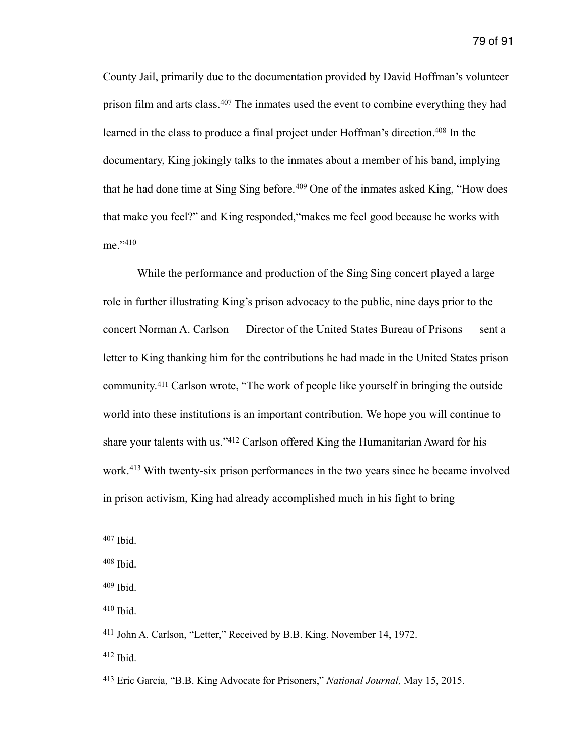County Jail, primarily due to the documentation provided by David Hoffman's volunteer prison film and arts class.[407] The inmates used the event to combine everything they had learned in the class to produce a final project under Hoffman's direction.[408] In the documentary, King jokingly talks to the inmates about a member of his band, implying that he had done time at Sing Sing before.[409] One of the inmates asked King, "How does that make you feel?" and King responded,"makes me feel good because he works with me."[410]

While the performance and production of the Sing Sing concert played a large role in further illustrating King's prison advocacy to the public, nine days prior to the concert Norman A. Carlson — Director of the United States Bureau of Prisons — sent a letter to King thanking him for the contributions he had made in the United States prison community.[411] Carlson wrote, "The work of people like yourself in bringing the outside world into these institutions is an important contribution. We hope you will continue to share your talents with us."[412] Carlson offered King the Humanitarian Award for his work.[413] With twenty-six prison performances in the two years since he became involved in prison activism, King had already accomplished much in his fight to bring

---

[407] Ibid.

[408] Ibid.

[409] Ibid.

[410] Ibid.

[411] John A. Carlson, "Letter," Received by B.B. King. November 14, 1972.

[412] Ibid.

[413] Eric Garcia, "B.B. King Advocate for Prisoners," *National Journal,* May 15, 2015.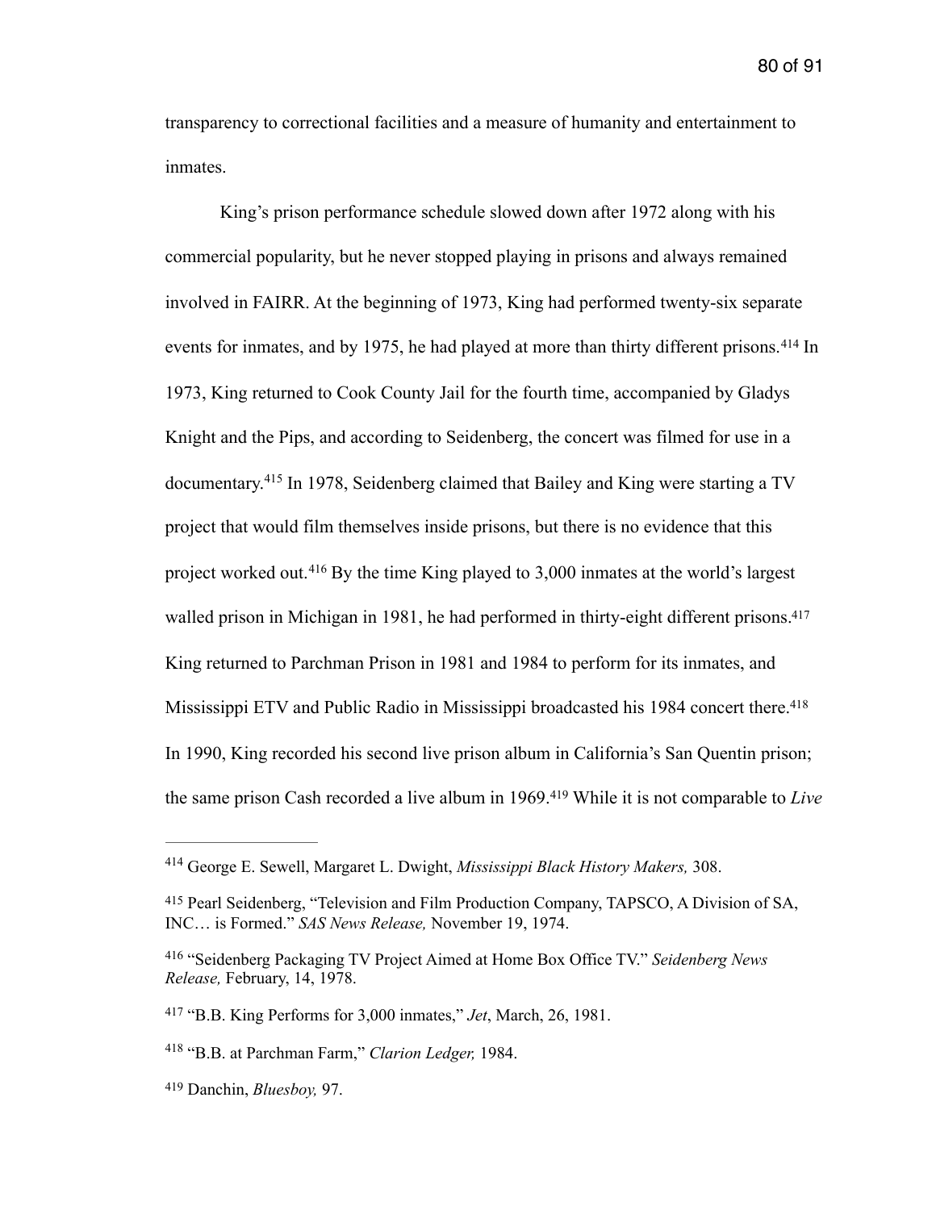transparency to correctional facilities and a measure of humanity and entertainment to inmates.

King's prison performance schedule slowed down after 1972 along with his commercial popularity, but he never stopped playing in prisons and always remained involved in FAIRR. At the beginning of 1973, King had performed twenty-six separate events for inmates, and by 1975, he had played at more than thirty different prisons.[414] In 1973, King returned to Cook County Jail for the fourth time, accompanied by Gladys Knight and the Pips, and according to Seidenberg, the concert was filmed for use in a documentary.[415] In 1978, Seidenberg claimed that Bailey and King were starting a TV project that would film themselves inside prisons, but there is no evidence that this project worked out.[416] By the time King played to 3,000 inmates at the world's largest walled prison in Michigan in 1981, he had performed in thirty-eight different prisons.[417] King returned to Parchman Prison in 1981 and 1984 to perform for its inmates, and Mississippi ETV and Public Radio in Mississippi broadcasted his 1984 concert there.[418] In 1990, King recorded his second live prison album in California's San Quentin prison; the same prison Cash recorded a live album in 1969.[419] While it is not comparable to *Live*

---

[414] George E. Sewell, Margaret L. Dwight, *Mississippi Black History Makers,* 308.

[415] Pearl Seidenberg, "Television and Film Production Company, TAPSCO, A Division of SA, INC… is Formed." *SAS News Release,* November 19, 1974.

[416] "Seidenberg Packaging TV Project Aimed at Home Box Office TV." *Seidenberg News Release,* February, 14, 1978.

[417] "B.B. King Performs for 3,000 inmates," *Jet*, March, 26, 1981.

[418] "B.B. at Parchman Farm," *Clarion Ledger,* 1984.

[419] Danchin, *Bluesboy,* 97.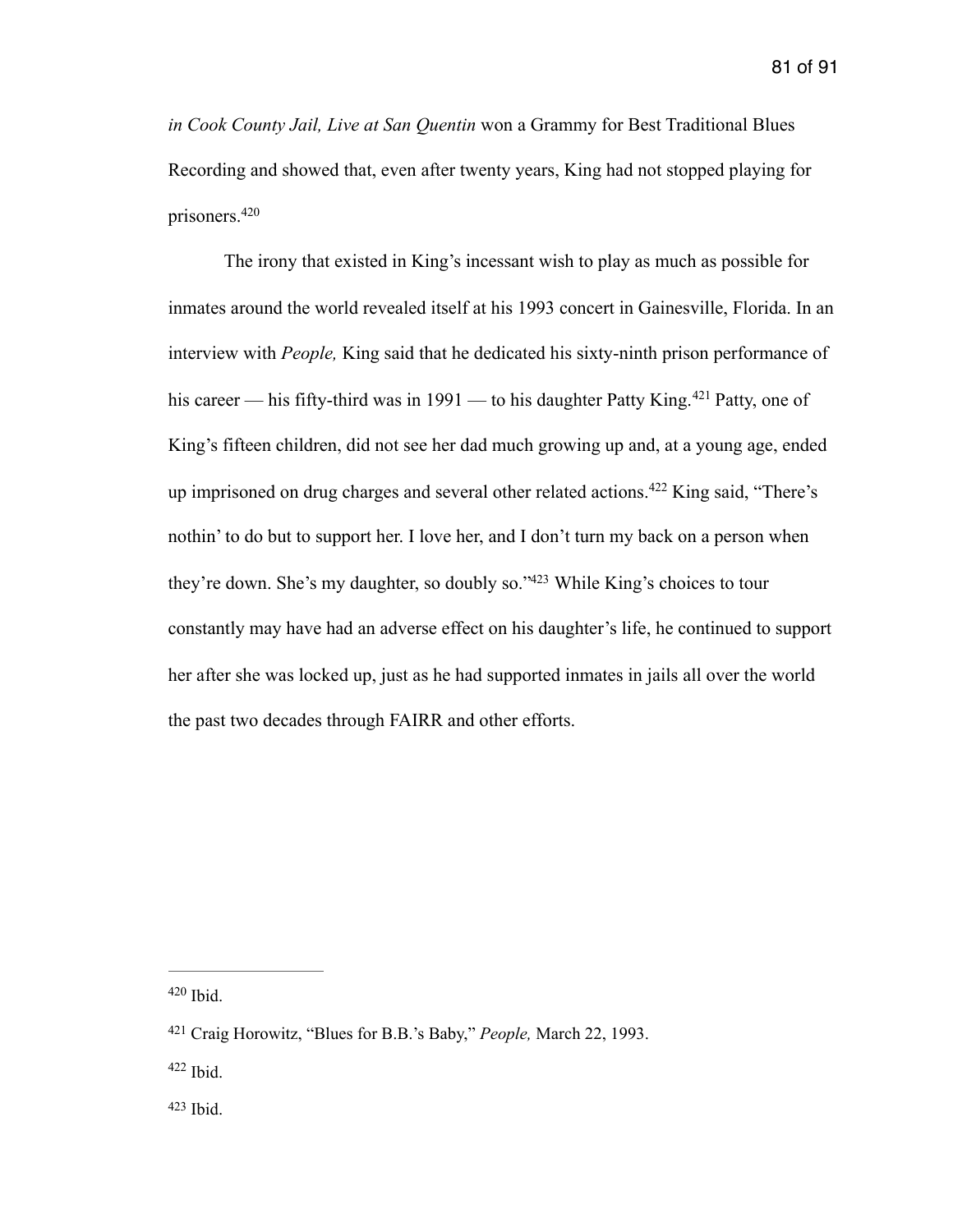*in Cook County Jail, Live at San Quentin* won a Grammy for Best Traditional Blues Recording and showed that, even after twenty years, King had not stopped playing for prisoners.[420]

The irony that existed in King's incessant wish to play as much as possible for inmates around the world revealed itself at his 1993 concert in Gainesville, Florida. In an interview with *People,* King said that he dedicated his sixty-ninth prison performance of his career — his fifty-third was in 1991 — to his daughter Patty King.[421] Patty, one of King's fifteen children, did not see her dad much growing up and, at a young age, ended up imprisoned on drug charges and several other related actions.[422] King said, "There's nothin' to do but to support her. I love her, and I don't turn my back on a person when they're down. She's my daughter, so doubly so."[423] While King's choices to tour constantly may have had an adverse effect on his daughter's life, he continued to support her after she was locked up, just as he had supported inmates in jails all over the world the past two decades through FAIRR and other efforts.

---

[420] Ibid.

[421] Craig Horowitz, "Blues for B.B.'s Baby," *People,* March 22, 1993.

[422] Ibid.

[423] Ibid.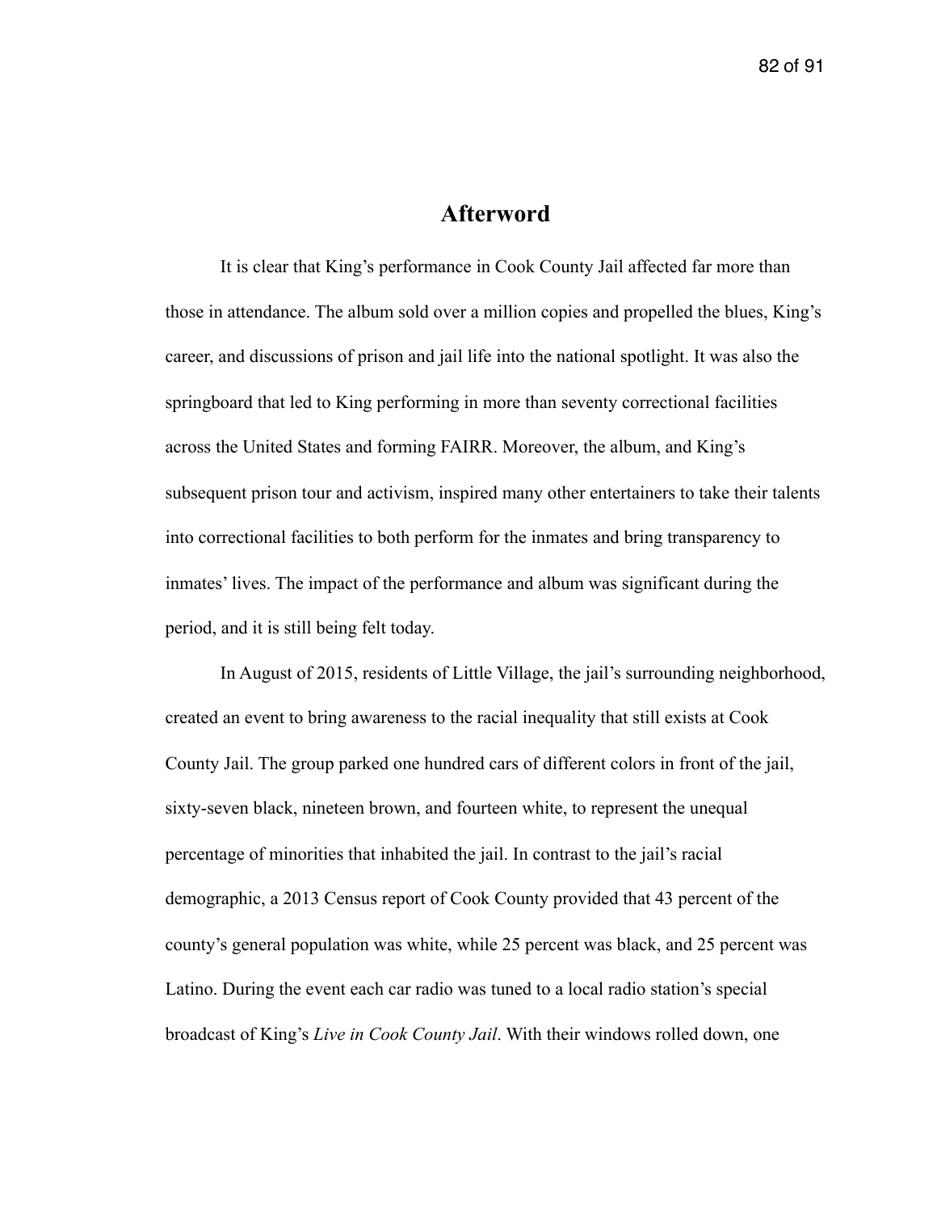# Afterword

It is clear that King's performance in Cook County Jail affected far more than those in attendance. The album sold over a million copies and propelled the blues, King's career, and discussions of prison and jail life into the national spotlight. It was also the springboard that led to King performing in more than seventy correctional facilities across the United States and forming FAIRR. Moreover, the album, and King's subsequent prison tour and activism, inspired many other entertainers to take their talents into correctional facilities to both perform for the inmates and bring transparency to inmates' lives. The impact of the performance and album was significant during the period, and it is still being felt today.

In August of 2015, residents of Little Village, the jail's surrounding neighborhood, created an event to bring awareness to the racial inequality that still exists at Cook County Jail. The group parked one hundred cars of different colors in front of the jail, sixty-seven black, nineteen brown, and fourteen white, to represent the unequal percentage of minorities that inhabited the jail. In contrast to the jail's racial demographic, a 2013 Census report of Cook County provided that 43 percent of the county's general population was white, while 25 percent was black, and 25 percent was Latino. During the event each car radio was tuned to a local radio station's special broadcast of King's *Live in Cook County Jail*. With their windows rolled down, one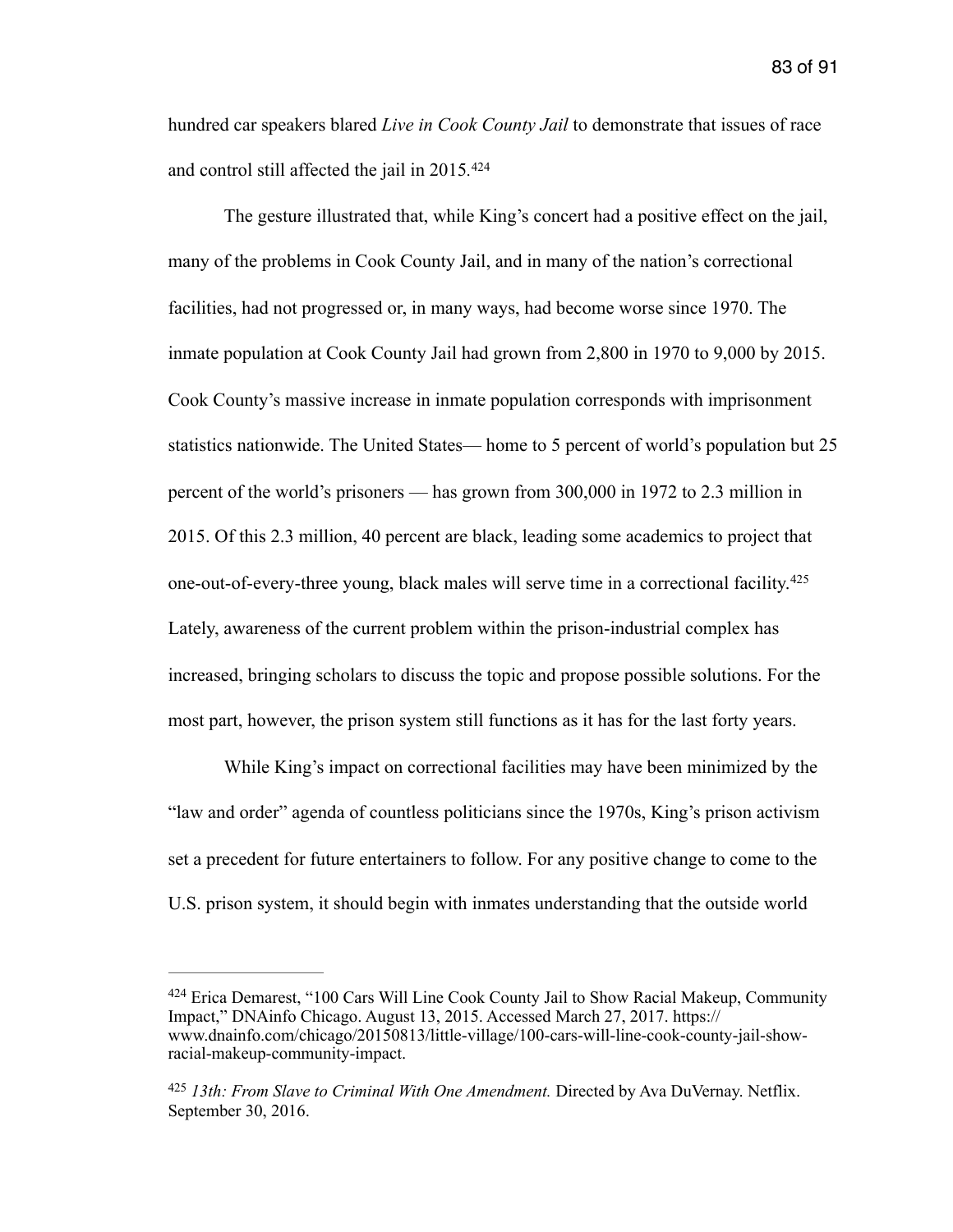hundred car speakers blared *Live in Cook County Jail* to demonstrate that issues of race and control still affected the jail in 2015.[424]

The gesture illustrated that, while King's concert had a positive effect on the jail, many of the problems in Cook County Jail, and in many of the nation's correctional facilities, had not progressed or, in many ways, had become worse since 1970. The inmate population at Cook County Jail had grown from 2,800 in 1970 to 9,000 by 2015. Cook County's massive increase in inmate population corresponds with imprisonment statistics nationwide. The United States— home to 5 percent of world's population but 25 percent of the world's prisoners — has grown from 300,000 in 1972 to 2.3 million in 2015. Of this 2.3 million, 40 percent are black, leading some academics to project that one-out-of-every-three young, black males will serve time in a correctional facility.[425] Lately, awareness of the current problem within the prison-industrial complex has increased, bringing scholars to discuss the topic and propose possible solutions. For the most part, however, the prison system still functions as it has for the last forty years.

While King's impact on correctional facilities may have been minimized by the "law and order" agenda of countless politicians since the 1970s, King's prison activism set a precedent for future entertainers to follow. For any positive change to come to the U.S. prison system, it should begin with inmates understanding that the outside world

---

[424] Erica Demarest, "100 Cars Will Line Cook County Jail to Show Racial Makeup, Community Impact," DNAinfo Chicago. August 13, 2015. Accessed March 27, 2017. https://www.dnainfo.com/chicago/20150813/little-village/100-cars-will-line-cook-county-jail-show-racial-makeup-community-impact.

[425] *13th: From Slave to Criminal With One Amendment.* Directed by Ava DuVernay. Netflix. September 30, 2016.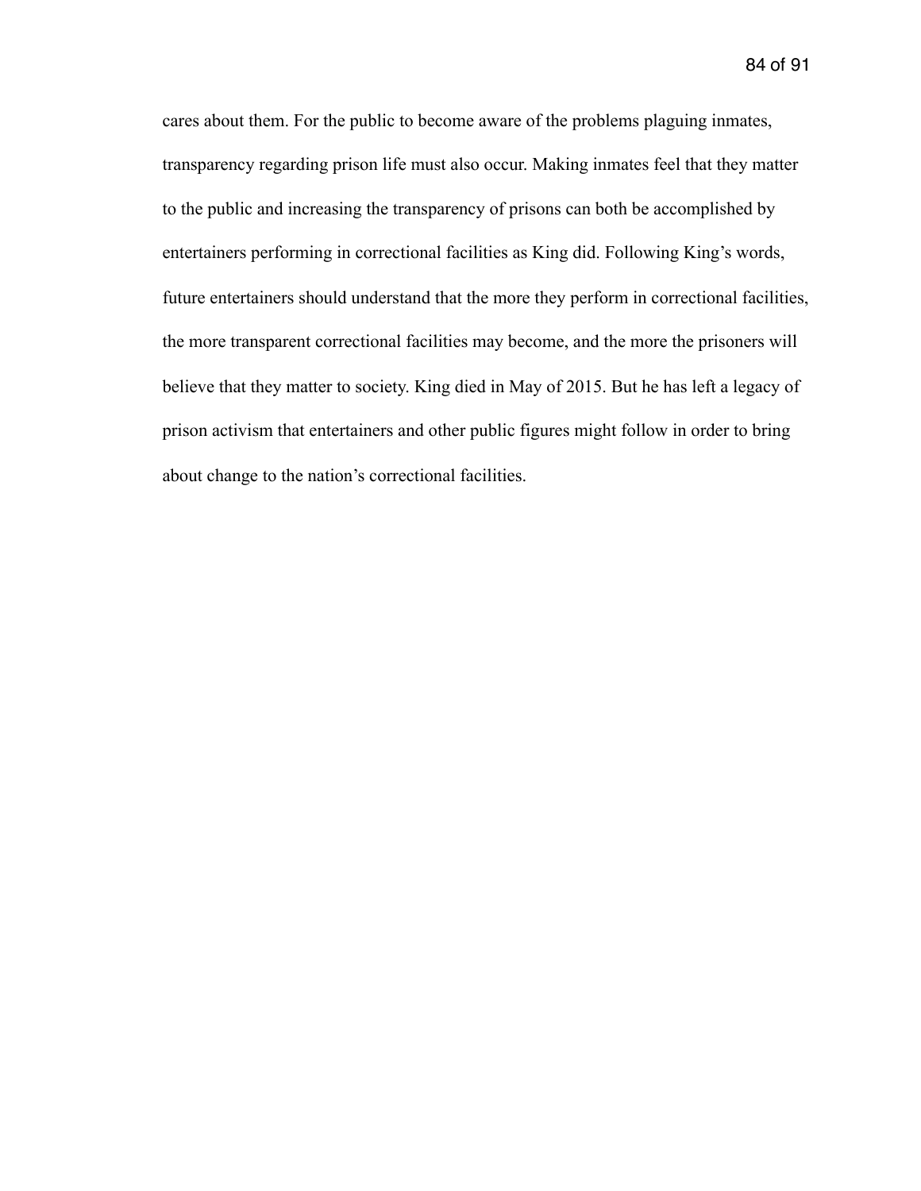cares about them. For the public to become aware of the problems plaguing inmates, transparency regarding prison life must also occur. Making inmates feel that they matter to the public and increasing the transparency of prisons can both be accomplished by entertainers performing in correctional facilities as King did. Following King's words, future entertainers should understand that the more they perform in correctional facilities, the more transparent correctional facilities may become, and the more the prisoners will believe that they matter to society. King died in May of 2015. But he has left a legacy of prison activism that entertainers and other public figures might follow in order to bring about change to the nation's correctional facilities.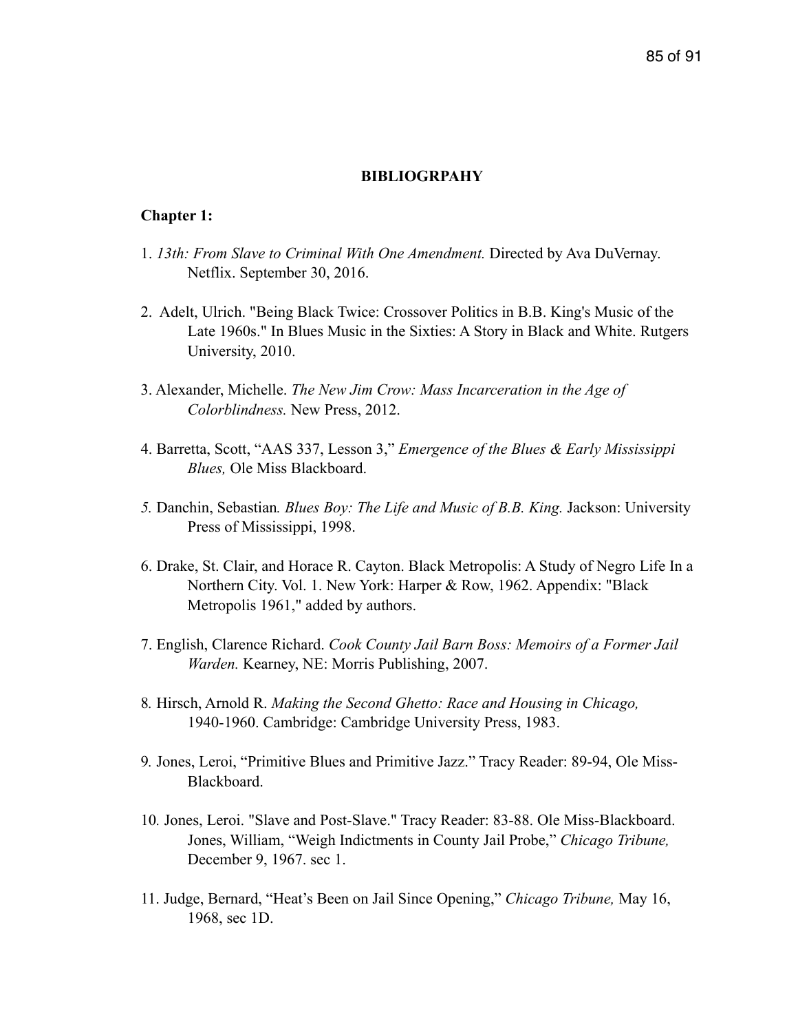**BIBLIOGRPAHY**

**Chapter 1:**

1. *13th: From Slave to Criminal With One Amendment.* Directed by Ava DuVernay. Netflix. September 30, 2016.

2. Adelt, Ulrich. "Being Black Twice: Crossover Politics in B.B. King's Music of the Late 1960s." In Blues Music in the Sixties: A Story in Black and White. Rutgers University, 2010.

3. Alexander, Michelle. *The New Jim Crow: Mass Incarceration in the Age of Colorblindness.* New Press, 2012.

4. Barretta, Scott, "AAS 337, Lesson 3," *Emergence of the Blues & Early Mississippi Blues,* Ole Miss Blackboard.

*5.* Danchin, Sebastian*. Blues Boy: The Life and Music of B.B. King.* Jackson: University Press of Mississippi, 1998.

6. Drake, St. Clair, and Horace R. Cayton. Black Metropolis: A Study of Negro Life In a Northern City. Vol. 1. New York: Harper & Row, 1962. Appendix: "Black Metropolis 1961," added by authors.

7. English, Clarence Richard. *Cook County Jail Barn Boss: Memoirs of a Former Jail Warden.* Kearney, NE: Morris Publishing, 2007.

8*.* Hirsch, Arnold R. *Making the Second Ghetto: Race and Housing in Chicago,* 1940-1960. Cambridge: Cambridge University Press, 1983.

9*.* Jones, Leroi, "Primitive Blues and Primitive Jazz." Tracy Reader: 89-94, Ole Miss-Blackboard.

10*.* Jones, Leroi. "Slave and Post-Slave." Tracy Reader: 83-88. Ole Miss-Blackboard. Jones, William, "Weigh Indictments in County Jail Probe," *Chicago Tribune,* December 9, 1967. sec 1.

11. Judge, Bernard, "Heat's Been on Jail Since Opening," *Chicago Tribune,* May 16, 1968, sec 1D.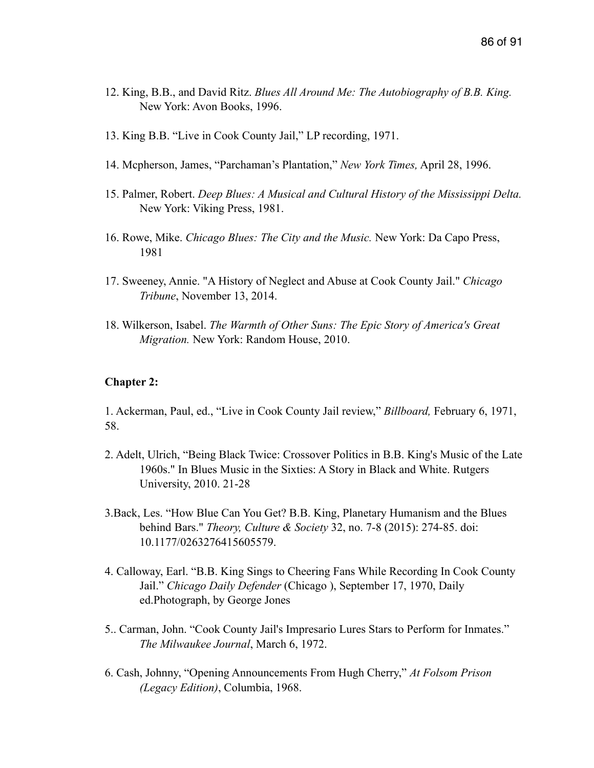12. King, B.B., and David Ritz. *Blues All Around Me: The Autobiography of B.B. King.* New York: Avon Books, 1996.

13. King B.B. "Live in Cook County Jail," LP recording, 1971.

14. Mcpherson, James, "Parchaman's Plantation," *New York Times,* April 28, 1996.

15. Palmer, Robert. *Deep Blues: A Musical and Cultural History of the Mississippi Delta.* New York: Viking Press, 1981.

16. Rowe, Mike. *Chicago Blues: The City and the Music.* New York: Da Capo Press, 1981

17. Sweeney, Annie. "A History of Neglect and Abuse at Cook County Jail." *Chicago Tribune*, November 13, 2014.

18. Wilkerson, Isabel. *The Warmth of Other Suns: The Epic Story of America's Great Migration.* New York: Random House, 2010.

**Chapter 2:**

1. Ackerman, Paul, ed., "Live in Cook County Jail review," *Billboard,* February 6, 1971, 58.

2. Adelt, Ulrich, "Being Black Twice: Crossover Politics in B.B. King's Music of the Late 1960s." In Blues Music in the Sixties: A Story in Black and White. Rutgers University, 2010. 21-28

3.Back, Les. "How Blue Can You Get? B.B. King, Planetary Humanism and the Blues behind Bars." *Theory, Culture & Society* 32, no. 7-8 (2015): 274-85. doi: 10.1177/0263276415605579.

4. Calloway, Earl. "B.B. King Sings to Cheering Fans While Recording In Cook County Jail." *Chicago Daily Defender* (Chicago ), September 17, 1970, Daily ed.Photograph, by George Jones

5.. Carman, John. "Cook County Jail's Impresario Lures Stars to Perform for Inmates." *The Milwaukee Journal*, March 6, 1972.

6. Cash, Johnny, "Opening Announcements From Hugh Cherry," *At Folsom Prison (Legacy Edition)*, Columbia, 1968.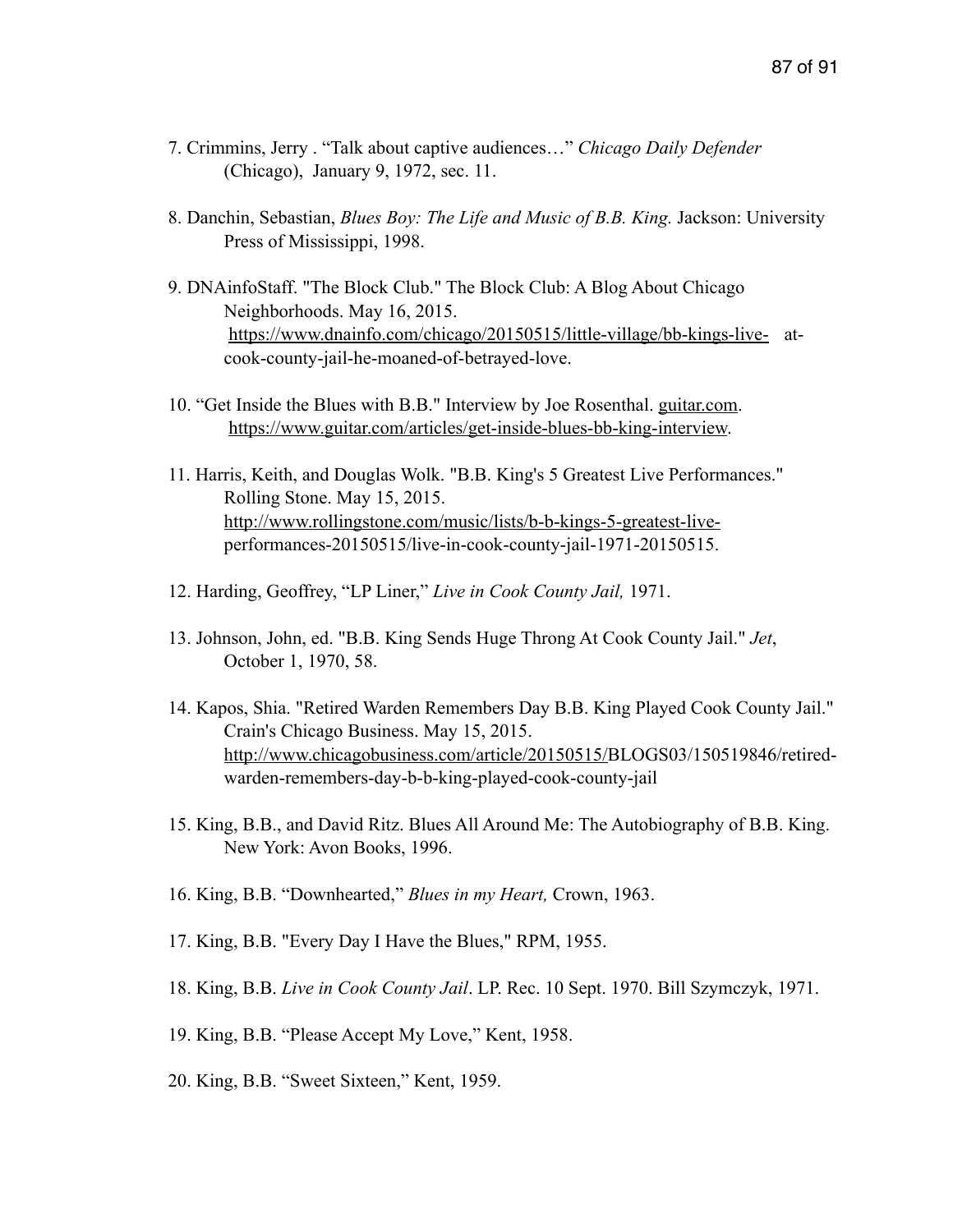7. Crimmins, Jerry . “Talk about captive audiences…” *Chicago Daily Defender* (Chicago), January 9, 1972, sec. 11.

8. Danchin, Sebastian, *Blues Boy: The Life and Music of B.B. King.* Jackson: University Press of Mississippi, 1998.

9. DNAinfoStaff. "The Block Club." The Block Club: A Blog About Chicago Neighborhoods. May 16, 2015. https://www.dnainfo.com/chicago/20150515/little-village/bb-kings-live- at-cook-county-jail-he-moaned-of-betrayed-love.

10. “Get Inside the Blues with B.B." Interview by Joe Rosenthal. guitar.com. https://www.guitar.com/articles/get-inside-blues-bb-king-interview.

11. Harris, Keith, and Douglas Wolk. "B.B. King's 5 Greatest Live Performances." Rolling Stone. May 15, 2015. http://www.rollingstone.com/music/lists/b-b-kings-5-greatest-live-performances-20150515/live-in-cook-county-jail-1971-20150515.

12. Harding, Geoffrey, “LP Liner,” *Live in Cook County Jail,* 1971.

13. Johnson, John, ed. "B.B. King Sends Huge Throng At Cook County Jail." *Jet*, October 1, 1970, 58.

14. Kapos, Shia. "Retired Warden Remembers Day B.B. King Played Cook County Jail." Crain's Chicago Business. May 15, 2015. http://www.chicagobusiness.com/article/20150515/BLOGS03/150519846/retired-warden-remembers-day-b-b-king-played-cook-county-jail

15. King, B.B., and David Ritz. Blues All Around Me: The Autobiography of B.B. King. New York: Avon Books, 1996.

16. King, B.B. “Downhearted,” *Blues in my Heart,* Crown, 1963.

17. King, B.B. "Every Day I Have the Blues," RPM, 1955.

18. King, B.B. *Live in Cook County Jail*. LP. Rec. 10 Sept. 1970. Bill Szymczyk, 1971.

19. King, B.B. “Please Accept My Love,” Kent, 1958.

20. King, B.B. “Sweet Sixteen,” Kent, 1959.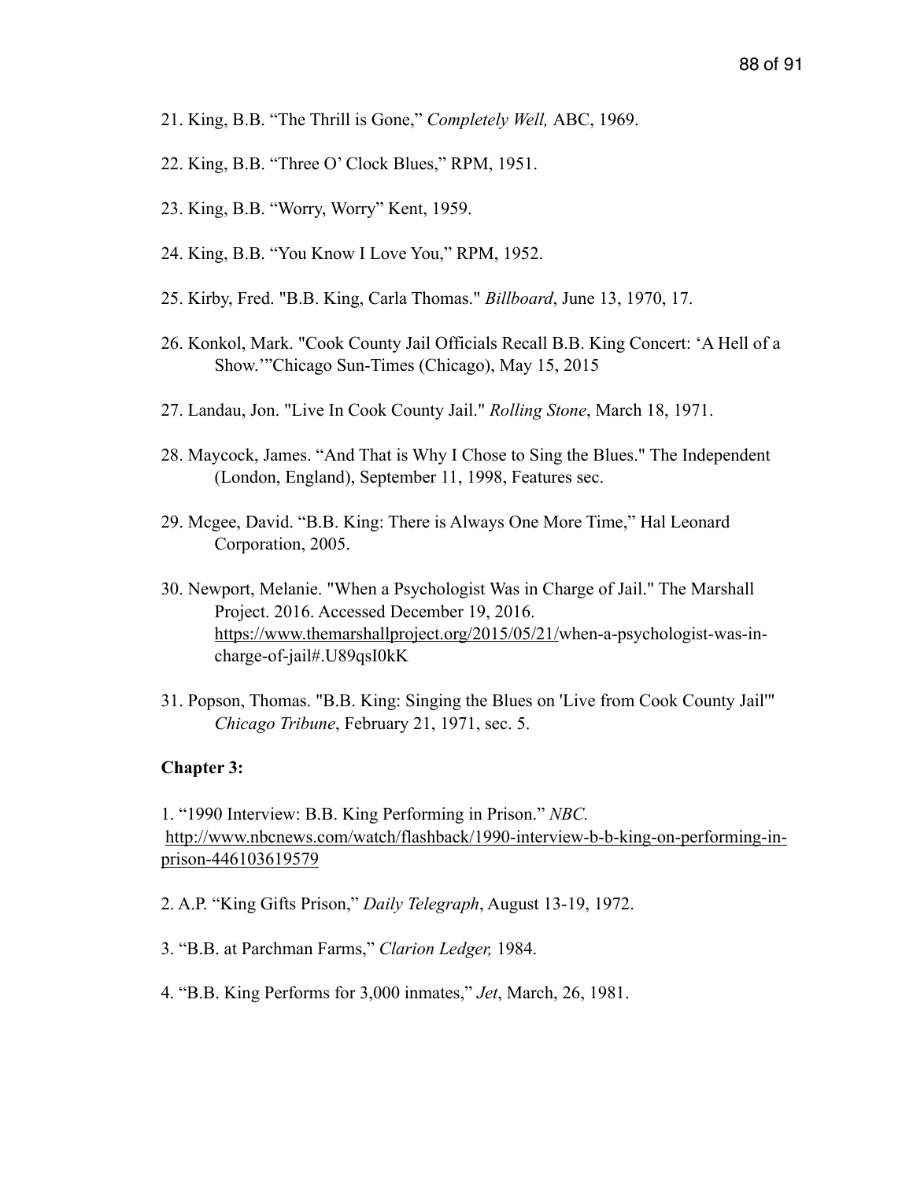21. King, B.B. “The Thrill is Gone,” *Completely Well,* ABC, 1969.

22. King, B.B. “Three O’ Clock Blues,” RPM, 1951.

23. King, B.B. “Worry, Worry” Kent, 1959.

24. King, B.B. “You Know I Love You,” RPM, 1952.

25. Kirby, Fred. "B.B. King, Carla Thomas." *Billboard*, June 13, 1970, 17.

26. Konkol, Mark. "Cook County Jail Officials Recall B.B. King Concert: ‘A Hell of a Show.’”Chicago Sun-Times (Chicago), May 15, 2015

27. Landau, Jon. "Live In Cook County Jail." *Rolling Stone*, March 18, 1971.

28. Maycock, James. “And That is Why I Chose to Sing the Blues." The Independent (London, England), September 11, 1998, Features sec.

29. Mcgee, David. “B.B. King: There is Always One More Time,” Hal Leonard Corporation, 2005.

30. Newport, Melanie. "When a Psychologist Was in Charge of Jail." The Marshall Project. 2016. Accessed December 19, 2016. https://www.themarshallproject.org/2015/05/21/when-a-psychologist-was-in-charge-of-jail#.U89qsI0kK

31. Popson, Thomas. "B.B. King: Singing the Blues on 'Live from Cook County Jail'" *Chicago Tribune*, February 21, 1971, sec. 5.

**Chapter 3:**

1. “1990 Interview: B.B. King Performing in Prison.” *NBC.* http://www.nbcnews.com/watch/flashback/1990-interview-b-b-king-on-performing-in-prison-446103619579

2. A.P. “King Gifts Prison,” *Daily Telegraph*, August 13-19, 1972.

3. “B.B. at Parchman Farms,” *Clarion Ledger,* 1984.

4. “B.B. King Performs for 3,000 inmates,” *Jet*, March, 26, 1981.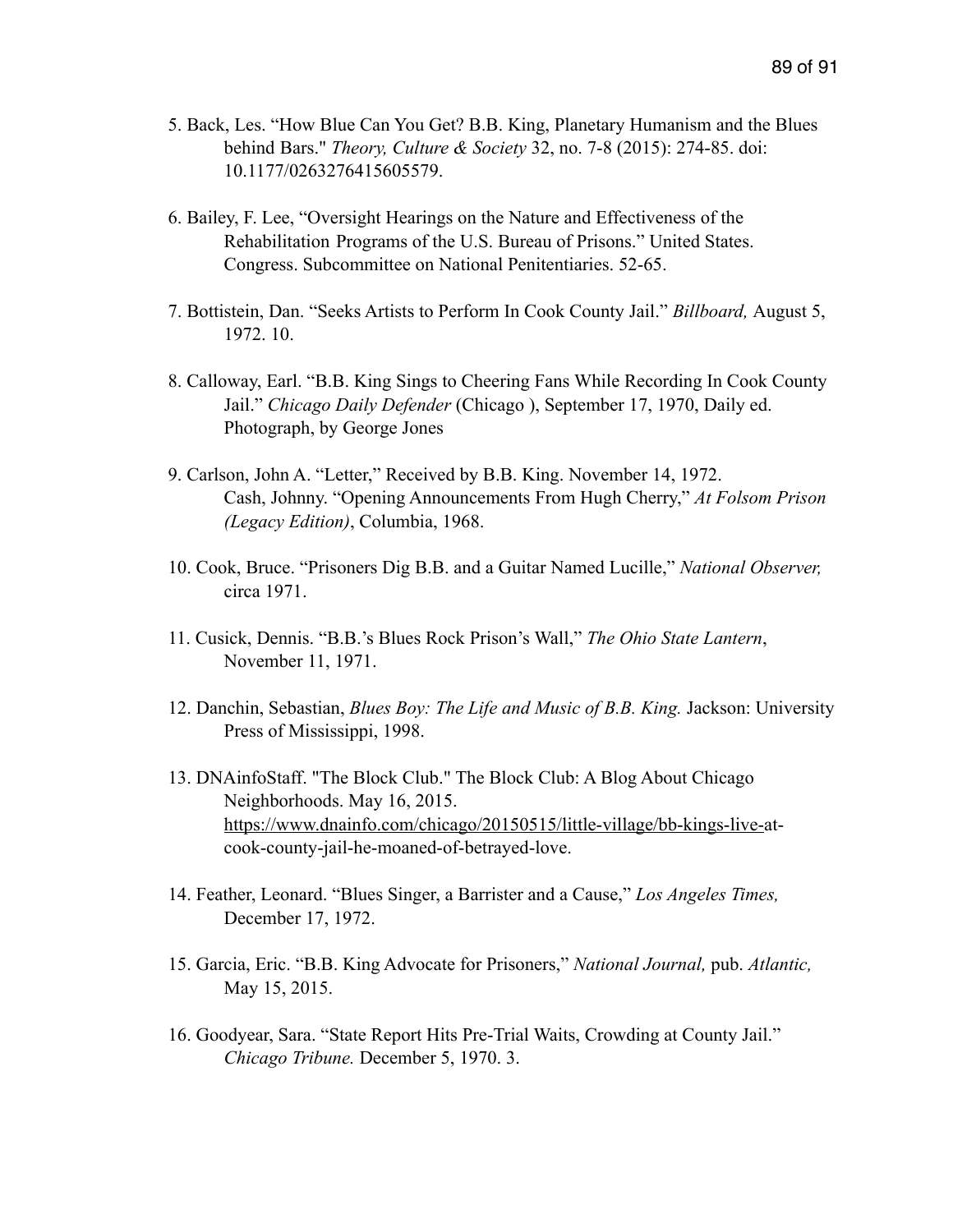5. Back, Les. "How Blue Can You Get? B.B. King, Planetary Humanism and the Blues behind Bars." *Theory, Culture & Society* 32, no. 7-8 (2015): 274-85. doi: 10.1177/0263276415605579.

6. Bailey, F. Lee, "Oversight Hearings on the Nature and Effectiveness of the Rehabilitation Programs of the U.S. Bureau of Prisons." United States. Congress. Subcommittee on National Penitentiaries. 52-65.

7. Bottistein, Dan. "Seeks Artists to Perform In Cook County Jail." *Billboard,* August 5, 1972. 10.

8. Calloway, Earl. "B.B. King Sings to Cheering Fans While Recording In Cook County Jail." *Chicago Daily Defender* (Chicago ), September 17, 1970, Daily ed. Photograph, by George Jones

9. Carlson, John A. "Letter," Received by B.B. King. November 14, 1972.
Cash, Johnny. "Opening Announcements From Hugh Cherry," *At Folsom Prison (Legacy Edition)*, Columbia, 1968.

10. Cook, Bruce. "Prisoners Dig B.B. and a Guitar Named Lucille," *National Observer,* circa 1971.

11. Cusick, Dennis. "B.B.'s Blues Rock Prison's Wall," *The Ohio State Lantern*, November 11, 1971.

12. Danchin, Sebastian, *Blues Boy: The Life and Music of B.B. King.* Jackson: University Press of Mississippi, 1998.

13. DNAinfoStaff. "The Block Club." The Block Club: A Blog About Chicago Neighborhoods. May 16, 2015. https://www.dnainfo.com/chicago/20150515/little-village/bb-kings-live-at-cook-county-jail-he-moaned-of-betrayed-love.

14. Feather, Leonard. "Blues Singer, a Barrister and a Cause," *Los Angeles Times,* December 17, 1972.

15. Garcia, Eric. "B.B. King Advocate for Prisoners," *National Journal,* pub. *Atlantic,* May 15, 2015.

16. Goodyear, Sara. "State Report Hits Pre-Trial Waits, Crowding at County Jail." *Chicago Tribune.* December 5, 1970. 3.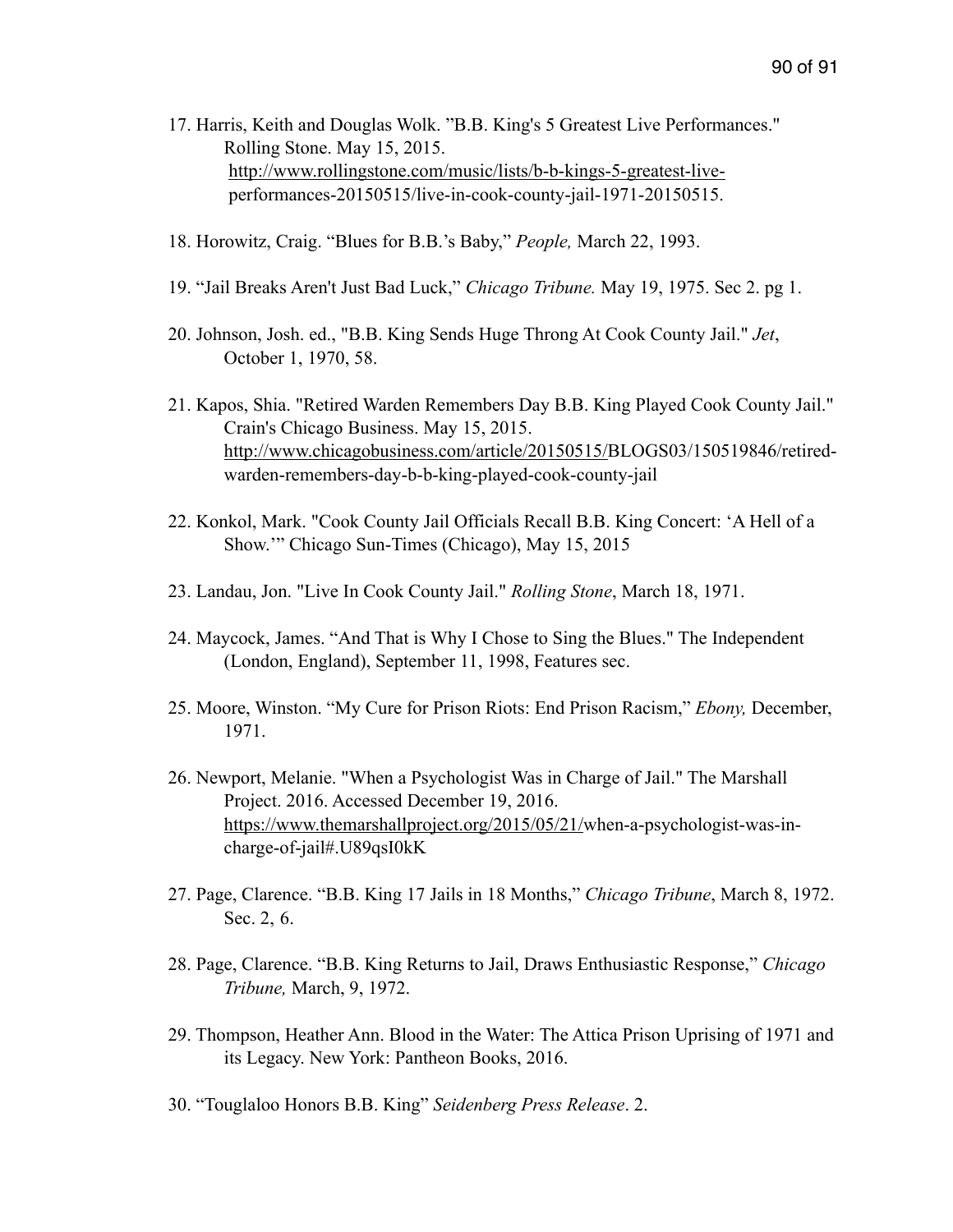17. Harris, Keith and Douglas Wolk. "B.B. King's 5 Greatest Live Performances." Rolling Stone. May 15, 2015. http://www.rollingstone.com/music/lists/b-b-kings-5-greatest-live-performances-20150515/live-in-cook-county-jail-1971-20150515.

18. Horowitz, Craig. "Blues for B.B.'s Baby," *People,* March 22, 1993.

19. "Jail Breaks Aren't Just Bad Luck," *Chicago Tribune.* May 19, 1975. Sec 2. pg 1.

20. Johnson, Josh. ed., "B.B. King Sends Huge Throng At Cook County Jail." *Jet*, October 1, 1970, 58.

21. Kapos, Shia. "Retired Warden Remembers Day B.B. King Played Cook County Jail." Crain's Chicago Business. May 15, 2015. http://www.chicagobusiness.com/article/20150515/BLOGS03/150519846/retired-warden-remembers-day-b-b-king-played-cook-county-jail

22. Konkol, Mark. "Cook County Jail Officials Recall B.B. King Concert: 'A Hell of a Show.'" Chicago Sun-Times (Chicago), May 15, 2015

23. Landau, Jon. "Live In Cook County Jail." *Rolling Stone*, March 18, 1971.

24. Maycock, James. "And That is Why I Chose to Sing the Blues." The Independent (London, England), September 11, 1998, Features sec.

25. Moore, Winston. "My Cure for Prison Riots: End Prison Racism," *Ebony,* December, 1971.

26. Newport, Melanie. "When a Psychologist Was in Charge of Jail." The Marshall Project. 2016. Accessed December 19, 2016. https://www.themarshallproject.org/2015/05/21/when-a-psychologist-was-in-charge-of-jail#.U89qsI0kK

27. Page, Clarence. "B.B. King 17 Jails in 18 Months," *Chicago Tribune*, March 8, 1972. Sec. 2, 6.

28. Page, Clarence. "B.B. King Returns to Jail, Draws Enthusiastic Response," *Chicago Tribune,* March, 9, 1972.

29. Thompson, Heather Ann. Blood in the Water: The Attica Prison Uprising of 1971 and its Legacy. New York: Pantheon Books, 2016.

30. "Touglaloo Honors B.B. King" *Seidenberg Press Release*. 2.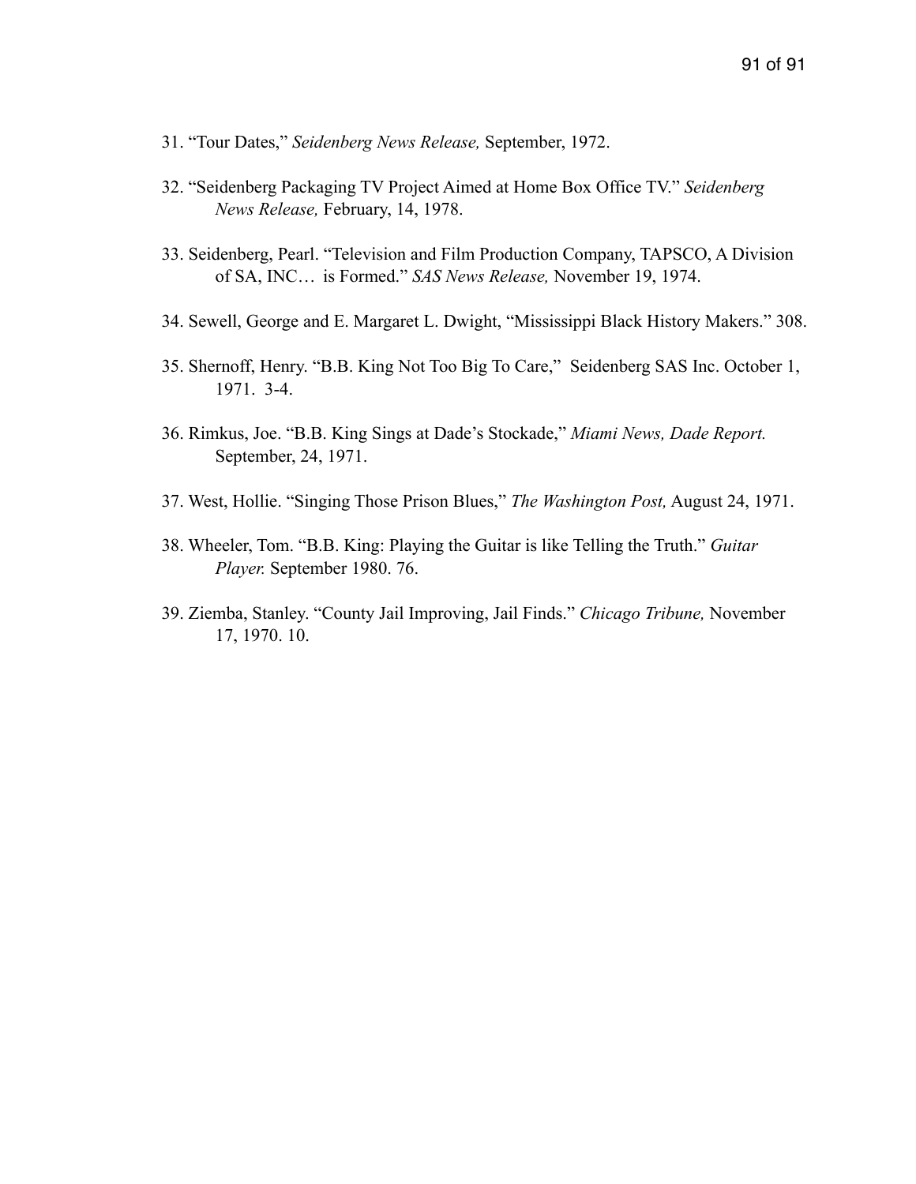31. "Tour Dates," *Seidenberg News Release,* September, 1972.

32. "Seidenberg Packaging TV Project Aimed at Home Box Office TV." *Seidenberg News Release,* February, 14, 1978.

33. Seidenberg, Pearl. "Television and Film Production Company, TAPSCO, A Division of SA, INC… is Formed." *SAS News Release,* November 19, 1974.

34. Sewell, George and E. Margaret L. Dwight, "Mississippi Black History Makers." 308.

35. Shernoff, Henry. "B.B. King Not Too Big To Care," Seidenberg SAS Inc. October 1, 1971. 3-4.

36. Rimkus, Joe. "B.B. King Sings at Dade's Stockade," *Miami News, Dade Report.* September, 24, 1971.

37. West, Hollie. "Singing Those Prison Blues," *The Washington Post,* August 24, 1971.

38. Wheeler, Tom. "B.B. King: Playing the Guitar is like Telling the Truth." *Guitar Player.* September 1980. 76.

39. Ziemba, Stanley. "County Jail Improving, Jail Finds." *Chicago Tribune,* November 17, 1970. 10.